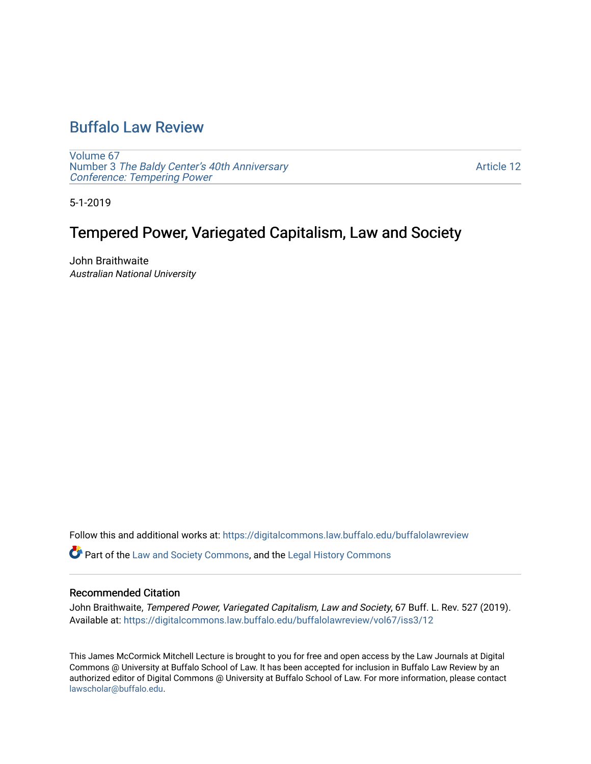# Buffalo Law Review

Volume 67
Number 3 *The Baldy Center's 40th Anniversary Conference: Tempering Power*

Article 12

5-1-2019

## Tempered Power, Variegated Capitalism, Law and Society

John Braithwaite
*Australian National University*

Follow this and additional works at: https://digitalcommons.law.buffalo.edu/buffalolawreview

Part of the Law and Society Commons, and the Legal History Commons

### Recommended Citation

John Braithwaite, *Tempered Power, Variegated Capitalism, Law and Society*, 67 Buff. L. Rev. 527 (2019).
Available at: https://digitalcommons.law.buffalo.edu/buffalolawreview/vol67/iss3/12

This James McCormick Mitchell Lecture is brought to you for free and open access by the Law Journals at Digital Commons @ University at Buffalo School of Law. It has been accepted for inclusion in Buffalo Law Review by an authorized editor of Digital Commons @ University at Buffalo School of Law. For more information, please contact lawscholar@buffalo.edu.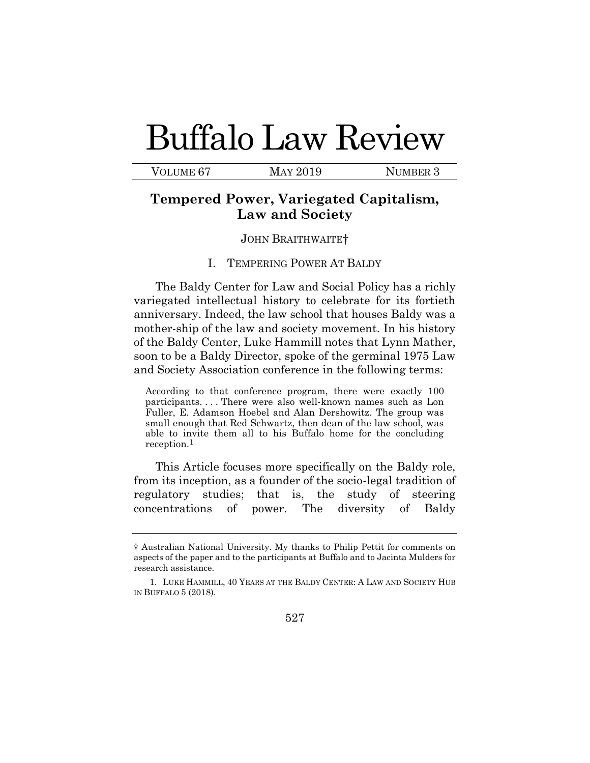# Buffalo Law Review

VOLUME 67 MAY 2019 NUMBER 3

## Tempered Power, Variegated Capitalism, Law and Society

JOHN BRAITHWAITE†

### I. TEMPERING POWER AT BALDY

The Baldy Center for Law and Social Policy has a richly variegated intellectual history to celebrate for its fortieth anniversary. Indeed, the law school that houses Baldy was a mother-ship of the law and society movement. In his history of the Baldy Center, Luke Hammill notes that Lynn Mather, soon to be a Baldy Director, spoke of the germinal 1975 Law and Society Association conference in the following terms:

> According to that conference program, there were exactly 100 participants. . . . There were also well-known names such as Lon Fuller, E. Adamson Hoebel and Alan Dershowitz. The group was small enough that Red Schwartz, then dean of the law school, was able to invite them all to his Buffalo home for the concluding reception.[1]

This Article focuses more specifically on the Baldy role, from its inception, as a founder of the socio-legal tradition of regulatory studies; that is, the study of steering concentrations of power. The diversity of Baldy

---

† Australian National University. My thanks to Philip Pettit for comments on aspects of the paper and to the participants at Buffalo and to Jacinta Mulders for research assistance.

1. LUKE HAMMILL, 40 YEARS AT THE BALDY CENTER: A LAW AND SOCIETY HUB IN BUFFALO 5 (2018).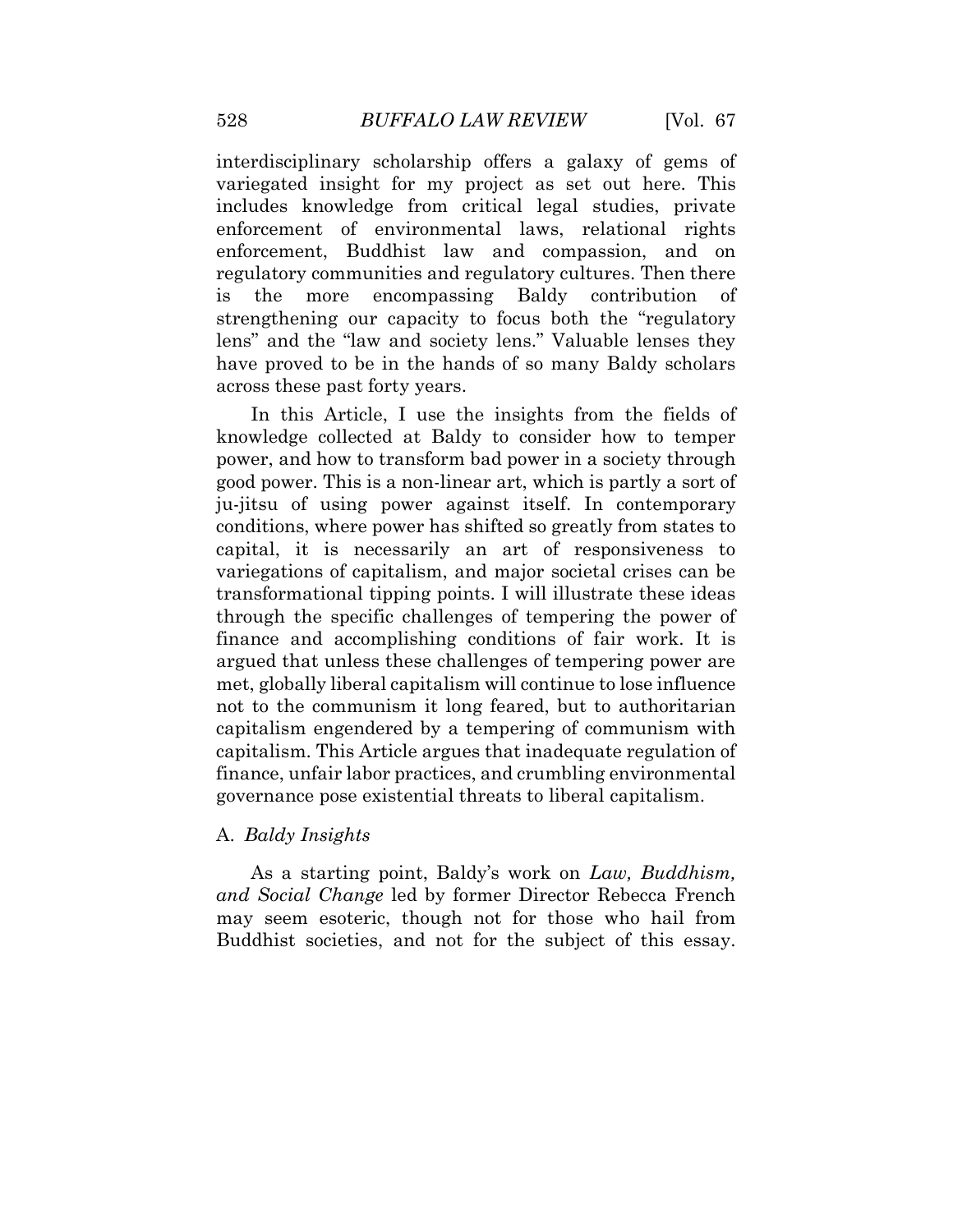interdisciplinary scholarship offers a galaxy of gems of variegated insight for my project as set out here. This includes knowledge from critical legal studies, private enforcement of environmental laws, relational rights enforcement, Buddhist law and compassion, and on regulatory communities and regulatory cultures. Then there is the more encompassing Baldy contribution of strengthening our capacity to focus both the "regulatory lens" and the "law and society lens." Valuable lenses they have proved to be in the hands of so many Baldy scholars across these past forty years.

In this Article, I use the insights from the fields of knowledge collected at Baldy to consider how to temper power, and how to transform bad power in a society through good power. This is a non-linear art, which is partly a sort of ju-jitsu of using power against itself. In contemporary conditions, where power has shifted so greatly from states to capital, it is necessarily an art of responsiveness to variegations of capitalism, and major societal crises can be transformational tipping points. I will illustrate these ideas through the specific challenges of tempering the power of finance and accomplishing conditions of fair work. It is argued that unless these challenges of tempering power are met, globally liberal capitalism will continue to lose influence not to the communism it long feared, but to authoritarian capitalism engendered by a tempering of communism with capitalism. This Article argues that inadequate regulation of finance, unfair labor practices, and crumbling environmental governance pose existential threats to liberal capitalism.

### A. *Baldy Insights*

As a starting point, Baldy's work on *Law, Buddhism, and Social Change* led by former Director Rebecca French may seem esoteric, though not for those who hail from Buddhist societies, and not for the subject of this essay.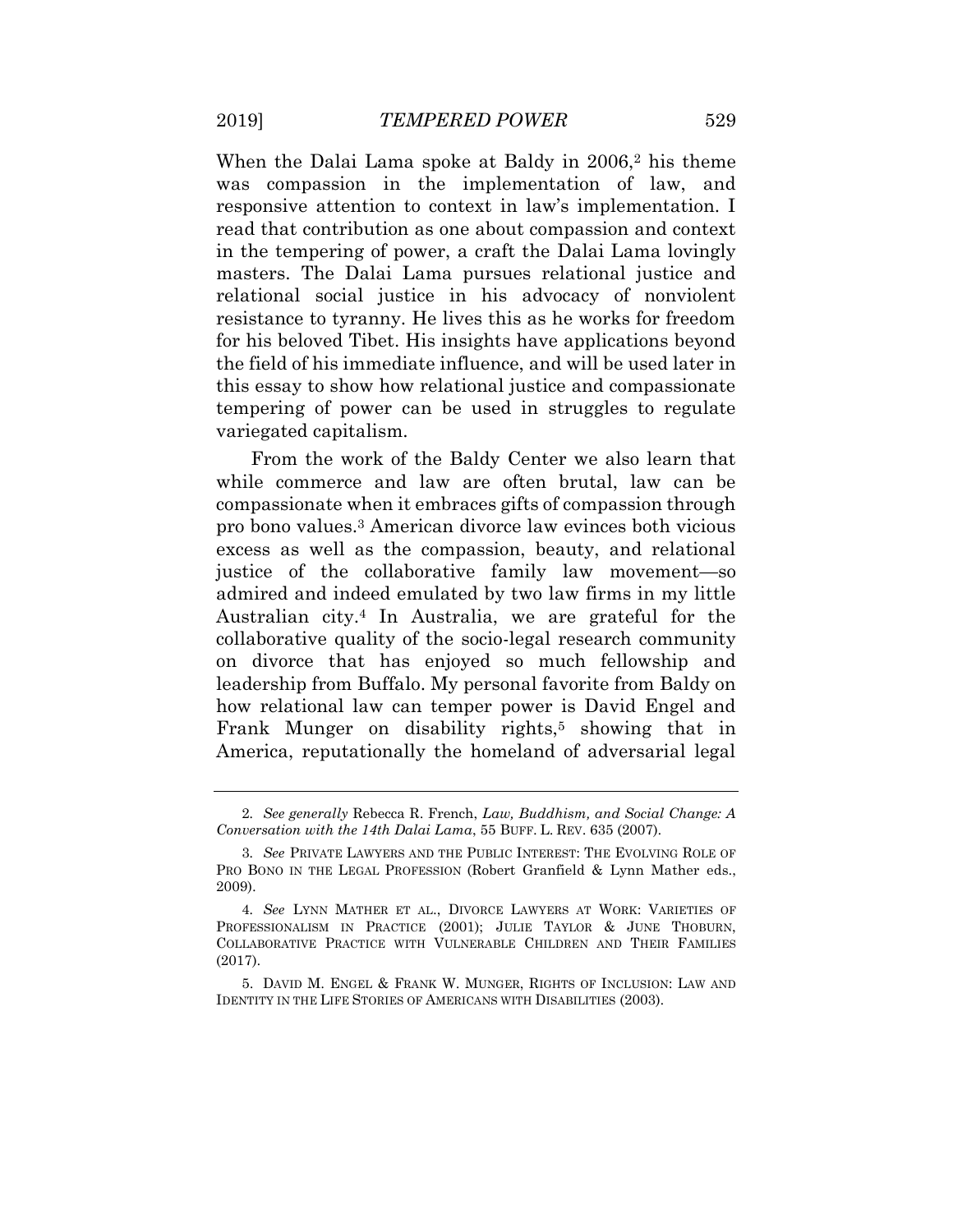When the Dalai Lama spoke at Baldy in 2006,[2] his theme was compassion in the implementation of law, and responsive attention to context in law's implementation. I read that contribution as one about compassion and context in the tempering of power, a craft the Dalai Lama lovingly masters. The Dalai Lama pursues relational justice and relational social justice in his advocacy of nonviolent resistance to tyranny. He lives this as he works for freedom for his beloved Tibet. His insights have applications beyond the field of his immediate influence, and will be used later in this essay to show how relational justice and compassionate tempering of power can be used in struggles to regulate variegated capitalism.

From the work of the Baldy Center we also learn that while commerce and law are often brutal, law can be compassionate when it embraces gifts of compassion through pro bono values.[3] American divorce law evinces both vicious excess as well as the compassion, beauty, and relational justice of the collaborative family law movement—so admired and indeed emulated by two law firms in my little Australian city.[4] In Australia, we are grateful for the collaborative quality of the socio-legal research community on divorce that has enjoyed so much fellowship and leadership from Buffalo. My personal favorite from Baldy on how relational law can temper power is David Engel and Frank Munger on disability rights,[5] showing that in America, reputationally the homeland of adversarial legal

---

2. *See generally* Rebecca R. French, *Law, Buddhism, and Social Change: A Conversation with the 14th Dalai Lama*, 55 BUFF. L. REV. 635 (2007).

3. *See* PRIVATE LAWYERS AND THE PUBLIC INTEREST: THE EVOLVING ROLE OF PRO BONO IN THE LEGAL PROFESSION (Robert Granfield & Lynn Mather eds., 2009).

4. *See* LYNN MATHER ET AL., DIVORCE LAWYERS AT WORK: VARIETIES OF PROFESSIONALISM IN PRACTICE (2001); JULIE TAYLOR & JUNE THOBURN, COLLABORATIVE PRACTICE WITH VULNERABLE CHILDREN AND THEIR FAMILIES (2017).

5. DAVID M. ENGEL & FRANK W. MUNGER, RIGHTS OF INCLUSION: LAW AND IDENTITY IN THE LIFE STORIES OF AMERICANS WITH DISABILITIES (2003).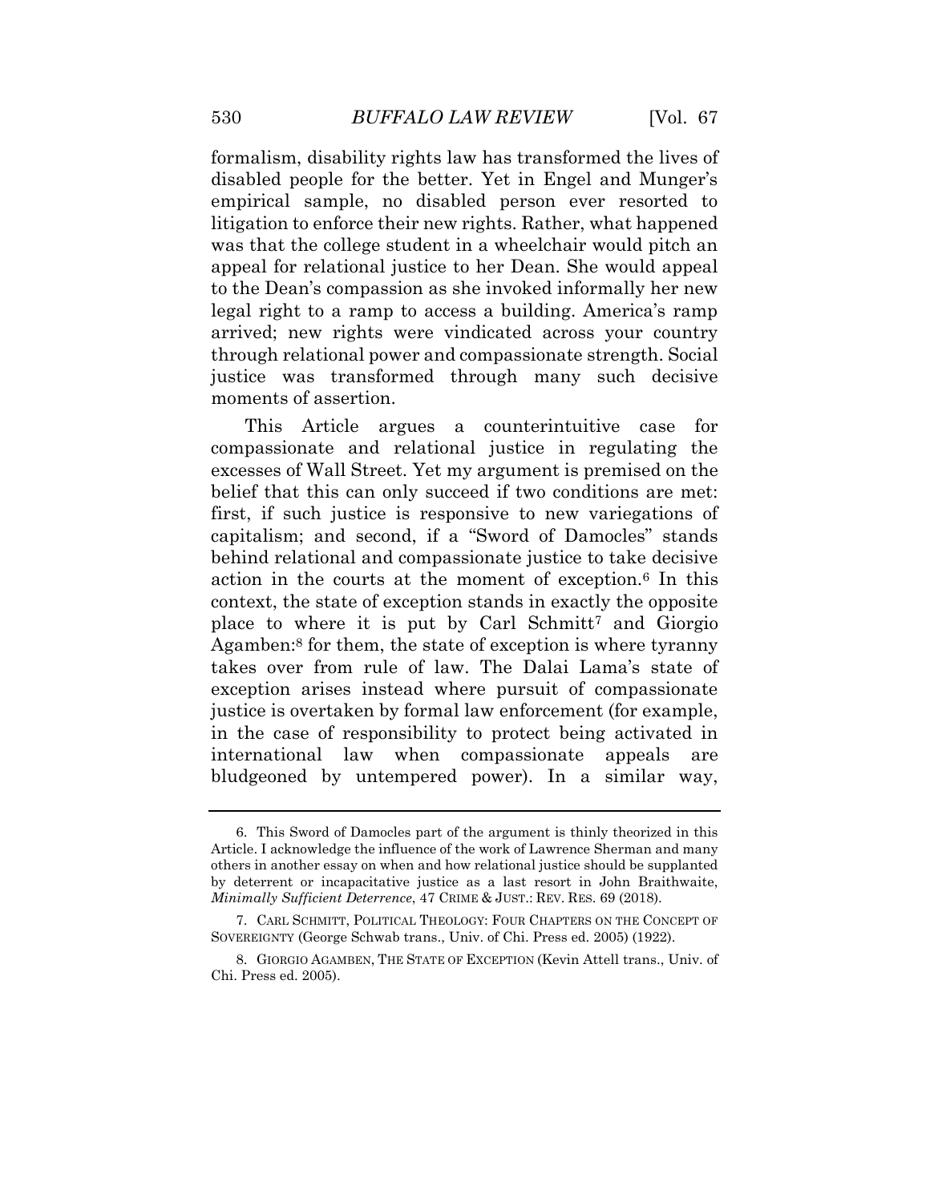formalism, disability rights law has transformed the lives of disabled people for the better. Yet in Engel and Munger's empirical sample, no disabled person ever resorted to litigation to enforce their new rights. Rather, what happened was that the college student in a wheelchair would pitch an appeal for relational justice to her Dean. She would appeal to the Dean's compassion as she invoked informally her new legal right to a ramp to access a building. America's ramp arrived; new rights were vindicated across your country through relational power and compassionate strength. Social justice was transformed through many such decisive moments of assertion.

This Article argues a counterintuitive case for compassionate and relational justice in regulating the excesses of Wall Street. Yet my argument is premised on the belief that this can only succeed if two conditions are met: first, if such justice is responsive to new variegations of capitalism; and second, if a "Sword of Damocles" stands behind relational and compassionate justice to take decisive action in the courts at the moment of exception.[6] In this context, the state of exception stands in exactly the opposite place to where it is put by Carl Schmitt[7] and Giorgio Agamben:[8] for them, the state of exception is where tyranny takes over from rule of law. The Dalai Lama's state of exception arises instead where pursuit of compassionate justice is overtaken by formal law enforcement (for example, in the case of responsibility to protect being activated in international law when compassionate appeals are bludgeoned by untempered power). In a similar way,

---

6. This Sword of Damocles part of the argument is thinly theorized in this Article. I acknowledge the influence of the work of Lawrence Sherman and many others in another essay on when and how relational justice should be supplanted by deterrent or incapacitative justice as a last resort in John Braithwaite, *Minimally Sufficient Deterrence*, 47 CRIME & JUST.: REV. RES. 69 (2018).

7. CARL SCHMITT, POLITICAL THEOLOGY: FOUR CHAPTERS ON THE CONCEPT OF SOVEREIGNTY (George Schwab trans., Univ. of Chi. Press ed. 2005) (1922).

8. GIORGIO AGAMBEN, THE STATE OF EXCEPTION (Kevin Attell trans., Univ. of Chi. Press ed. 2005).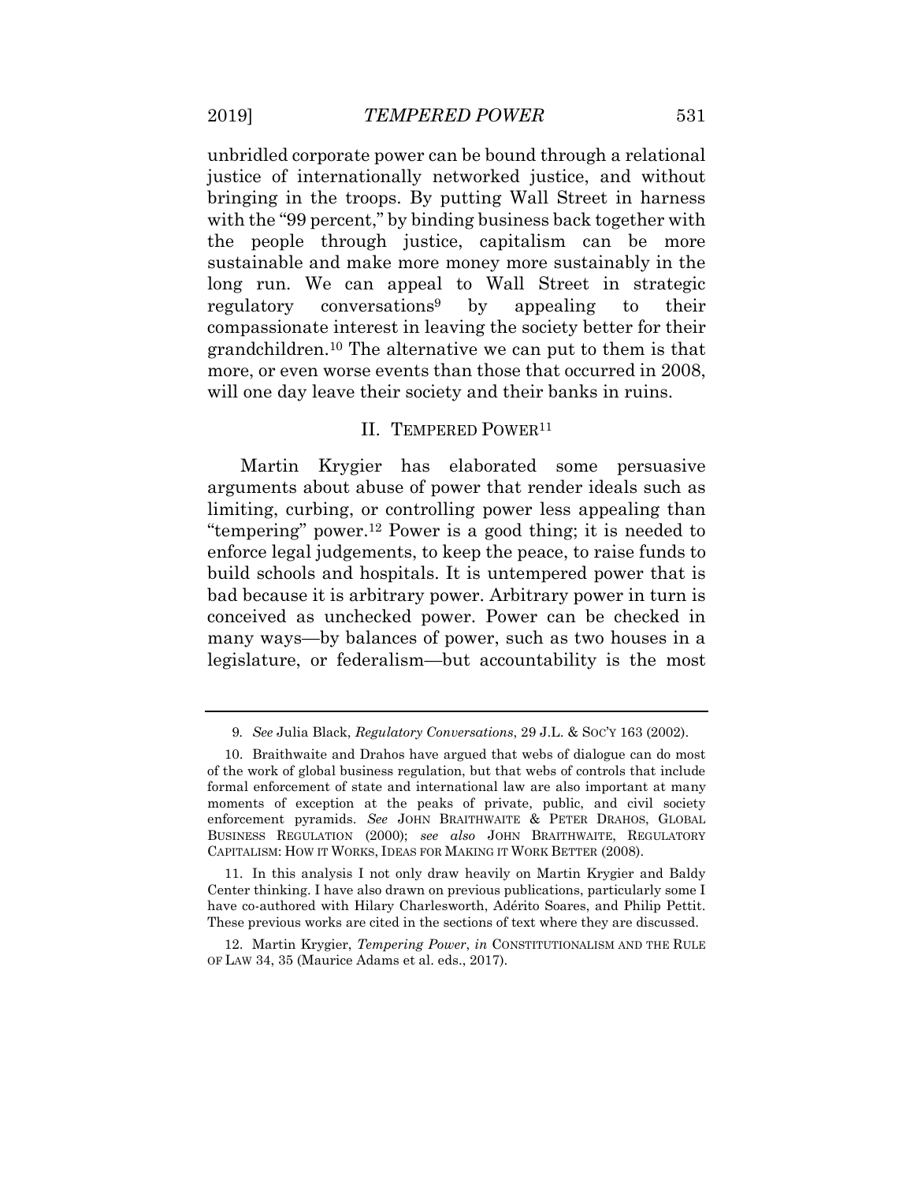unbridled corporate power can be bound through a relational justice of internationally networked justice, and without bringing in the troops. By putting Wall Street in harness with the "99 percent," by binding business back together with the people through justice, capitalism can be more sustainable and make more money more sustainably in the long run. We can appeal to Wall Street in strategic regulatory conversations[9] by appealing to their compassionate interest in leaving the society better for their grandchildren.[10] The alternative we can put to them is that more, or even worse events than those that occurred in 2008, will one day leave their society and their banks in ruins.

## II. TEMPERED POWER[11]

Martin Krygier has elaborated some persuasive arguments about abuse of power that render ideals such as limiting, curbing, or controlling power less appealing than "tempering" power.[12] Power is a good thing; it is needed to enforce legal judgements, to keep the peace, to raise funds to build schools and hospitals. It is untempered power that is bad because it is arbitrary power. Arbitrary power in turn is conceived as unchecked power. Power can be checked in many ways—by balances of power, such as two houses in a legislature, or federalism—but accountability is the most

---

9. *See* Julia Black, *Regulatory Conversations*, 29 J.L. & SOC'Y 163 (2002).

10. Braithwaite and Drahos have argued that webs of dialogue can do most of the work of global business regulation, but that webs of controls that include formal enforcement of state and international law are also important at many moments of exception at the peaks of private, public, and civil society enforcement pyramids. *See* JOHN BRAITHWAITE & PETER DRAHOS, GLOBAL BUSINESS REGULATION (2000); *see also* JOHN BRAITHWAITE, REGULATORY CAPITALISM: HOW IT WORKS, IDEAS FOR MAKING IT WORK BETTER (2008).

11. In this analysis I not only draw heavily on Martin Krygier and Baldy Center thinking. I have also drawn on previous publications, particularly some I have co-authored with Hilary Charlesworth, Adérito Soares, and Philip Pettit. These previous works are cited in the sections of text where they are discussed.

12. Martin Krygier, *Tempering Power*, *in* CONSTITUTIONALISM AND THE RULE OF LAW 34, 35 (Maurice Adams et al. eds., 2017).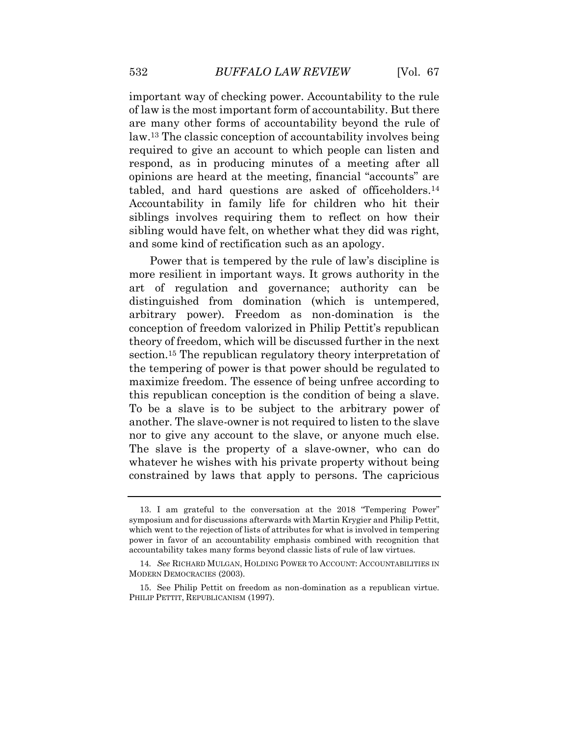important way of checking power. Accountability to the rule of law is the most important form of accountability. But there are many other forms of accountability beyond the rule of law.[13] The classic conception of accountability involves being required to give an account to which people can listen and respond, as in producing minutes of a meeting after all opinions are heard at the meeting, financial "accounts" are tabled, and hard questions are asked of officeholders.[14] Accountability in family life for children who hit their siblings involves requiring them to reflect on how their sibling would have felt, on whether what they did was right, and some kind of rectification such as an apology.

Power that is tempered by the rule of law's discipline is more resilient in important ways. It grows authority in the art of regulation and governance; authority can be distinguished from domination (which is untempered, arbitrary power). Freedom as non-domination is the conception of freedom valorized in Philip Pettit's republican theory of freedom, which will be discussed further in the next section.[15] The republican regulatory theory interpretation of the tempering of power is that power should be regulated to maximize freedom. The essence of being unfree according to this republican conception is the condition of being a slave. To be a slave is to be subject to the arbitrary power of another. The slave-owner is not required to listen to the slave nor to give any account to the slave, or anyone much else. The slave is the property of a slave-owner, who can do whatever he wishes with his private property without being constrained by laws that apply to persons. The capricious

---

13. I am grateful to the conversation at the 2018 "Tempering Power" symposium and for discussions afterwards with Martin Krygier and Philip Pettit, which went to the rejection of lists of attributes for what is involved in tempering power in favor of an accountability emphasis combined with recognition that accountability takes many forms beyond classic lists of rule of law virtues.

14. *See* RICHARD MULGAN, HOLDING POWER TO ACCOUNT: ACCOUNTABILITIES IN MODERN DEMOCRACIES (2003).

15. See Philip Pettit on freedom as non-domination as a republican virtue. PHILIP PETTIT, REPUBLICANISM (1997).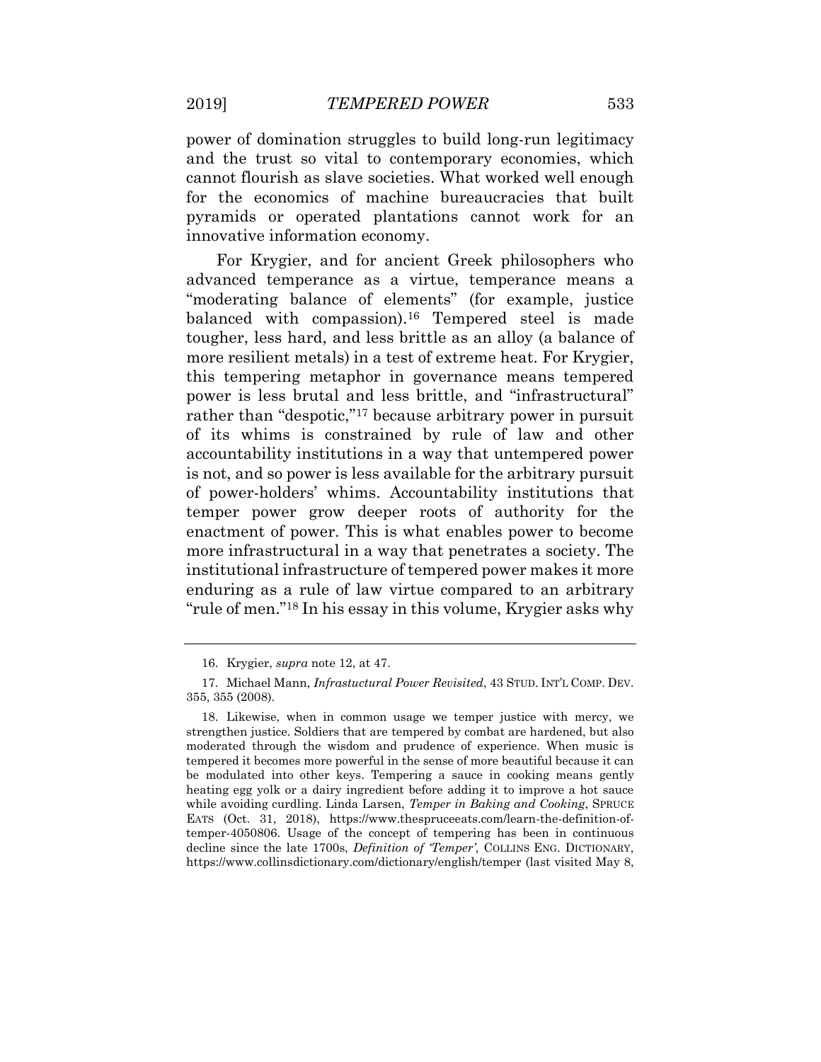power of domination struggles to build long-run legitimacy and the trust so vital to contemporary economies, which cannot flourish as slave societies. What worked well enough for the economics of machine bureaucracies that built pyramids or operated plantations cannot work for an innovative information economy.

For Krygier, and for ancient Greek philosophers who advanced temperance as a virtue, temperance means a "moderating balance of elements" (for example, justice balanced with compassion).[16] Tempered steel is made tougher, less hard, and less brittle as an alloy (a balance of more resilient metals) in a test of extreme heat. For Krygier, this tempering metaphor in governance means tempered power is less brutal and less brittle, and "infrastructural" rather than "despotic,"[17] because arbitrary power in pursuit of its whims is constrained by rule of law and other accountability institutions in a way that untempered power is not, and so power is less available for the arbitrary pursuit of power-holders' whims. Accountability institutions that temper power grow deeper roots of authority for the enactment of power. This is what enables power to become more infrastructural in a way that penetrates a society. The institutional infrastructure of tempered power makes it more enduring as a rule of law virtue compared to an arbitrary "rule of men."[18] In his essay in this volume, Krygier asks why

---

16. Krygier, *supra* note 12, at 47.

17. Michael Mann, *Infrastuctural Power Revisited*, 43 STUD. INT'L COMP. DEV. 355, 355 (2008).

18. Likewise, when in common usage we temper justice with mercy, we strengthen justice. Soldiers that are tempered by combat are hardened, but also moderated through the wisdom and prudence of experience. When music is tempered it becomes more powerful in the sense of more beautiful because it can be modulated into other keys. Tempering a sauce in cooking means gently heating egg yolk or a dairy ingredient before adding it to improve a hot sauce while avoiding curdling. Linda Larsen, *Temper in Baking and Cooking*, SPRUCE EATS (Oct. 31, 2018), https://www.thespruceeats.com/learn-the-definition-of-temper-4050806. Usage of the concept of tempering has been in continuous decline since the late 1700s, *Definition of 'Temper'*, COLLINS ENG. DICTIONARY, https://www.collinsdictionary.com/dictionary/english/temper (last visited May 8,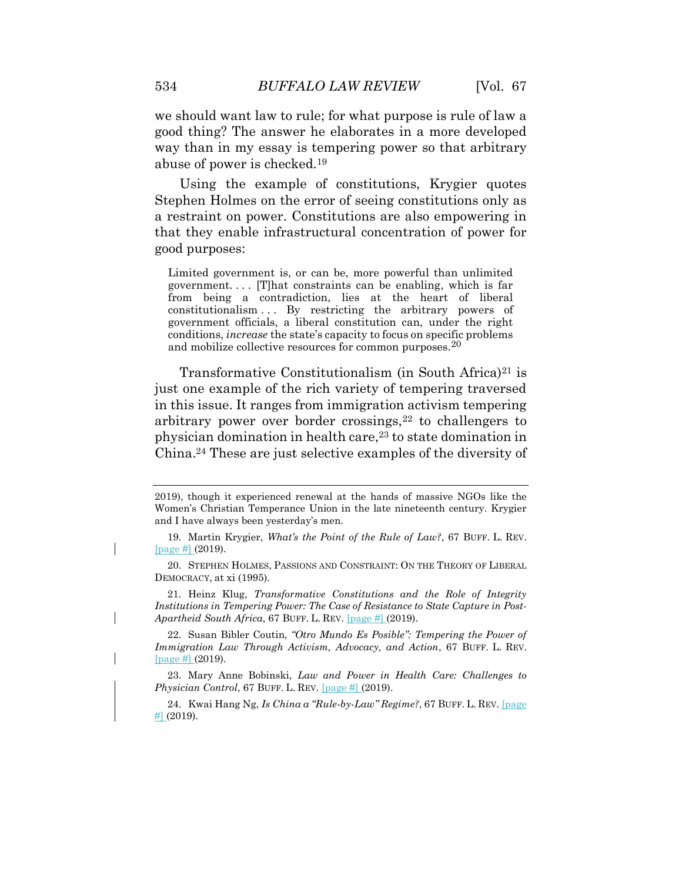we should want law to rule; for what purpose is rule of law a good thing? The answer he elaborates in a more developed way than in my essay is tempering power so that arbitrary abuse of power is checked.[19]

Using the example of constitutions, Krygier quotes Stephen Holmes on the error of seeing constitutions only as a restraint on power. Constitutions are also empowering in that they enable infrastructural concentration of power for good purposes:

> Limited government is, or can be, more powerful than unlimited government. . . . [T]hat constraints can be enabling, which is far from being a contradiction, lies at the heart of liberal constitutionalism . . . By restricting the arbitrary powers of government officials, a liberal constitution can, under the right conditions, *increase* the state's capacity to focus on specific problems and mobilize collective resources for common purposes.[20]

Transformative Constitutionalism (in South Africa)[21] is just one example of the rich variety of tempering traversed in this issue. It ranges from immigration activism tempering arbitrary power over border crossings,[22] to challengers to physician domination in health care,[23] to state domination in China.[24] These are just selective examples of the diversity of

---

2019), though it experienced renewal at the hands of massive NGOs like the Women's Christian Temperance Union in the late nineteenth century. Krygier and I have always been yesterday's men.

19. Martin Krygier, *What's the Point of the Rule of Law?*, 67 BUFF. L. REV. [page #] (2019).

20. STEPHEN HOLMES, PASSIONS AND CONSTRAINT: ON THE THEORY OF LIBERAL DEMOCRACY, at xi (1995).

21. Heinz Klug, *Transformative Constitutions and the Role of Integrity Institutions in Tempering Power: The Case of Resistance to State Capture in Post-Apartheid South Africa*, 67 BUFF. L. REV. [page #] (2019).

22. Susan Bibler Coutin, *"Otro Mundo Es Posible": Tempering the Power of Immigration Law Through Activism, Advocacy, and Action*, 67 BUFF. L. REV. [page #] (2019).

23. Mary Anne Bobinski, *Law and Power in Health Care: Challenges to Physician Control*, 67 BUFF. L. REV. [page #] (2019).

24. Kwai Hang Ng, *Is China a "Rule-by-Law" Regime?*, 67 BUFF. L. REV. [page #] (2019).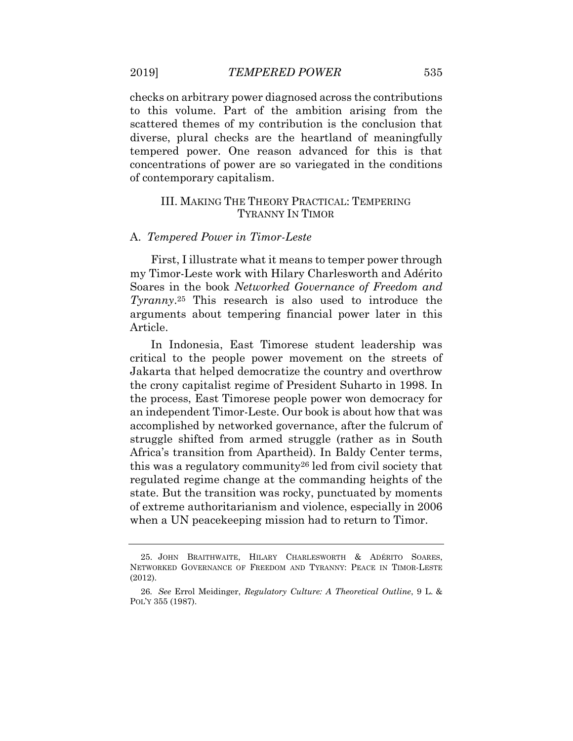checks on arbitrary power diagnosed across the contributions to this volume. Part of the ambition arising from the scattered themes of my contribution is the conclusion that diverse, plural checks are the heartland of meaningfully tempered power. One reason advanced for this is that concentrations of power are so variegated in the conditions of contemporary capitalism.

## III. MAKING THE THEORY PRACTICAL: TEMPERING TYRANNY IN TIMOR

### A. *Tempered Power in Timor-Leste*

First, I illustrate what it means to temper power through my Timor-Leste work with Hilary Charlesworth and Adérito Soares in the book *Networked Governance of Freedom and Tyranny*.[25] This research is also used to introduce the arguments about tempering financial power later in this Article.

In Indonesia, East Timorese student leadership was critical to the people power movement on the streets of Jakarta that helped democratize the country and overthrow the crony capitalist regime of President Suharto in 1998. In the process, East Timorese people power won democracy for an independent Timor-Leste. Our book is about how that was accomplished by networked governance, after the fulcrum of struggle shifted from armed struggle (rather as in South Africa's transition from Apartheid). In Baldy Center terms, this was a regulatory community[26] led from civil society that regulated regime change at the commanding heights of the state. But the transition was rocky, punctuated by moments of extreme authoritarianism and violence, especially in 2006 when a UN peacekeeping mission had to return to Timor.

---

25. JOHN BRAITHWAITE, HILARY CHARLESWORTH & ADÉRITO SOARES, NETWORKED GOVERNANCE OF FREEDOM AND TYRANNY: PEACE IN TIMOR-LESTE (2012).

26. *See* Errol Meidinger, *Regulatory Culture: A Theoretical Outline*, 9 L. & POL'Y 355 (1987).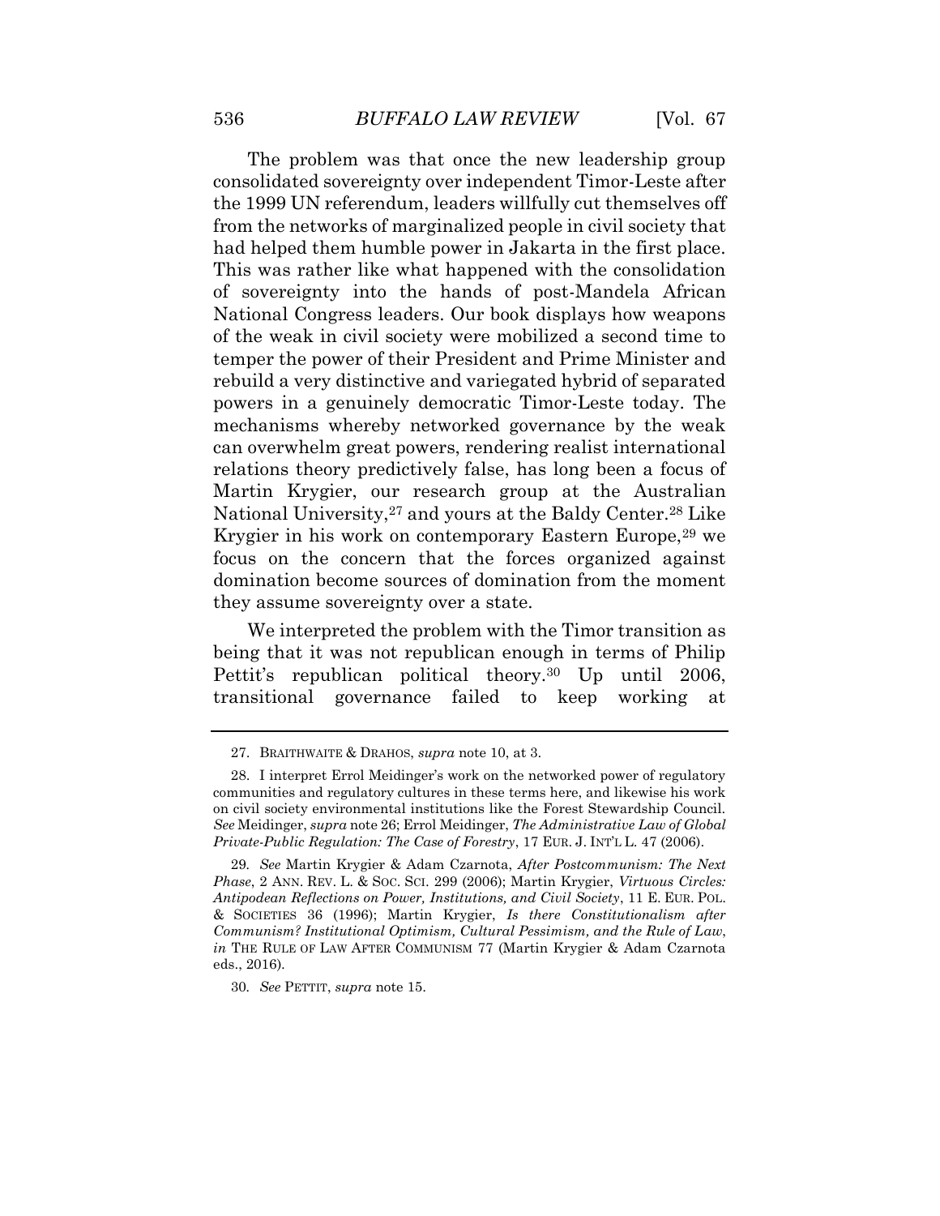The problem was that once the new leadership group consolidated sovereignty over independent Timor-Leste after the 1999 UN referendum, leaders willfully cut themselves off from the networks of marginalized people in civil society that had helped them humble power in Jakarta in the first place. This was rather like what happened with the consolidation of sovereignty into the hands of post-Mandela African National Congress leaders. Our book displays how weapons of the weak in civil society were mobilized a second time to temper the power of their President and Prime Minister and rebuild a very distinctive and variegated hybrid of separated powers in a genuinely democratic Timor-Leste today. The mechanisms whereby networked governance by the weak can overwhelm great powers, rendering realist international relations theory predictively false, has long been a focus of Martin Krygier, our research group at the Australian National University,[27] and yours at the Baldy Center.[28] Like Krygier in his work on contemporary Eastern Europe,[29] we focus on the concern that the forces organized against domination become sources of domination from the moment they assume sovereignty over a state.

We interpreted the problem with the Timor transition as being that it was not republican enough in terms of Philip Pettit's republican political theory.[30] Up until 2006, transitional governance failed to keep working at

---

27. BRAITHWAITE & DRAHOS, *supra* note 10, at 3.

28. I interpret Errol Meidinger's work on the networked power of regulatory communities and regulatory cultures in these terms here, and likewise his work on civil society environmental institutions like the Forest Stewardship Council. *See* Meidinger, *supra* note 26; Errol Meidinger, *The Administrative Law of Global Private-Public Regulation: The Case of Forestry*, 17 EUR. J. INT'L L. 47 (2006).

29. *See* Martin Krygier & Adam Czarnota, *After Postcommunism: The Next Phase*, 2 ANN. REV. L. & SOC. SCI. 299 (2006); Martin Krygier, *Virtuous Circles: Antipodean Reflections on Power, Institutions, and Civil Society*, 11 E. EUR. POL. & SOCIETIES 36 (1996); Martin Krygier, *Is there Constitutionalism after Communism? Institutional Optimism, Cultural Pessimism, and the Rule of Law*, *in* THE RULE OF LAW AFTER COMMUNISM 77 (Martin Krygier & Adam Czarnota eds., 2016).

30. *See* PETTIT, *supra* note 15.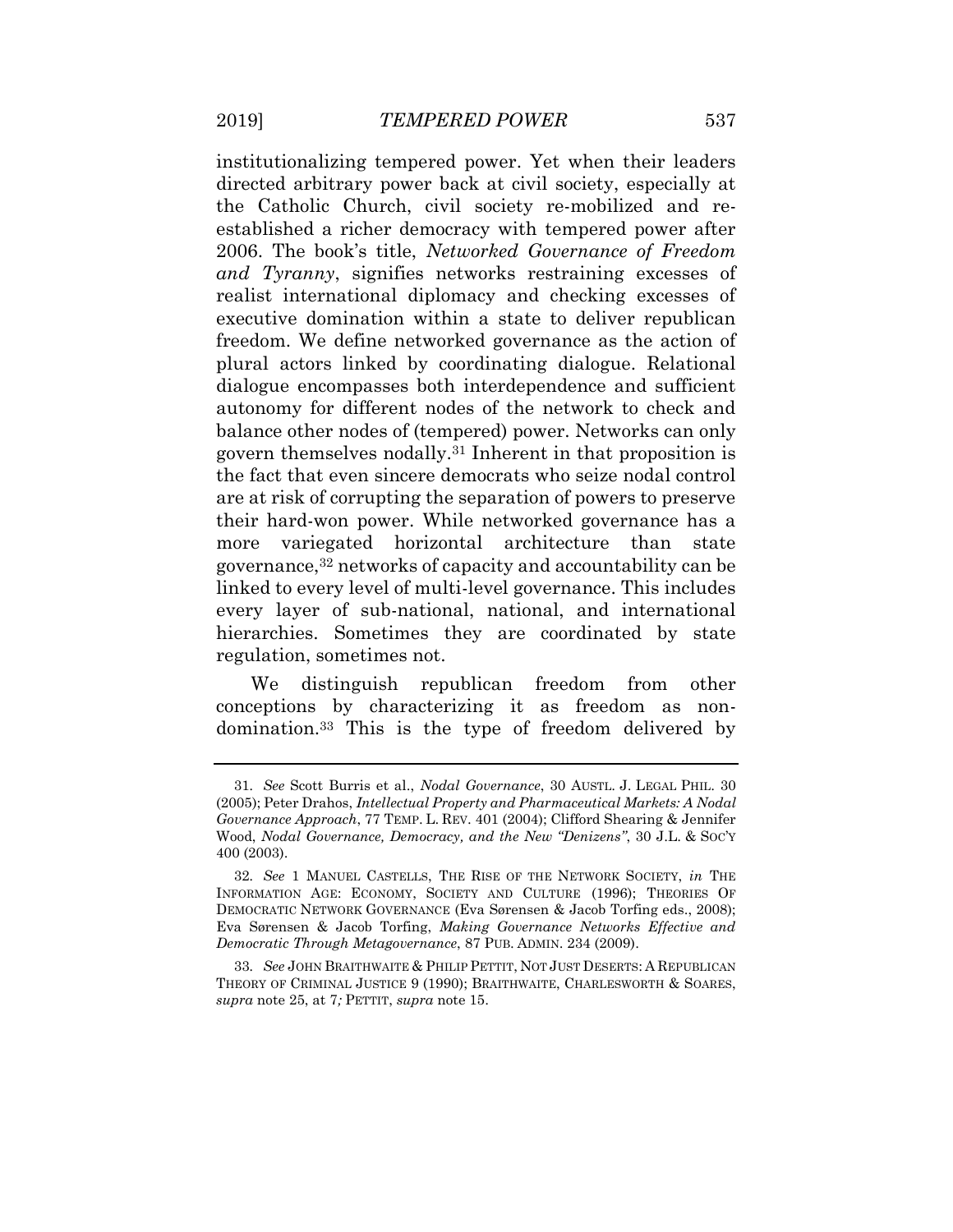institutionalizing tempered power. Yet when their leaders directed arbitrary power back at civil society, especially at the Catholic Church, civil society re-mobilized and re-established a richer democracy with tempered power after 2006. The book's title, *Networked Governance of Freedom and Tyranny*, signifies networks restraining excesses of realist international diplomacy and checking excesses of executive domination within a state to deliver republican freedom. We define networked governance as the action of plural actors linked by coordinating dialogue. Relational dialogue encompasses both interdependence and sufficient autonomy for different nodes of the network to check and balance other nodes of (tempered) power. Networks can only govern themselves nodally.[31] Inherent in that proposition is the fact that even sincere democrats who seize nodal control are at risk of corrupting the separation of powers to preserve their hard-won power. While networked governance has a more variegated horizontal architecture than state governance,[32] networks of capacity and accountability can be linked to every level of multi-level governance. This includes every layer of sub-national, national, and international hierarchies. Sometimes they are coordinated by state regulation, sometimes not.

We distinguish republican freedom from other conceptions by characterizing it as freedom as non-domination.[33] This is the type of freedom delivered by

---

31. *See* Scott Burris et al., *Nodal Governance*, 30 AUSTL. J. LEGAL PHIL. 30 (2005); Peter Drahos, *Intellectual Property and Pharmaceutical Markets: A Nodal Governance Approach*, 77 TEMP. L. REV. 401 (2004); Clifford Shearing & Jennifer Wood, *Nodal Governance, Democracy, and the New "Denizens"*, 30 J.L. & SOC'Y 400 (2003).

32. *See* 1 MANUEL CASTELLS, THE RISE OF THE NETWORK SOCIETY, *in* THE INFORMATION AGE: ECONOMY, SOCIETY AND CULTURE (1996); THEORIES OF DEMOCRATIC NETWORK GOVERNANCE (Eva Sørensen & Jacob Torfing eds., 2008); Eva Sørensen & Jacob Torfing, *Making Governance Networks Effective and Democratic Through Metagovernance*, 87 PUB. ADMIN. 234 (2009).

33. *See* JOHN BRAITHWAITE & PHILIP PETTIT, NOT JUST DESERTS: A REPUBLICAN THEORY OF CRIMINAL JUSTICE 9 (1990); BRAITHWAITE, CHARLESWORTH & SOARES, *supra* note 25, at 7*;* PETTIT, *supra* note 15.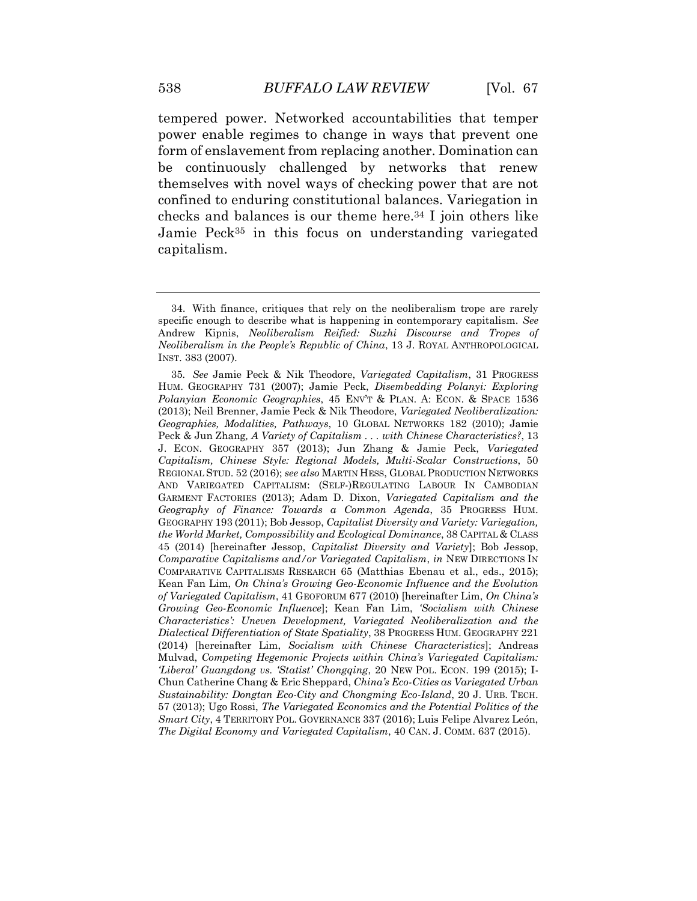tempered power. Networked accountabilities that temper power enable regimes to change in ways that prevent one form of enslavement from replacing another. Domination can be continuously challenged by networks that renew themselves with novel ways of checking power that are not confined to enduring constitutional balances. Variegation in checks and balances is our theme here.[34] I join others like Jamie Peck[35] in this focus on understanding variegated capitalism.

---

34. With finance, critiques that rely on the neoliberalism trope are rarely specific enough to describe what is happening in contemporary capitalism. *See* Andrew Kipnis, *Neoliberalism Reified: Suzhi Discourse and Tropes of Neoliberalism in the People's Republic of China*, 13 J. ROYAL ANTHROPOLOGICAL INST. 383 (2007).

35. *See* Jamie Peck & Nik Theodore, *Variegated Capitalism*, 31 PROGRESS HUM. GEOGRAPHY 731 (2007); Jamie Peck, *Disembedding Polanyi: Exploring Polanyian Economic Geographies*, 45 ENV'T & PLAN. A: ECON. & SPACE 1536 (2013); Neil Brenner, Jamie Peck & Nik Theodore, *Variegated Neoliberalization: Geographies, Modalities, Pathways*, 10 GLOBAL NETWORKS 182 (2010); Jamie Peck & Jun Zhang, *A Variety of Capitalism . . . with Chinese Characteristics?*, 13 J. ECON. GEOGRAPHY 357 (2013); Jun Zhang & Jamie Peck, *Variegated Capitalism, Chinese Style: Regional Models, Multi-Scalar Constructions*, 50 REGIONAL STUD. 52 (2016); *see also* MARTIN HESS, GLOBAL PRODUCTION NETWORKS AND VARIEGATED CAPITALISM: (SELF-)REGULATING LABOUR IN CAMBODIAN GARMENT FACTORIES (2013); Adam D. Dixon, *Variegated Capitalism and the Geography of Finance: Towards a Common Agenda*, 35 PROGRESS HUM. GEOGRAPHY 193 (2011); Bob Jessop, *Capitalist Diversity and Variety: Variegation, the World Market, Compossibility and Ecological Dominance*, 38 CAPITAL & CLASS 45 (2014) [hereinafter Jessop, *Capitalist Diversity and Variety*]; Bob Jessop, *Comparative Capitalisms and/or Variegated Capitalism*, *in* NEW DIRECTIONS IN COMPARATIVE CAPITALISMS RESEARCH 65 (Matthias Ebenau et al., eds., 2015); Kean Fan Lim, *On China's Growing Geo-Economic Influence and the Evolution of Variegated Capitalism*, 41 GEOFORUM 677 (2010) [hereinafter Lim, *On China's Growing Geo-Economic Influence*]; Kean Fan Lim, *'Socialism with Chinese Characteristics': Uneven Development, Variegated Neoliberalization and the Dialectical Differentiation of State Spatiality*, 38 PROGRESS HUM. GEOGRAPHY 221 (2014) [hereinafter Lim, *Socialism with Chinese Characteristics*]; Andreas Mulvad, *Competing Hegemonic Projects within China's Variegated Capitalism: 'Liberal' Guangdong vs. 'Statist' Chongqing*, 20 NEW POL. ECON. 199 (2015); I-Chun Catherine Chang & Eric Sheppard, *China's Eco-Cities as Variegated Urban Sustainability: Dongtan Eco-City and Chongming Eco-Island*, 20 J. URB. TECH. 57 (2013); Ugo Rossi, *The Variegated Economics and the Potential Politics of the Smart City*, 4 TERRITORY POL. GOVERNANCE 337 (2016); Luis Felipe Alvarez León, *The Digital Economy and Variegated Capitalism*, 40 CAN. J. COMM. 637 (2015).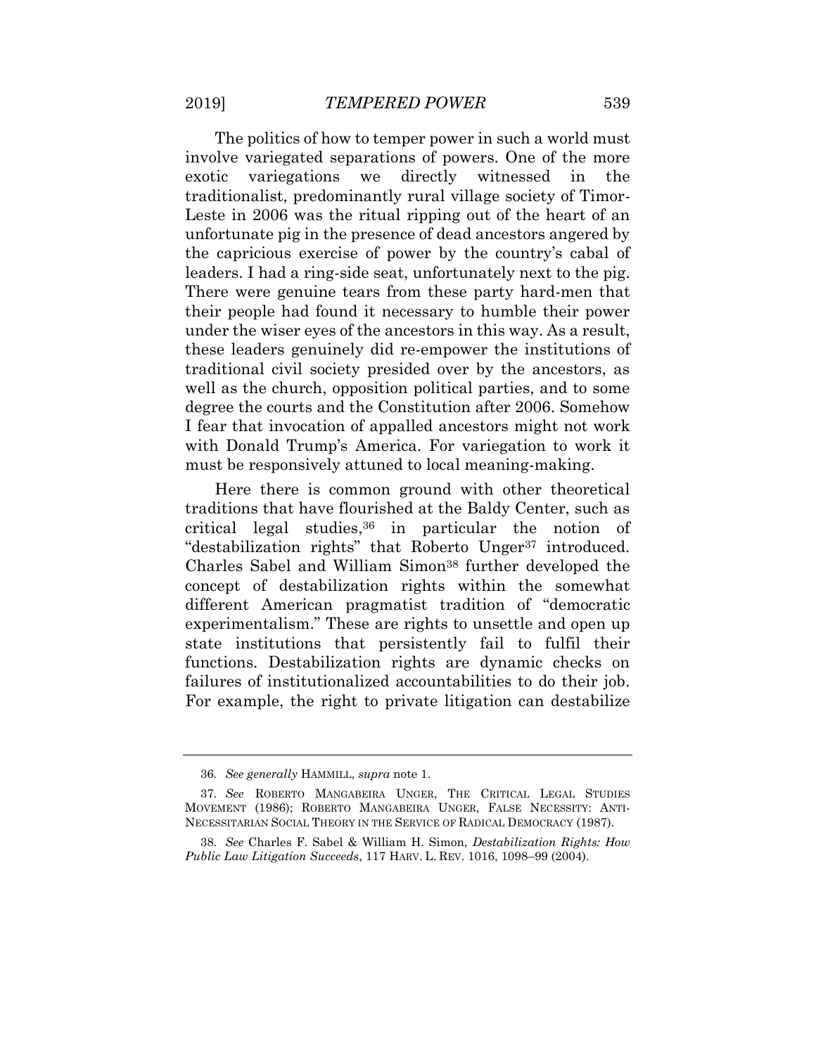The politics of how to temper power in such a world must involve variegated separations of powers. One of the more exotic variegations we directly witnessed in the traditionalist, predominantly rural village society of Timor-Leste in 2006 was the ritual ripping out of the heart of an unfortunate pig in the presence of dead ancestors angered by the capricious exercise of power by the country's cabal of leaders. I had a ring-side seat, unfortunately next to the pig. There were genuine tears from these party hard-men that their people had found it necessary to humble their power under the wiser eyes of the ancestors in this way. As a result, these leaders genuinely did re-empower the institutions of traditional civil society presided over by the ancestors, as well as the church, opposition political parties, and to some degree the courts and the Constitution after 2006. Somehow I fear that invocation of appalled ancestors might not work with Donald Trump's America. For variegation to work it must be responsively attuned to local meaning-making.

Here there is common ground with other theoretical traditions that have flourished at the Baldy Center, such as critical legal studies,[36] in particular the notion of "destabilization rights" that Roberto Unger[37] introduced. Charles Sabel and William Simon[38] further developed the concept of destabilization rights within the somewhat different American pragmatist tradition of "democratic experimentalism." These are rights to unsettle and open up state institutions that persistently fail to fulfil their functions. Destabilization rights are dynamic checks on failures of institutionalized accountabilities to do their job. For example, the right to private litigation can destabilize

---

36. *See generally* HAMMILL, *supra* note 1.

37. *See* ROBERTO MANGABEIRA UNGER, THE CRITICAL LEGAL STUDIES MOVEMENT (1986); ROBERTO MANGABEIRA UNGER, FALSE NECESSITY: ANTI-NECESSITARIAN SOCIAL THEORY IN THE SERVICE OF RADICAL DEMOCRACY (1987).

38. *See* Charles F. Sabel & William H. Simon, *Destabilization Rights: How Public Law Litigation Succeeds*, 117 HARV. L. REV. 1016, 1098–99 (2004).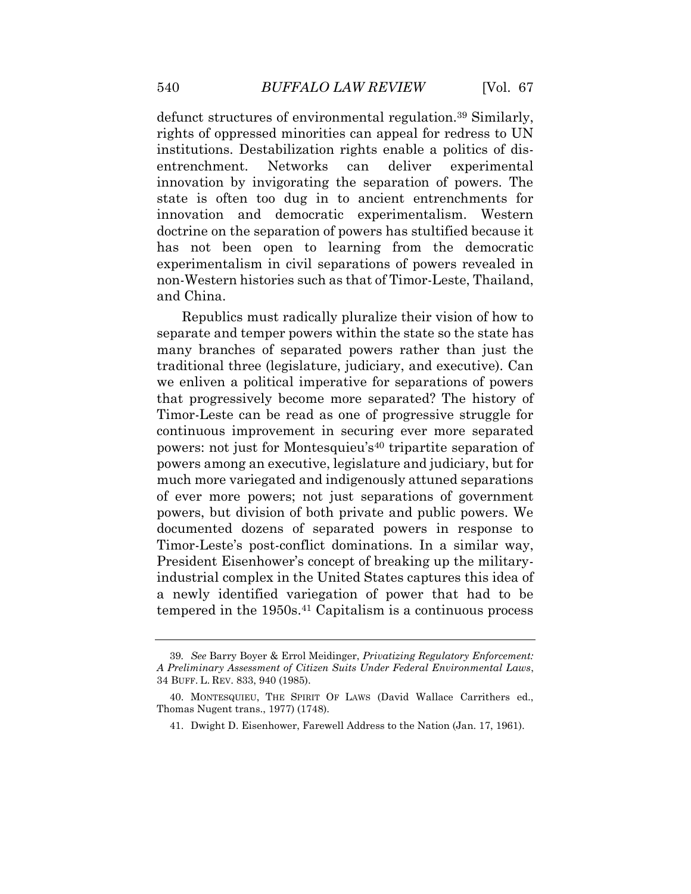defunct structures of environmental regulation.[39] Similarly, rights of oppressed minorities can appeal for redress to UN institutions. Destabilization rights enable a politics of dis-entrenchment. Networks can deliver experimental innovation by invigorating the separation of powers. The state is often too dug in to ancient entrenchments for innovation and democratic experimentalism. Western doctrine on the separation of powers has stultified because it has not been open to learning from the democratic experimentalism in civil separations of powers revealed in non-Western histories such as that of Timor-Leste, Thailand, and China.

Republics must radically pluralize their vision of how to separate and temper powers within the state so the state has many branches of separated powers rather than just the traditional three (legislature, judiciary, and executive). Can we enliven a political imperative for separations of powers that progressively become more separated? The history of Timor-Leste can be read as one of progressive struggle for continuous improvement in securing ever more separated powers: not just for Montesquieu's[40] tripartite separation of powers among an executive, legislature and judiciary, but for much more variegated and indigenously attuned separations of ever more powers; not just separations of government powers, but division of both private and public powers. We documented dozens of separated powers in response to Timor-Leste's post-conflict dominations. In a similar way, President Eisenhower's concept of breaking up the military-industrial complex in the United States captures this idea of a newly identified variegation of power that had to be tempered in the 1950s.[41] Capitalism is a continuous process

---

39. *See* Barry Boyer & Errol Meidinger, *Privatizing Regulatory Enforcement: A Preliminary Assessment of Citizen Suits Under Federal Environmental Laws*, 34 BUFF. L. REV. 833, 940 (1985).

40. MONTESQUIEU, THE SPIRIT OF LAWS (David Wallace Carrithers ed., Thomas Nugent trans., 1977) (1748).

41. Dwight D. Eisenhower, Farewell Address to the Nation (Jan. 17, 1961).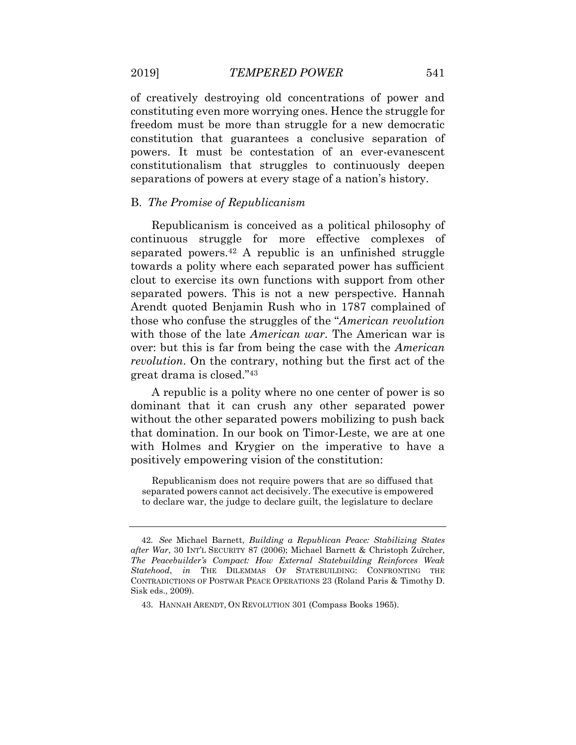of creatively destroying old concentrations of power and constituting even more worrying ones. Hence the struggle for freedom must be more than struggle for a new democratic constitution that guarantees a conclusive separation of powers. It must be contestation of an ever-evanescent constitutionalism that struggles to continuously deepen separations of powers at every stage of a nation's history.

### B. *The Promise of Republicanism*

Republicanism is conceived as a political philosophy of continuous struggle for more effective complexes of separated powers.[42] A republic is an unfinished struggle towards a polity where each separated power has sufficient clout to exercise its own functions with support from other separated powers. This is not a new perspective. Hannah Arendt quoted Benjamin Rush who in 1787 complained of those who confuse the struggles of the "*American revolution* with those of the late *American war*. The American war is over: but this is far from being the case with the *American revolution*. On the contrary, nothing but the first act of the great drama is closed."[43]

A republic is a polity where no one center of power is so dominant that it can crush any other separated power without the other separated powers mobilizing to push back that domination. In our book on Timor-Leste, we are at one with Holmes and Krygier on the imperative to have a positively empowering vision of the constitution:

> Republicanism does not require powers that are so diffused that separated powers cannot act decisively. The executive is empowered to declare war, the judge to declare guilt, the legislature to declare

---

42. *See* Michael Barnett, *Building a Republican Peace: Stabilizing States after War*, 30 INT'L SECURITY 87 (2006); Michael Barnett & Christoph Zürcher, *The Peacebuilder's Compact: How External Statebuilding Reinforces Weak Statehood*, *in* THE DILEMMAS OF STATEBUILDING: CONFRONTING THE CONTRADICTIONS OF POSTWAR PEACE OPERATIONS 23 (Roland Paris & Timothy D. Sisk eds., 2009).

43. HANNAH ARENDT, ON REVOLUTION 301 (Compass Books 1965).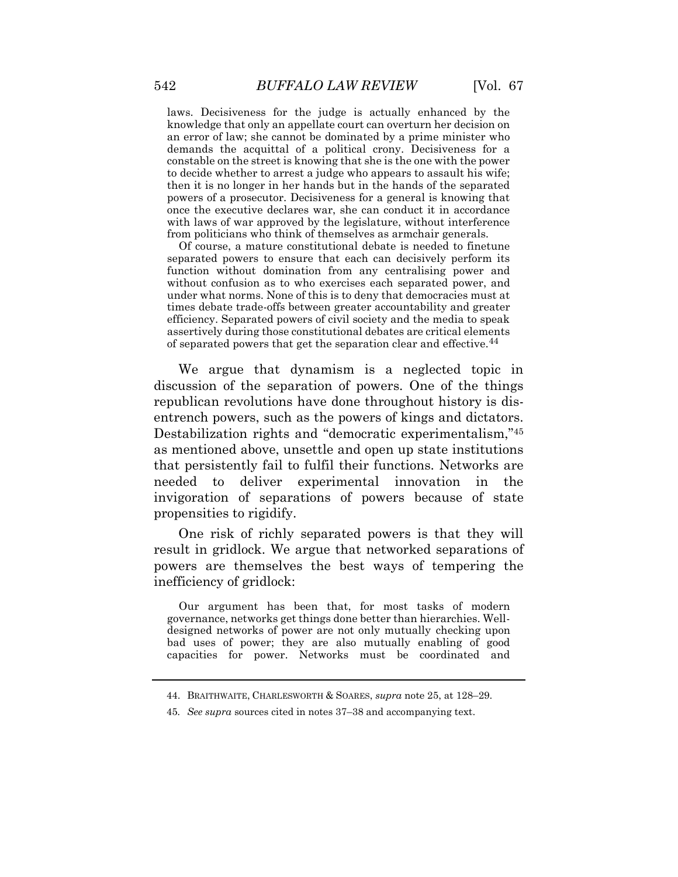> laws. Decisiveness for the judge is actually enhanced by the knowledge that only an appellate court can overturn her decision on an error of law; she cannot be dominated by a prime minister who demands the acquittal of a political crony. Decisiveness for a constable on the street is knowing that she is the one with the power to decide whether to arrest a judge who appears to assault his wife; then it is no longer in her hands but in the hands of the separated powers of a prosecutor. Decisiveness for a general is knowing that once the executive declares war, she can conduct it in accordance with laws of war approved by the legislature, without interference from politicians who think of themselves as armchair generals.
>
> Of course, a mature constitutional debate is needed to finetune separated powers to ensure that each can decisively perform its function without domination from any centralising power and without confusion as to who exercises each separated power, and under what norms. None of this is to deny that democracies must at times debate trade-offs between greater accountability and greater efficiency. Separated powers of civil society and the media to speak assertively during those constitutional debates are critical elements of separated powers that get the separation clear and effective.[44]

We argue that dynamism is a neglected topic in discussion of the separation of powers. One of the things republican revolutions have done throughout history is disentrench powers, such as the powers of kings and dictators. Destabilization rights and "democratic experimentalism,"[45] as mentioned above, unsettle and open up state institutions that persistently fail to fulfil their functions. Networks are needed to deliver experimental innovation in the invigoration of separations of powers because of state propensities to rigidify.

One risk of richly separated powers is that they will result in gridlock. We argue that networked separations of powers are themselves the best ways of tempering the inefficiency of gridlock:

> Our argument has been that, for most tasks of modern governance, networks get things done better than hierarchies. Well-designed networks of power are not only mutually checking upon bad uses of power; they are also mutually enabling of good capacities for power. Networks must be coordinated and

44. BRAITHWAITE, CHARLESWORTH & SOARES, *supra* note 25, at 128–29.

45. *See supra* sources cited in notes 37–38 and accompanying text.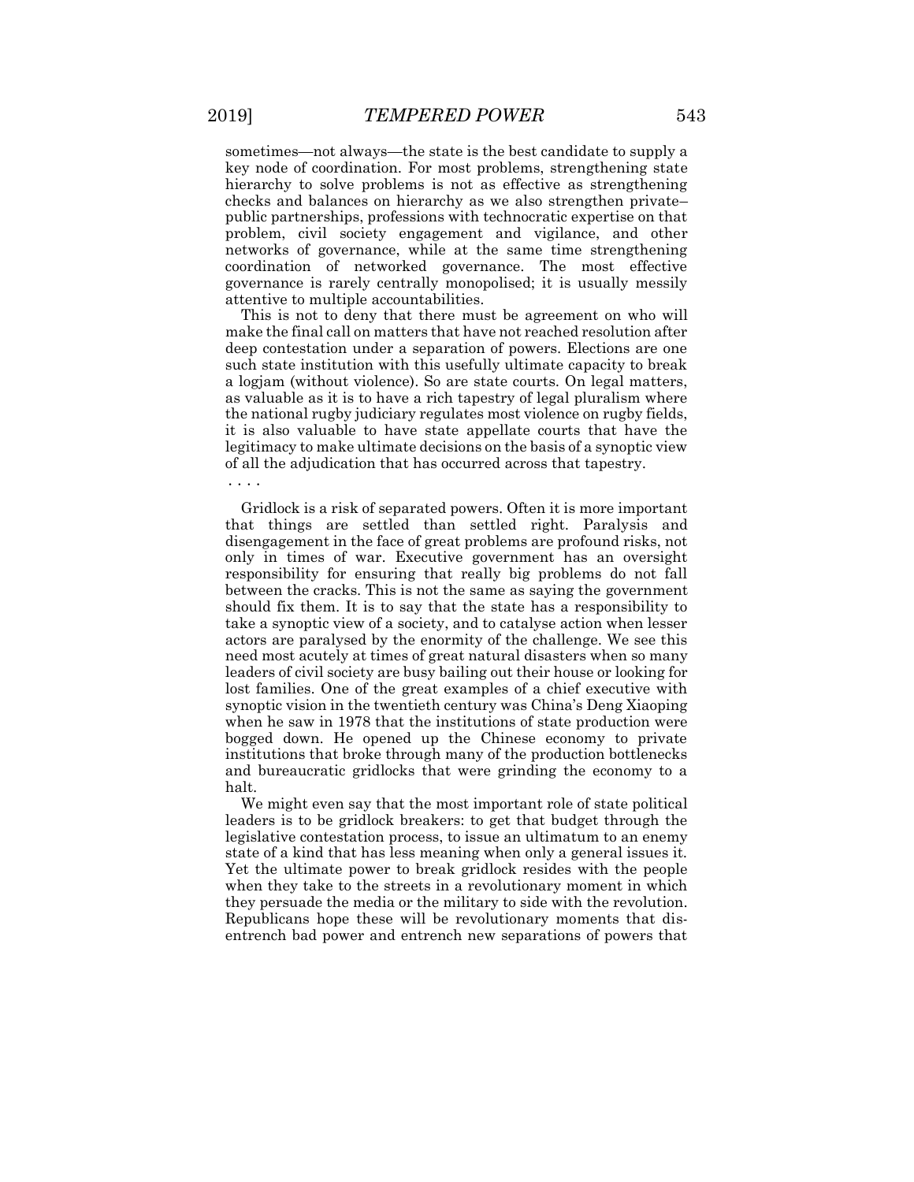sometimes—not always—the state is the best candidate to supply a key node of coordination. For most problems, strengthening state hierarchy to solve problems is not as effective as strengthening checks and balances on hierarchy as we also strengthen private–public partnerships, professions with technocratic expertise on that problem, civil society engagement and vigilance, and other networks of governance, while at the same time strengthening coordination of networked governance. The most effective governance is rarely centrally monopolised; it is usually messily attentive to multiple accountabilities.

This is not to deny that there must be agreement on who will make the final call on matters that have not reached resolution after deep contestation under a separation of powers. Elections are one such state institution with this usefully ultimate capacity to break a logjam (without violence). So are state courts. On legal matters, as valuable as it is to have a rich tapestry of legal pluralism where the national rugby judiciary regulates most violence on rugby fields, it is also valuable to have state appellate courts that have the legitimacy to make ultimate decisions on the basis of a synoptic view of all the adjudication that has occurred across that tapestry.

. . . .

Gridlock is a risk of separated powers. Often it is more important that things are settled than settled right. Paralysis and disengagement in the face of great problems are profound risks, not only in times of war. Executive government has an oversight responsibility for ensuring that really big problems do not fall between the cracks. This is not the same as saying the government should fix them. It is to say that the state has a responsibility to take a synoptic view of a society, and to catalyse action when lesser actors are paralysed by the enormity of the challenge. We see this need most acutely at times of great natural disasters when so many leaders of civil society are busy bailing out their house or looking for lost families. One of the great examples of a chief executive with synoptic vision in the twentieth century was China's Deng Xiaoping when he saw in 1978 that the institutions of state production were bogged down. He opened up the Chinese economy to private institutions that broke through many of the production bottlenecks and bureaucratic gridlocks that were grinding the economy to a halt.

We might even say that the most important role of state political leaders is to be gridlock breakers: to get that budget through the legislative contestation process, to issue an ultimatum to an enemy state of a kind that has less meaning when only a general issues it. Yet the ultimate power to break gridlock resides with the people when they take to the streets in a revolutionary moment in which they persuade the media or the military to side with the revolution. Republicans hope these will be revolutionary moments that dis-entrench bad power and entrench new separations of powers that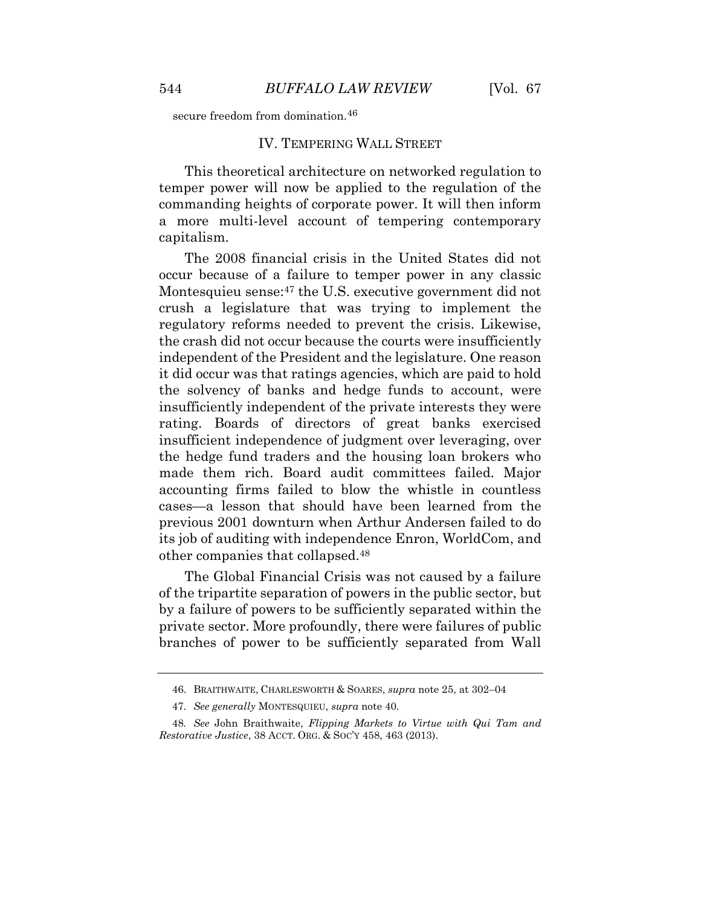secure freedom from domination.[46]

## IV. TEMPERING WALL STREET

This theoretical architecture on networked regulation to temper power will now be applied to the regulation of the commanding heights of corporate power. It will then inform a more multi-level account of tempering contemporary capitalism.

The 2008 financial crisis in the United States did not occur because of a failure to temper power in any classic Montesquieu sense:[47] the U.S. executive government did not crush a legislature that was trying to implement the regulatory reforms needed to prevent the crisis. Likewise, the crash did not occur because the courts were insufficiently independent of the President and the legislature. One reason it did occur was that ratings agencies, which are paid to hold the solvency of banks and hedge funds to account, were insufficiently independent of the private interests they were rating. Boards of directors of great banks exercised insufficient independence of judgment over leveraging, over the hedge fund traders and the housing loan brokers who made them rich. Board audit committees failed. Major accounting firms failed to blow the whistle in countless cases—a lesson that should have been learned from the previous 2001 downturn when Arthur Andersen failed to do its job of auditing with independence Enron, WorldCom, and other companies that collapsed.[48]

The Global Financial Crisis was not caused by a failure of the tripartite separation of powers in the public sector, but by a failure of powers to be sufficiently separated within the private sector. More profoundly, there were failures of public branches of power to be sufficiently separated from Wall

---

46. BRAITHWAITE, CHARLESWORTH & SOARES, *supra* note 25, at 302–04

47. *See generally* MONTESQUIEU, *supra* note 40.

48. *See* John Braithwaite, *Flipping Markets to Virtue with Qui Tam and Restorative Justice*, 38 ACCT. ORG. & SOC'Y 458, 463 (2013).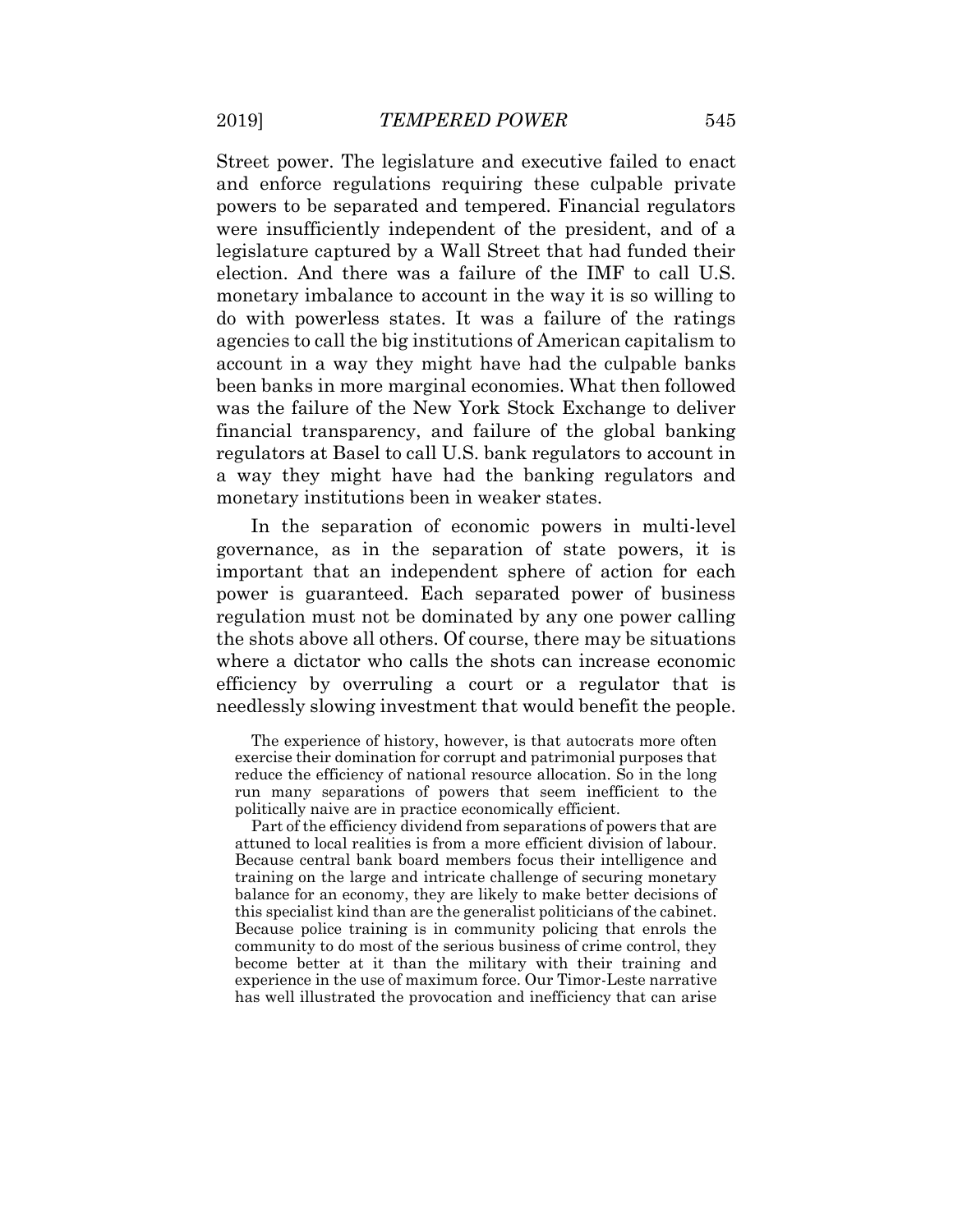Street power. The legislature and executive failed to enact and enforce regulations requiring these culpable private powers to be separated and tempered. Financial regulators were insufficiently independent of the president, and of a legislature captured by a Wall Street that had funded their election. And there was a failure of the IMF to call U.S. monetary imbalance to account in the way it is so willing to do with powerless states. It was a failure of the ratings agencies to call the big institutions of American capitalism to account in a way they might have had the culpable banks been banks in more marginal economies. What then followed was the failure of the New York Stock Exchange to deliver financial transparency, and failure of the global banking regulators at Basel to call U.S. bank regulators to account in a way they might have had the banking regulators and monetary institutions been in weaker states.

In the separation of economic powers in multi-level governance, as in the separation of state powers, it is important that an independent sphere of action for each power is guaranteed. Each separated power of business regulation must not be dominated by any one power calling the shots above all others. Of course, there may be situations where a dictator who calls the shots can increase economic efficiency by overruling a court or a regulator that is needlessly slowing investment that would benefit the people.

> The experience of history, however, is that autocrats more often exercise their domination for corrupt and patrimonial purposes that reduce the efficiency of national resource allocation. So in the long run many separations of powers that seem inefficient to the politically naive are in practice economically efficient.
>
> Part of the efficiency dividend from separations of powers that are attuned to local realities is from a more efficient division of labour. Because central bank board members focus their intelligence and training on the large and intricate challenge of securing monetary balance for an economy, they are likely to make better decisions of this specialist kind than are the generalist politicians of the cabinet. Because police training is in community policing that enrols the community to do most of the serious business of crime control, they become better at it than the military with their training and experience in the use of maximum force. Our Timor-Leste narrative has well illustrated the provocation and inefficiency that can arise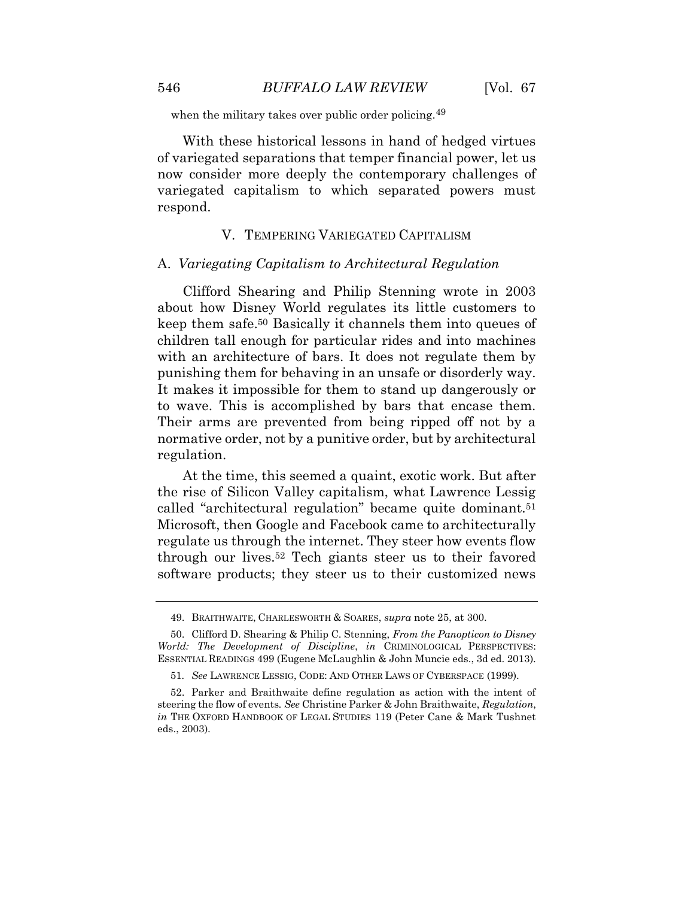when the military takes over public order policing.[49]

With these historical lessons in hand of hedged virtues of variegated separations that temper financial power, let us now consider more deeply the contemporary challenges of variegated capitalism to which separated powers must respond.

## V. TEMPERING VARIEGATED CAPITALISM

### A. *Variegating Capitalism to Architectural Regulation*

Clifford Shearing and Philip Stenning wrote in 2003 about how Disney World regulates its little customers to keep them safe.[50] Basically it channels them into queues of children tall enough for particular rides and into machines with an architecture of bars. It does not regulate them by punishing them for behaving in an unsafe or disorderly way. It makes it impossible for them to stand up dangerously or to wave. This is accomplished by bars that encase them. Their arms are prevented from being ripped off not by a normative order, not by a punitive order, but by architectural regulation.

At the time, this seemed a quaint, exotic work. But after the rise of Silicon Valley capitalism, what Lawrence Lessig called "architectural regulation" became quite dominant.[51] Microsoft, then Google and Facebook came to architecturally regulate us through the internet. They steer how events flow through our lives.[52] Tech giants steer us to their favored software products; they steer us to their customized news

---

49. BRAITHWAITE, CHARLESWORTH & SOARES, *supra* note 25, at 300.

50. Clifford D. Shearing & Philip C. Stenning, *From the Panopticon to Disney World: The Development of Discipline*, *in* CRIMINOLOGICAL PERSPECTIVES: ESSENTIAL READINGS 499 (Eugene McLaughlin & John Muncie eds., 3d ed. 2013).

51. *See* LAWRENCE LESSIG, CODE: AND OTHER LAWS OF CYBERSPACE (1999).

52. Parker and Braithwaite define regulation as action with the intent of steering the flow of events. *See* Christine Parker & John Braithwaite, *Regulation*, *in* THE OXFORD HANDBOOK OF LEGAL STUDIES 119 (Peter Cane & Mark Tushnet eds., 2003).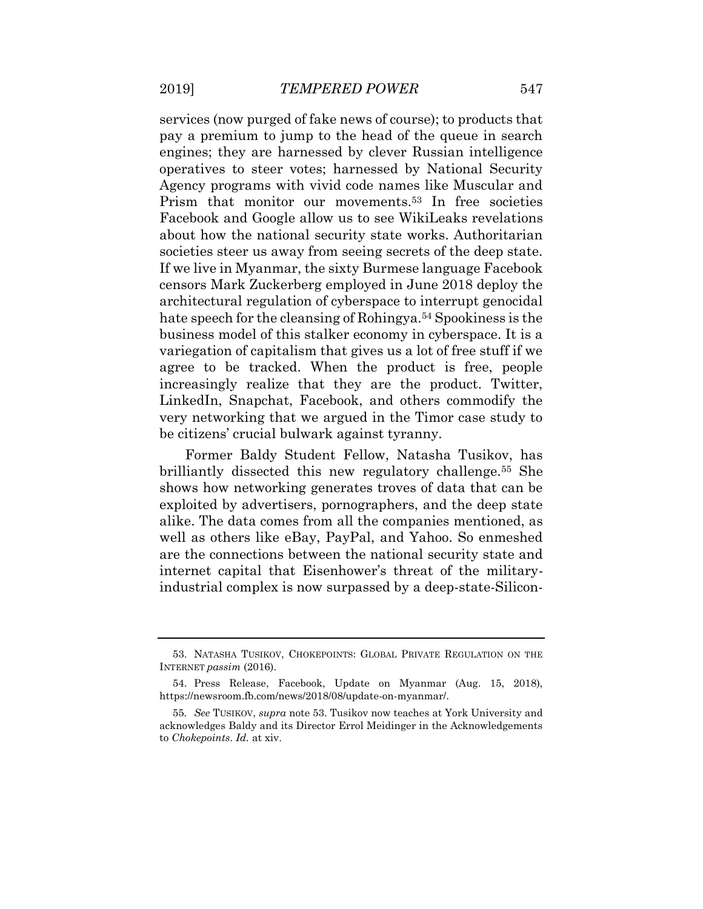services (now purged of fake news of course); to products that pay a premium to jump to the head of the queue in search engines; they are harnessed by clever Russian intelligence operatives to steer votes; harnessed by National Security Agency programs with vivid code names like Muscular and Prism that monitor our movements.[53] In free societies Facebook and Google allow us to see WikiLeaks revelations about how the national security state works. Authoritarian societies steer us away from seeing secrets of the deep state. If we live in Myanmar, the sixty Burmese language Facebook censors Mark Zuckerberg employed in June 2018 deploy the architectural regulation of cyberspace to interrupt genocidal hate speech for the cleansing of Rohingya.[54] Spookiness is the business model of this stalker economy in cyberspace. It is a variegation of capitalism that gives us a lot of free stuff if we agree to be tracked. When the product is free, people increasingly realize that they are the product. Twitter, LinkedIn, Snapchat, Facebook, and others commodify the very networking that we argued in the Timor case study to be citizens' crucial bulwark against tyranny.

Former Baldy Student Fellow, Natasha Tusikov, has brilliantly dissected this new regulatory challenge.[55] She shows how networking generates troves of data that can be exploited by advertisers, pornographers, and the deep state alike. The data comes from all the companies mentioned, as well as others like eBay, PayPal, and Yahoo. So enmeshed are the connections between the national security state and internet capital that Eisenhower's threat of the military-industrial complex is now surpassed by a deep-state-Silicon-

---

53. NATASHA TUSIKOV, CHOKEPOINTS: GLOBAL PRIVATE REGULATION ON THE INTERNET *passim* (2016).

54. Press Release, Facebook, Update on Myanmar (Aug. 15, 2018), https://newsroom.fb.com/news/2018/08/update-on-myanmar/.

55. *See* TUSIKOV, *supra* note 53. Tusikov now teaches at York University and acknowledges Baldy and its Director Errol Meidinger in the Acknowledgements to *Chokepoints*. *Id.* at xiv.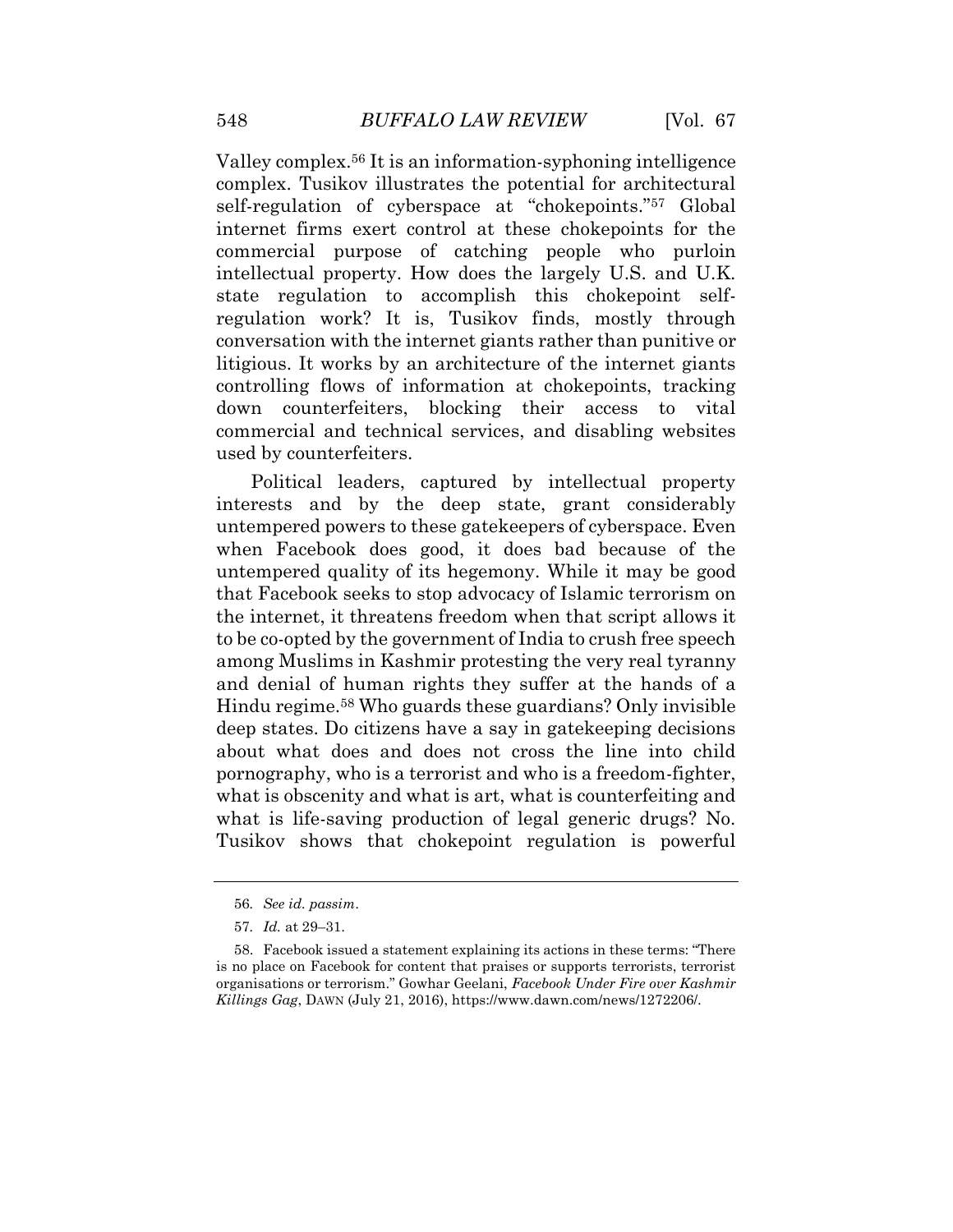Valley complex.[56] It is an information-syphoning intelligence complex. Tusikov illustrates the potential for architectural self-regulation of cyberspace at "chokepoints."[57] Global internet firms exert control at these chokepoints for the commercial purpose of catching people who purloin intellectual property. How does the largely U.S. and U.K. state regulation to accomplish this chokepoint self-regulation work? It is, Tusikov finds, mostly through conversation with the internet giants rather than punitive or litigious. It works by an architecture of the internet giants controlling flows of information at chokepoints, tracking down counterfeiters, blocking their access to vital commercial and technical services, and disabling websites used by counterfeiters.

Political leaders, captured by intellectual property interests and by the deep state, grant considerably untempered powers to these gatekeepers of cyberspace. Even when Facebook does good, it does bad because of the untempered quality of its hegemony. While it may be good that Facebook seeks to stop advocacy of Islamic terrorism on the internet, it threatens freedom when that script allows it to be co-opted by the government of India to crush free speech among Muslims in Kashmir protesting the very real tyranny and denial of human rights they suffer at the hands of a Hindu regime.[58] Who guards these guardians? Only invisible deep states. Do citizens have a say in gatekeeping decisions about what does and does not cross the line into child pornography, who is a terrorist and who is a freedom-fighter, what is obscenity and what is art, what is counterfeiting and what is life-saving production of legal generic drugs? No. Tusikov shows that chokepoint regulation is powerful

---

56. *See id. passim*.

57. *Id.* at 29–31.

58. Facebook issued a statement explaining its actions in these terms: "There is no place on Facebook for content that praises or supports terrorists, terrorist organisations or terrorism." Gowhar Geelani, *Facebook Under Fire over Kashmir Killings Gag*, DAWN (July 21, 2016), https://www.dawn.com/news/1272206/.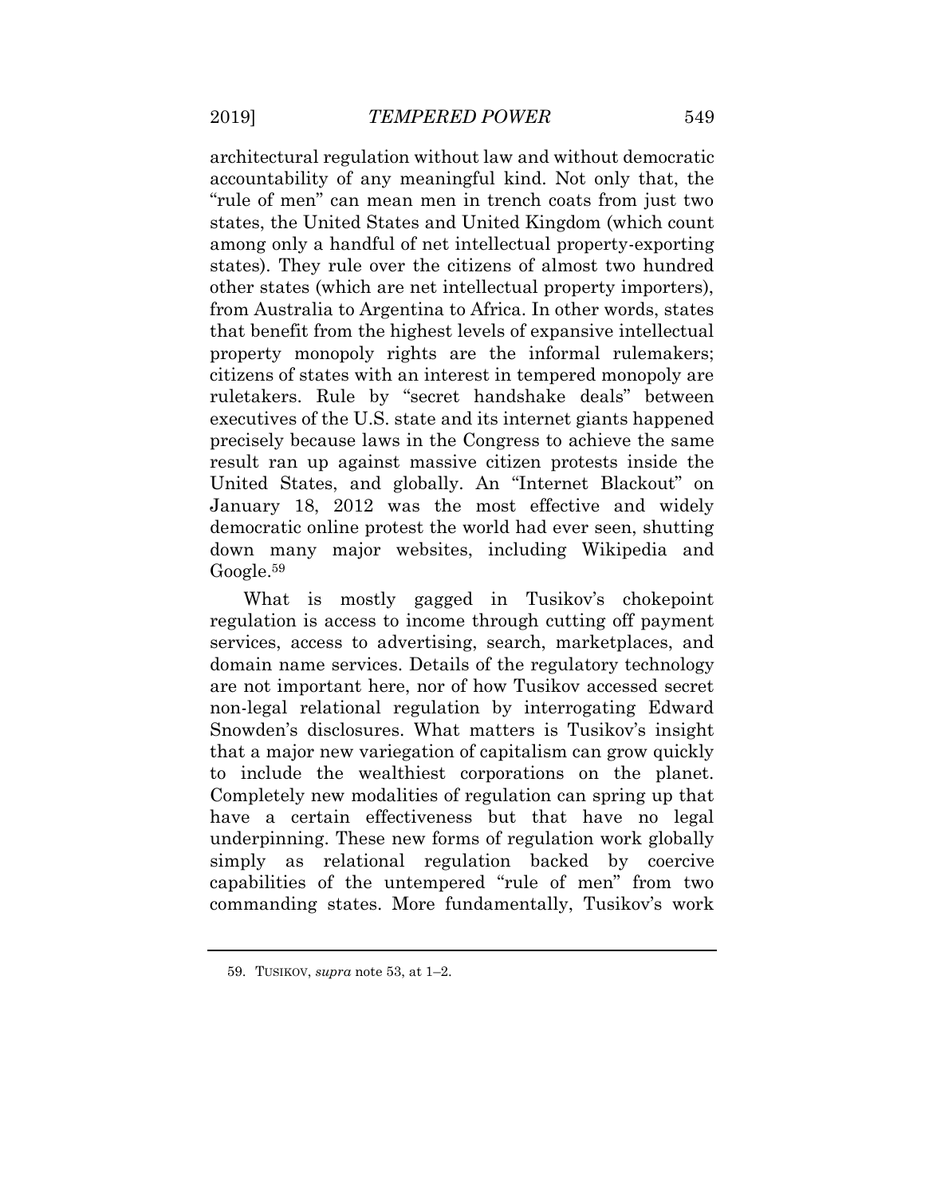architectural regulation without law and without democratic accountability of any meaningful kind. Not only that, the "rule of men" can mean men in trench coats from just two states, the United States and United Kingdom (which count among only a handful of net intellectual property-exporting states). They rule over the citizens of almost two hundred other states (which are net intellectual property importers), from Australia to Argentina to Africa. In other words, states that benefit from the highest levels of expansive intellectual property monopoly rights are the informal rulemakers; citizens of states with an interest in tempered monopoly are ruletakers. Rule by "secret handshake deals" between executives of the U.S. state and its internet giants happened precisely because laws in the Congress to achieve the same result ran up against massive citizen protests inside the United States, and globally. An "Internet Blackout" on January 18, 2012 was the most effective and widely democratic online protest the world had ever seen, shutting down many major websites, including Wikipedia and Google.[59]

What is mostly gagged in Tusikov's chokepoint regulation is access to income through cutting off payment services, access to advertising, search, marketplaces, and domain name services. Details of the regulatory technology are not important here, nor of how Tusikov accessed secret non-legal relational regulation by interrogating Edward Snowden's disclosures. What matters is Tusikov's insight that a major new variegation of capitalism can grow quickly to include the wealthiest corporations on the planet. Completely new modalities of regulation can spring up that have a certain effectiveness but that have no legal underpinning. These new forms of regulation work globally simply as relational regulation backed by coercive capabilities of the untempered "rule of men" from two commanding states. More fundamentally, Tusikov's work

59. TUSIKOV, *supra* note 53, at 1–2.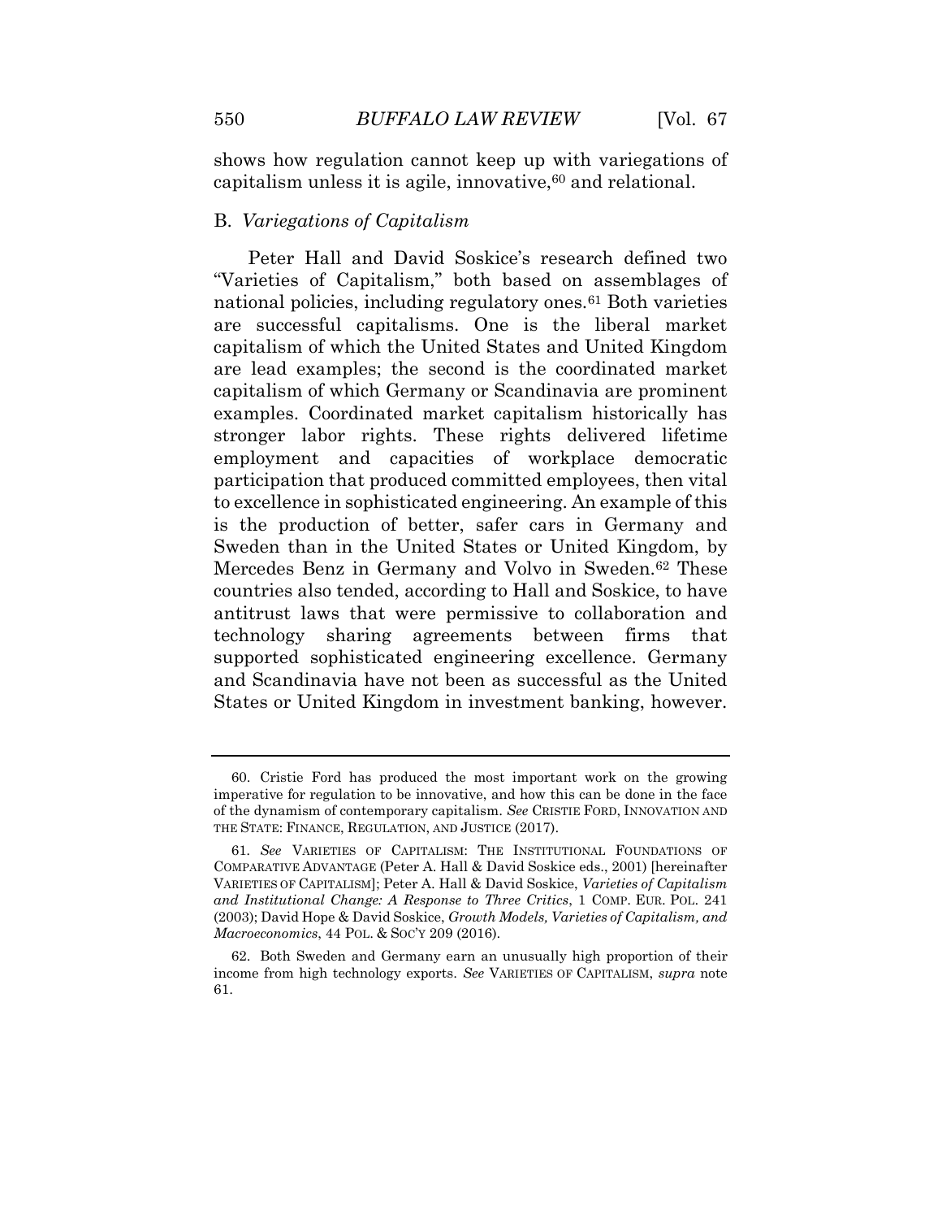shows how regulation cannot keep up with variegations of capitalism unless it is agile, innovative,[60] and relational.

### B. *Variegations of Capitalism*

Peter Hall and David Soskice's research defined two "Varieties of Capitalism," both based on assemblages of national policies, including regulatory ones.[61] Both varieties are successful capitalisms. One is the liberal market capitalism of which the United States and United Kingdom are lead examples; the second is the coordinated market capitalism of which Germany or Scandinavia are prominent examples. Coordinated market capitalism historically has stronger labor rights. These rights delivered lifetime employment and capacities of workplace democratic participation that produced committed employees, then vital to excellence in sophisticated engineering. An example of this is the production of better, safer cars in Germany and Sweden than in the United States or United Kingdom, by Mercedes Benz in Germany and Volvo in Sweden.[62] These countries also tended, according to Hall and Soskice, to have antitrust laws that were permissive to collaboration and technology sharing agreements between firms that supported sophisticated engineering excellence. Germany and Scandinavia have not been as successful as the United States or United Kingdom in investment banking, however.

---

60. Cristie Ford has produced the most important work on the growing imperative for regulation to be innovative, and how this can be done in the face of the dynamism of contemporary capitalism. *See* CRISTIE FORD, INNOVATION AND THE STATE: FINANCE, REGULATION, AND JUSTICE (2017).

61. *See* VARIETIES OF CAPITALISM: THE INSTITUTIONAL FOUNDATIONS OF COMPARATIVE ADVANTAGE (Peter A. Hall & David Soskice eds., 2001) [hereinafter VARIETIES OF CAPITALISM]; Peter A. Hall & David Soskice, *Varieties of Capitalism and Institutional Change: A Response to Three Critics*, 1 COMP. EUR. POL. 241 (2003); David Hope & David Soskice, *Growth Models, Varieties of Capitalism, and Macroeconomics*, 44 POL. & SOC'Y 209 (2016).

62. Both Sweden and Germany earn an unusually high proportion of their income from high technology exports. *See* VARIETIES OF CAPITALISM, *supra* note 61.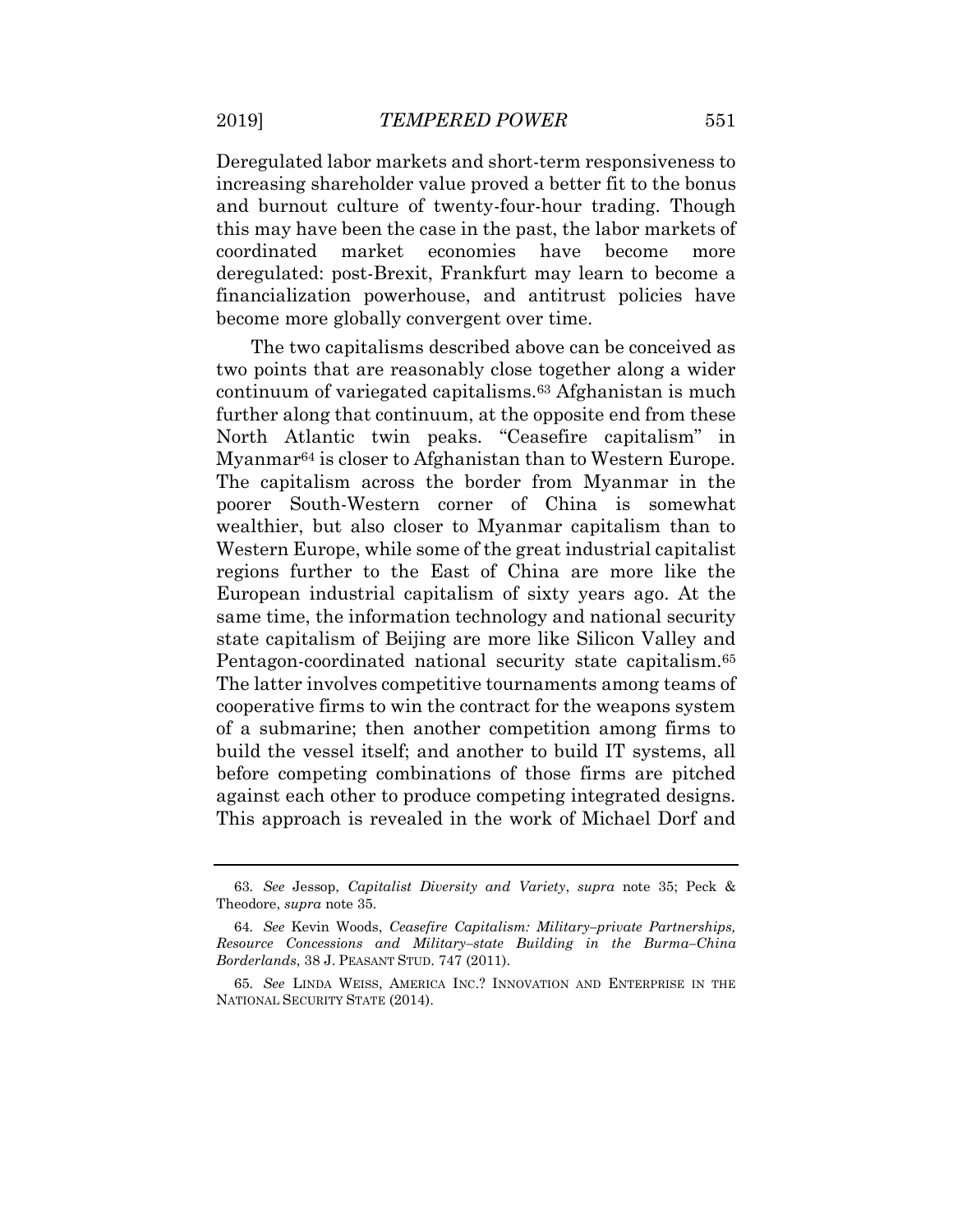Deregulated labor markets and short-term responsiveness to increasing shareholder value proved a better fit to the bonus and burnout culture of twenty-four-hour trading. Though this may have been the case in the past, the labor markets of coordinated market economies have become more deregulated: post-Brexit, Frankfurt may learn to become a financialization powerhouse, and antitrust policies have become more globally convergent over time.

The two capitalisms described above can be conceived as two points that are reasonably close together along a wider continuum of variegated capitalisms.[63] Afghanistan is much further along that continuum, at the opposite end from these North Atlantic twin peaks. "Ceasefire capitalism" in Myanmar[64] is closer to Afghanistan than to Western Europe. The capitalism across the border from Myanmar in the poorer South-Western corner of China is somewhat wealthier, but also closer to Myanmar capitalism than to Western Europe, while some of the great industrial capitalist regions further to the East of China are more like the European industrial capitalism of sixty years ago. At the same time, the information technology and national security state capitalism of Beijing are more like Silicon Valley and Pentagon-coordinated national security state capitalism.[65] The latter involves competitive tournaments among teams of cooperative firms to win the contract for the weapons system of a submarine; then another competition among firms to build the vessel itself; and another to build IT systems, all before competing combinations of those firms are pitched against each other to produce competing integrated designs. This approach is revealed in the work of Michael Dorf and

---

63. *See* Jessop, *Capitalist Diversity and Variety*, *supra* note 35; Peck & Theodore, *supra* note 35.

64. *See* Kevin Woods, *Ceasefire Capitalism: Military–private Partnerships, Resource Concessions and Military–state Building in the Burma–China Borderlands*, 38 J. PEASANT STUD. 747 (2011).

65. *See* LINDA WEISS, AMERICA INC.? INNOVATION AND ENTERPRISE IN THE NATIONAL SECURITY STATE (2014).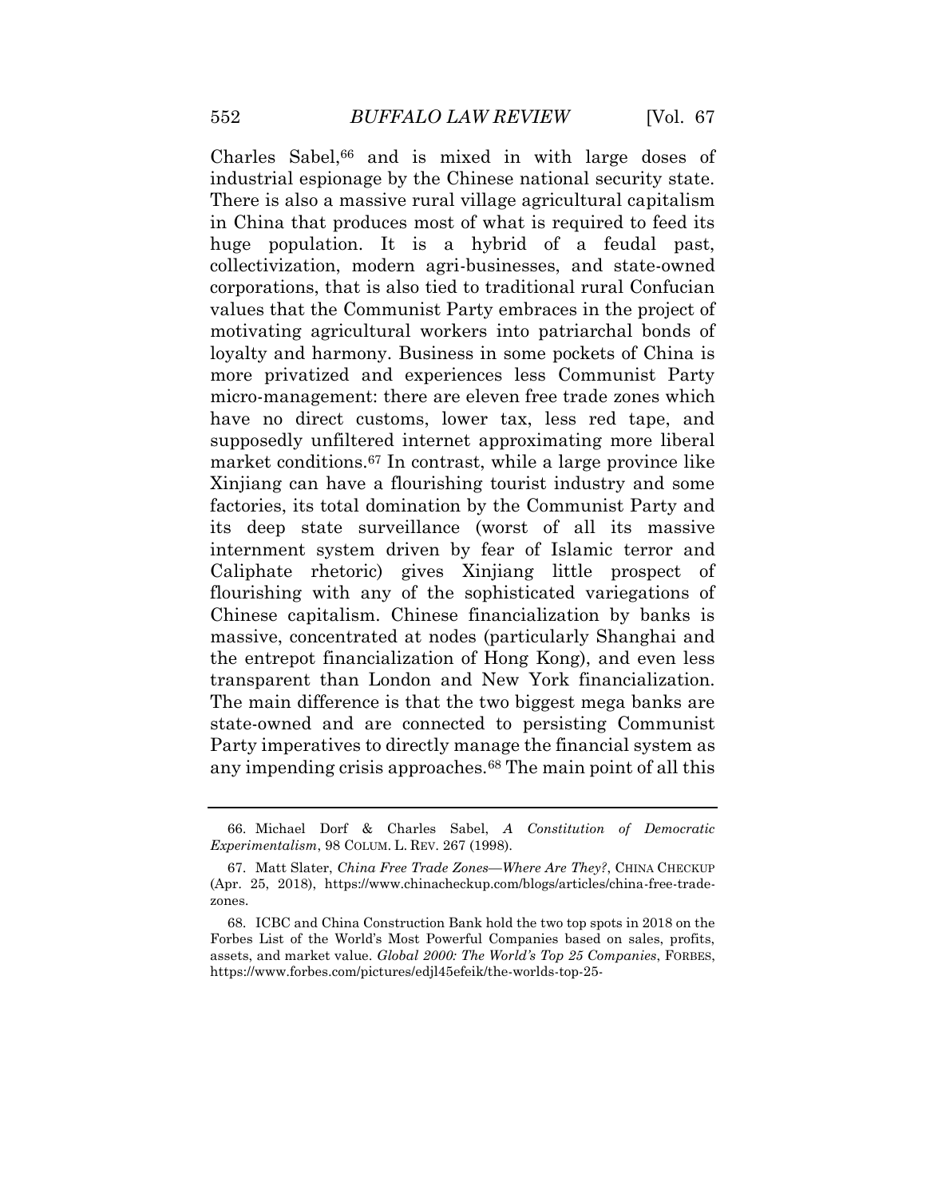Charles Sabel,[66] and is mixed in with large doses of industrial espionage by the Chinese national security state. There is also a massive rural village agricultural capitalism in China that produces most of what is required to feed its huge population. It is a hybrid of a feudal past, collectivization, modern agri-businesses, and state-owned corporations, that is also tied to traditional rural Confucian values that the Communist Party embraces in the project of motivating agricultural workers into patriarchal bonds of loyalty and harmony. Business in some pockets of China is more privatized and experiences less Communist Party micro-management: there are eleven free trade zones which have no direct customs, lower tax, less red tape, and supposedly unfiltered internet approximating more liberal market conditions.[67] In contrast, while a large province like Xinjiang can have a flourishing tourist industry and some factories, its total domination by the Communist Party and its deep state surveillance (worst of all its massive internment system driven by fear of Islamic terror and Caliphate rhetoric) gives Xinjiang little prospect of flourishing with any of the sophisticated variegations of Chinese capitalism. Chinese financialization by banks is massive, concentrated at nodes (particularly Shanghai and the entrepot financialization of Hong Kong), and even less transparent than London and New York financialization. The main difference is that the two biggest mega banks are state-owned and are connected to persisting Communist Party imperatives to directly manage the financial system as any impending crisis approaches.[68] The main point of all this

---

66. Michael Dorf & Charles Sabel, *A Constitution of Democratic Experimentalism*, 98 COLUM. L. REV. 267 (1998).

67. Matt Slater, *China Free Trade Zones—Where Are They?*, CHINA CHECKUP (Apr. 25, 2018), https://www.chinacheckup.com/blogs/articles/china-free-trade-zones.

68. ICBC and China Construction Bank hold the two top spots in 2018 on the Forbes List of the World's Most Powerful Companies based on sales, profits, assets, and market value. *Global 2000: The World's Top 25 Companies*, FORBES, https://www.forbes.com/pictures/edjl45efeik/the-worlds-top-25-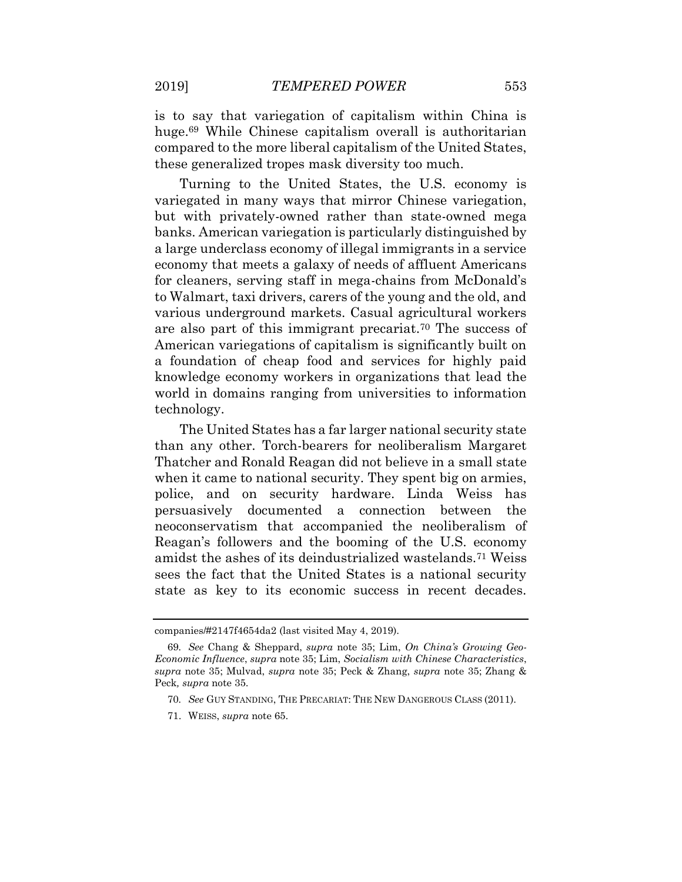is to say that variegation of capitalism within China is huge.[69] While Chinese capitalism overall is authoritarian compared to the more liberal capitalism of the United States, these generalized tropes mask diversity too much.

Turning to the United States, the U.S. economy is variegated in many ways that mirror Chinese variegation, but with privately-owned rather than state-owned mega banks. American variegation is particularly distinguished by a large underclass economy of illegal immigrants in a service economy that meets a galaxy of needs of affluent Americans for cleaners, serving staff in mega-chains from McDonald's to Walmart, taxi drivers, carers of the young and the old, and various underground markets. Casual agricultural workers are also part of this immigrant precariat.[70] The success of American variegations of capitalism is significantly built on a foundation of cheap food and services for highly paid knowledge economy workers in organizations that lead the world in domains ranging from universities to information technology.

The United States has a far larger national security state than any other. Torch-bearers for neoliberalism Margaret Thatcher and Ronald Reagan did not believe in a small state when it came to national security. They spent big on armies, police, and on security hardware. Linda Weiss has persuasively documented a connection between the neoconservatism that accompanied the neoliberalism of Reagan's followers and the booming of the U.S. economy amidst the ashes of its deindustrialized wastelands.[71] Weiss sees the fact that the United States is a national security state as key to its economic success in recent decades.

---

companies/#2147f4654da2 (last visited May 4, 2019).

69. *See* Chang & Sheppard, *supra* note 35; Lim, *On China's Growing Geo-Economic Influence*, *supra* note 35; Lim, *Socialism with Chinese Characteristics*, *supra* note 35; Mulvad, *supra* note 35; Peck & Zhang, *supra* note 35; Zhang & Peck, *supra* note 35.

70. *See* GUY STANDING, THE PRECARIAT: THE NEW DANGEROUS CLASS (2011).

71. WEISS, *supra* note 65.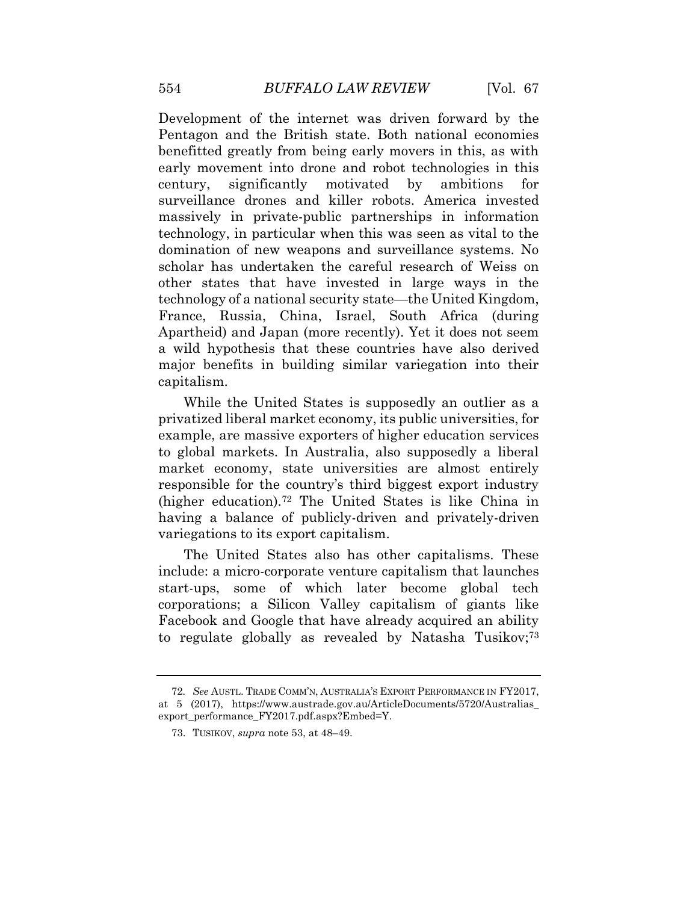Development of the internet was driven forward by the Pentagon and the British state. Both national economies benefitted greatly from being early movers in this, as with early movement into drone and robot technologies in this century, significantly motivated by ambitions for surveillance drones and killer robots. America invested massively in private-public partnerships in information technology, in particular when this was seen as vital to the domination of new weapons and surveillance systems. No scholar has undertaken the careful research of Weiss on other states that have invested in large ways in the technology of a national security state—the United Kingdom, France, Russia, China, Israel, South Africa (during Apartheid) and Japan (more recently). Yet it does not seem a wild hypothesis that these countries have also derived major benefits in building similar variegation into their capitalism.

While the United States is supposedly an outlier as a privatized liberal market economy, its public universities, for example, are massive exporters of higher education services to global markets. In Australia, also supposedly a liberal market economy, state universities are almost entirely responsible for the country's third biggest export industry (higher education).[72] The United States is like China in having a balance of publicly-driven and privately-driven variegations to its export capitalism.

The United States also has other capitalisms. These include: a micro-corporate venture capitalism that launches start-ups, some of which later become global tech corporations; a Silicon Valley capitalism of giants like Facebook and Google that have already acquired an ability to regulate globally as revealed by Natasha Tusikov;[73]

---

72. *See* AUSTL. TRADE COMM'N, AUSTRALIA'S EXPORT PERFORMANCE IN FY2017, at 5 (2017), https://www.austrade.gov.au/ArticleDocuments/5720/Australias_export_performance_FY2017.pdf.aspx?Embed=Y.

73. TUSIKOV, *supra* note 53, at 48–49.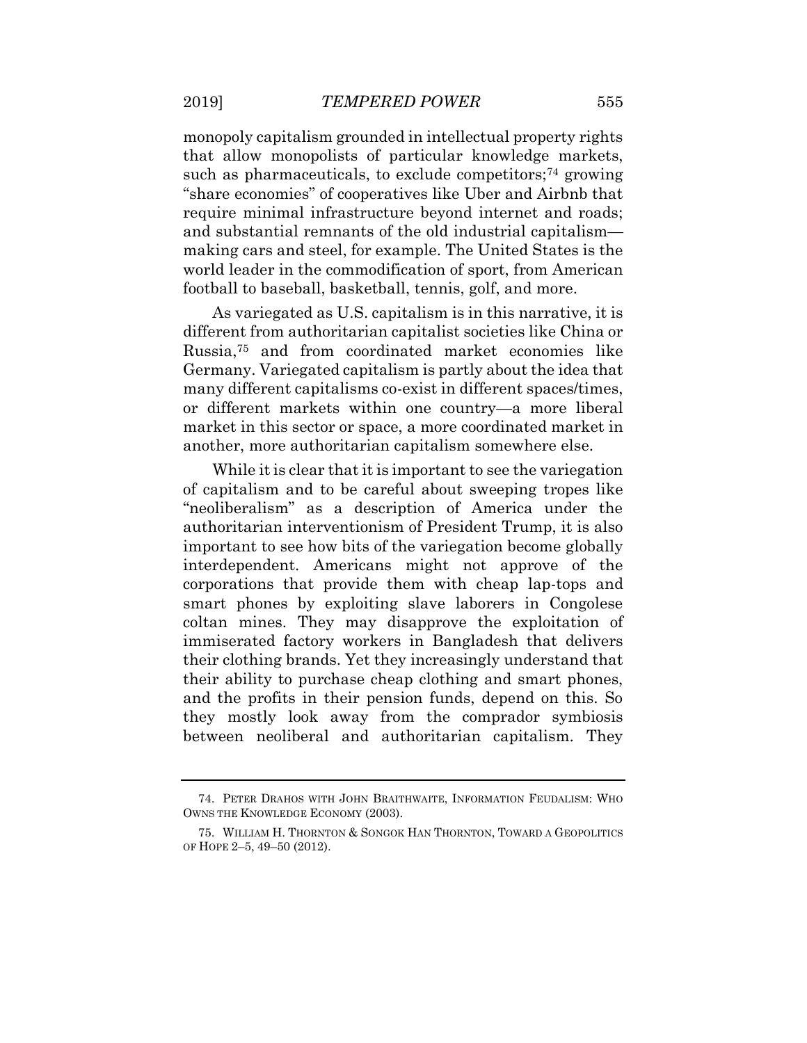monopoly capitalism grounded in intellectual property rights that allow monopolists of particular knowledge markets, such as pharmaceuticals, to exclude competitors;[74] growing "share economies" of cooperatives like Uber and Airbnb that require minimal infrastructure beyond internet and roads; and substantial remnants of the old industrial capitalism—making cars and steel, for example. The United States is the world leader in the commodification of sport, from American football to baseball, basketball, tennis, golf, and more.

As variegated as U.S. capitalism is in this narrative, it is different from authoritarian capitalist societies like China or Russia,[75] and from coordinated market economies like Germany. Variegated capitalism is partly about the idea that many different capitalisms co-exist in different spaces/times, or different markets within one country—a more liberal market in this sector or space, a more coordinated market in another, more authoritarian capitalism somewhere else.

While it is clear that it is important to see the variegation of capitalism and to be careful about sweeping tropes like "neoliberalism" as a description of America under the authoritarian interventionism of President Trump, it is also important to see how bits of the variegation become globally interdependent. Americans might not approve of the corporations that provide them with cheap lap-tops and smart phones by exploiting slave laborers in Congolese coltan mines. They may disapprove the exploitation of immiserated factory workers in Bangladesh that delivers their clothing brands. Yet they increasingly understand that their ability to purchase cheap clothing and smart phones, and the profits in their pension funds, depend on this. So they mostly look away from the comprador symbiosis between neoliberal and authoritarian capitalism. They

---

74. PETER DRAHOS WITH JOHN BRAITHWAITE, INFORMATION FEUDALISM: WHO OWNS THE KNOWLEDGE ECONOMY (2003).

75. WILLIAM H. THORNTON & SONGOK HAN THORNTON, TOWARD A GEOPOLITICS OF HOPE 2–5, 49–50 (2012).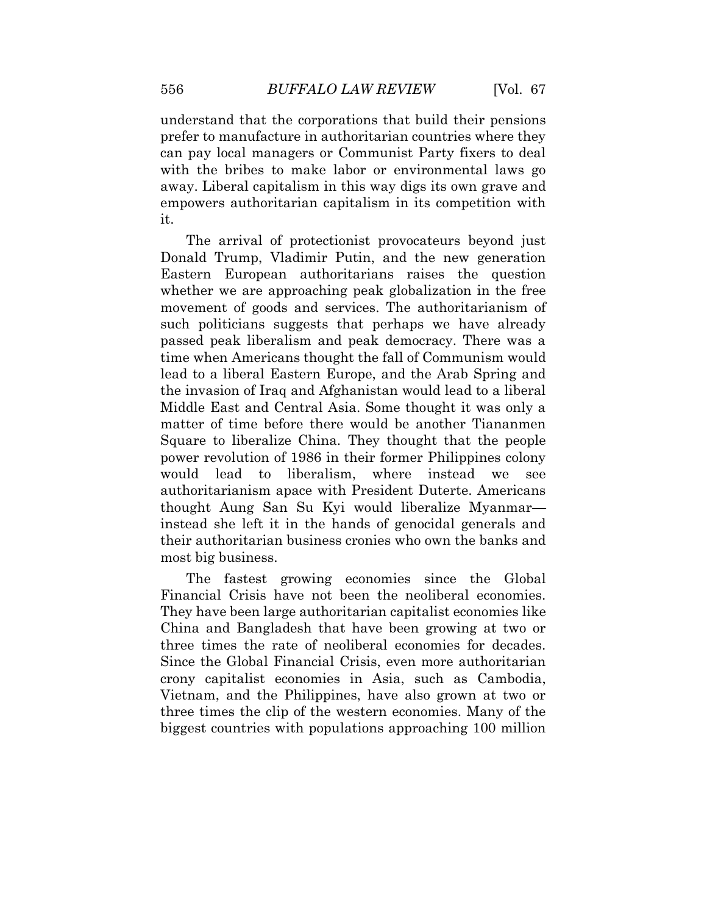understand that the corporations that build their pensions prefer to manufacture in authoritarian countries where they can pay local managers or Communist Party fixers to deal with the bribes to make labor or environmental laws go away. Liberal capitalism in this way digs its own grave and empowers authoritarian capitalism in its competition with it.

The arrival of protectionist provocateurs beyond just Donald Trump, Vladimir Putin, and the new generation Eastern European authoritarians raises the question whether we are approaching peak globalization in the free movement of goods and services. The authoritarianism of such politicians suggests that perhaps we have already passed peak liberalism and peak democracy. There was a time when Americans thought the fall of Communism would lead to a liberal Eastern Europe, and the Arab Spring and the invasion of Iraq and Afghanistan would lead to a liberal Middle East and Central Asia. Some thought it was only a matter of time before there would be another Tiananmen Square to liberalize China. They thought that the people power revolution of 1986 in their former Philippines colony would lead to liberalism, where instead we see authoritarianism apace with President Duterte. Americans thought Aung San Su Kyi would liberalize Myanmar—instead she left it in the hands of genocidal generals and their authoritarian business cronies who own the banks and most big business.

The fastest growing economies since the Global Financial Crisis have not been the neoliberal economies. They have been large authoritarian capitalist economies like China and Bangladesh that have been growing at two or three times the rate of neoliberal economies for decades. Since the Global Financial Crisis, even more authoritarian crony capitalist economies in Asia, such as Cambodia, Vietnam, and the Philippines, have also grown at two or three times the clip of the western economies. Many of the biggest countries with populations approaching 100 million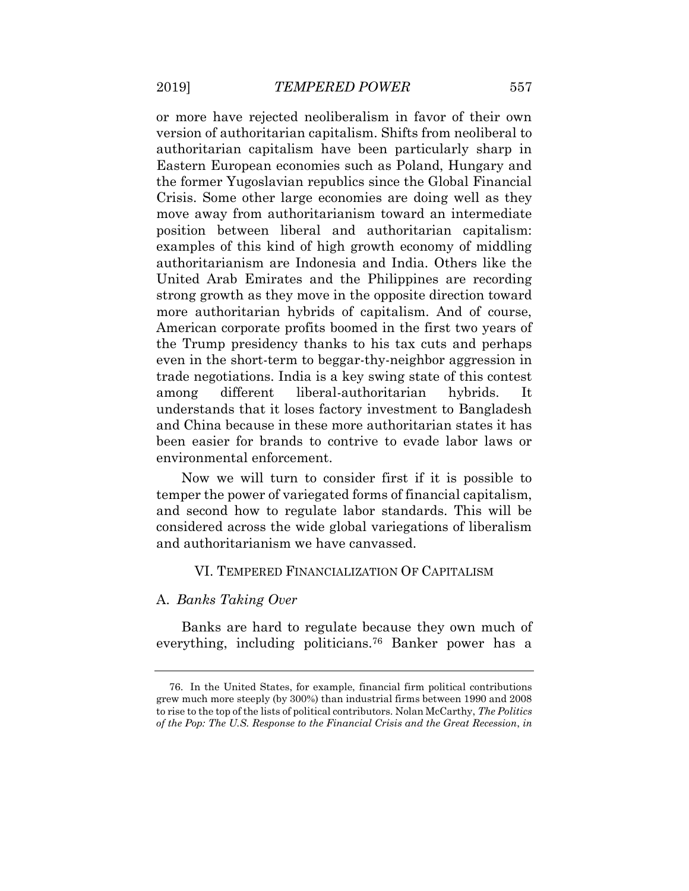or more have rejected neoliberalism in favor of their own version of authoritarian capitalism. Shifts from neoliberal to authoritarian capitalism have been particularly sharp in Eastern European economies such as Poland, Hungary and the former Yugoslavian republics since the Global Financial Crisis. Some other large economies are doing well as they move away from authoritarianism toward an intermediate position between liberal and authoritarian capitalism: examples of this kind of high growth economy of middling authoritarianism are Indonesia and India. Others like the United Arab Emirates and the Philippines are recording strong growth as they move in the opposite direction toward more authoritarian hybrids of capitalism. And of course, American corporate profits boomed in the first two years of the Trump presidency thanks to his tax cuts and perhaps even in the short-term to beggar-thy-neighbor aggression in trade negotiations. India is a key swing state of this contest among different liberal-authoritarian hybrids. It understands that it loses factory investment to Bangladesh and China because in these more authoritarian states it has been easier for brands to contrive to evade labor laws or environmental enforcement.

Now we will turn to consider first if it is possible to temper the power of variegated forms of financial capitalism, and second how to regulate labor standards. This will be considered across the wide global variegations of liberalism and authoritarianism we have canvassed.

## VI. TEMPERED FINANCIALIZATION OF CAPITALISM

### A. *Banks Taking Over*

Banks are hard to regulate because they own much of everything, including politicians.[76] Banker power has a

76. In the United States, for example, financial firm political contributions grew much more steeply (by 300%) than industrial firms between 1990 and 2008 to rise to the top of the lists of political contributors. Nolan McCarthy, *The Politics of the Pop: The U.S. Response to the Financial Crisis and the Great Recession*, *in*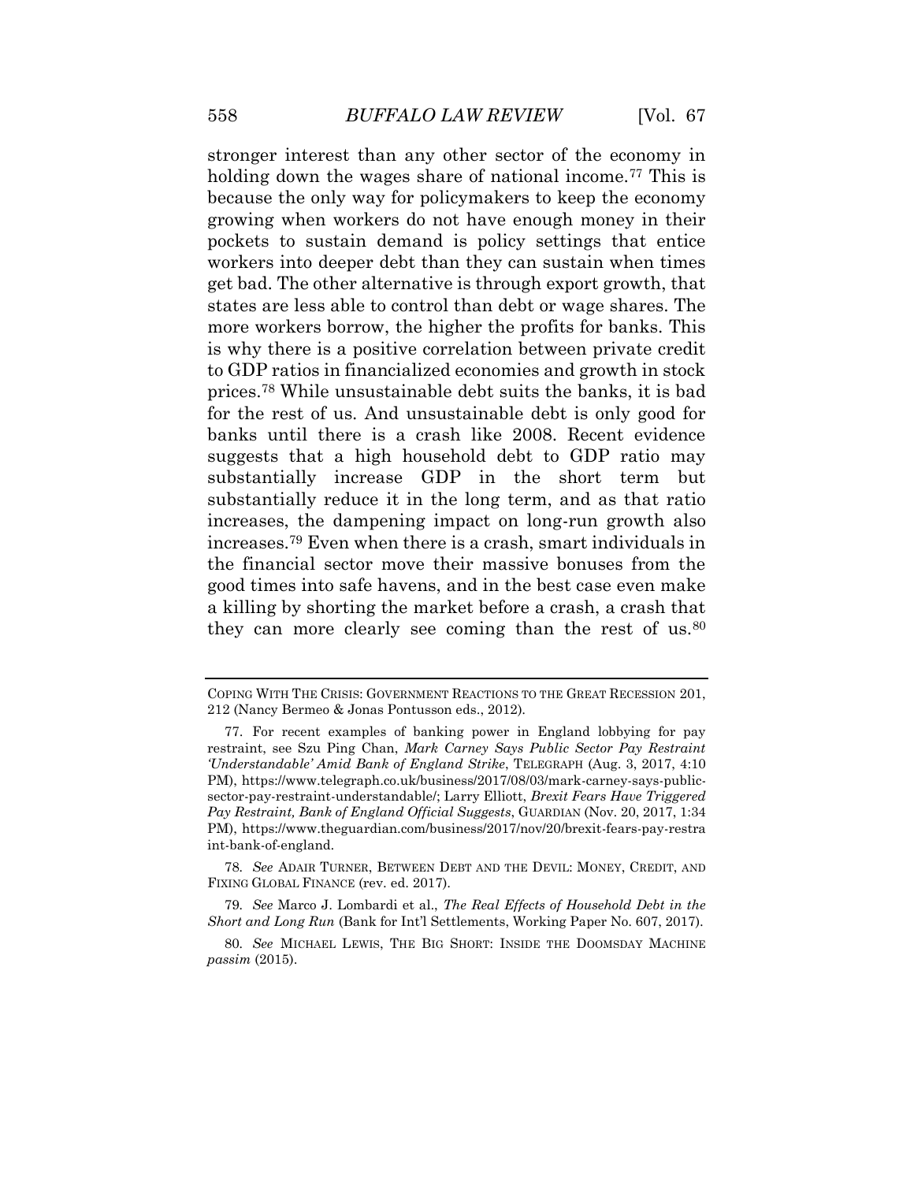stronger interest than any other sector of the economy in holding down the wages share of national income.[77] This is because the only way for policymakers to keep the economy growing when workers do not have enough money in their pockets to sustain demand is policy settings that entice workers into deeper debt than they can sustain when times get bad. The other alternative is through export growth, that states are less able to control than debt or wage shares. The more workers borrow, the higher the profits for banks. This is why there is a positive correlation between private credit to GDP ratios in financialized economies and growth in stock prices.[78] While unsustainable debt suits the banks, it is bad for the rest of us. And unsustainable debt is only good for banks until there is a crash like 2008. Recent evidence suggests that a high household debt to GDP ratio may substantially increase GDP in the short term but substantially reduce it in the long term, and as that ratio increases, the dampening impact on long-run growth also increases.[79] Even when there is a crash, smart individuals in the financial sector move their massive bonuses from the good times into safe havens, and in the best case even make a killing by shorting the market before a crash, a crash that they can more clearly see coming than the rest of us.[80]

---

COPING WITH THE CRISIS: GOVERNMENT REACTIONS TO THE GREAT RECESSION 201, 212 (Nancy Bermeo & Jonas Pontusson eds., 2012).

77. For recent examples of banking power in England lobbying for pay restraint, see Szu Ping Chan, *Mark Carney Says Public Sector Pay Restraint 'Understandable' Amid Bank of England Strike*, TELEGRAPH (Aug. 3, 2017, 4:10 PM), https://www.telegraph.co.uk/business/2017/08/03/mark-carney-says-public-sector-pay-restraint-understandable/; Larry Elliott, *Brexit Fears Have Triggered Pay Restraint, Bank of England Official Suggests*, GUARDIAN (Nov. 20, 2017, 1:34 PM), https://www.theguardian.com/business/2017/nov/20/brexit-fears-pay-restraint-bank-of-england.

78. *See* ADAIR TURNER, BETWEEN DEBT AND THE DEVIL: MONEY, CREDIT, AND FIXING GLOBAL FINANCE (rev. ed. 2017).

79. *See* Marco J. Lombardi et al., *The Real Effects of Household Debt in the Short and Long Run* (Bank for Int'l Settlements, Working Paper No. 607, 2017).

80. *See* MICHAEL LEWIS, THE BIG SHORT: INSIDE THE DOOMSDAY MACHINE *passim* (2015).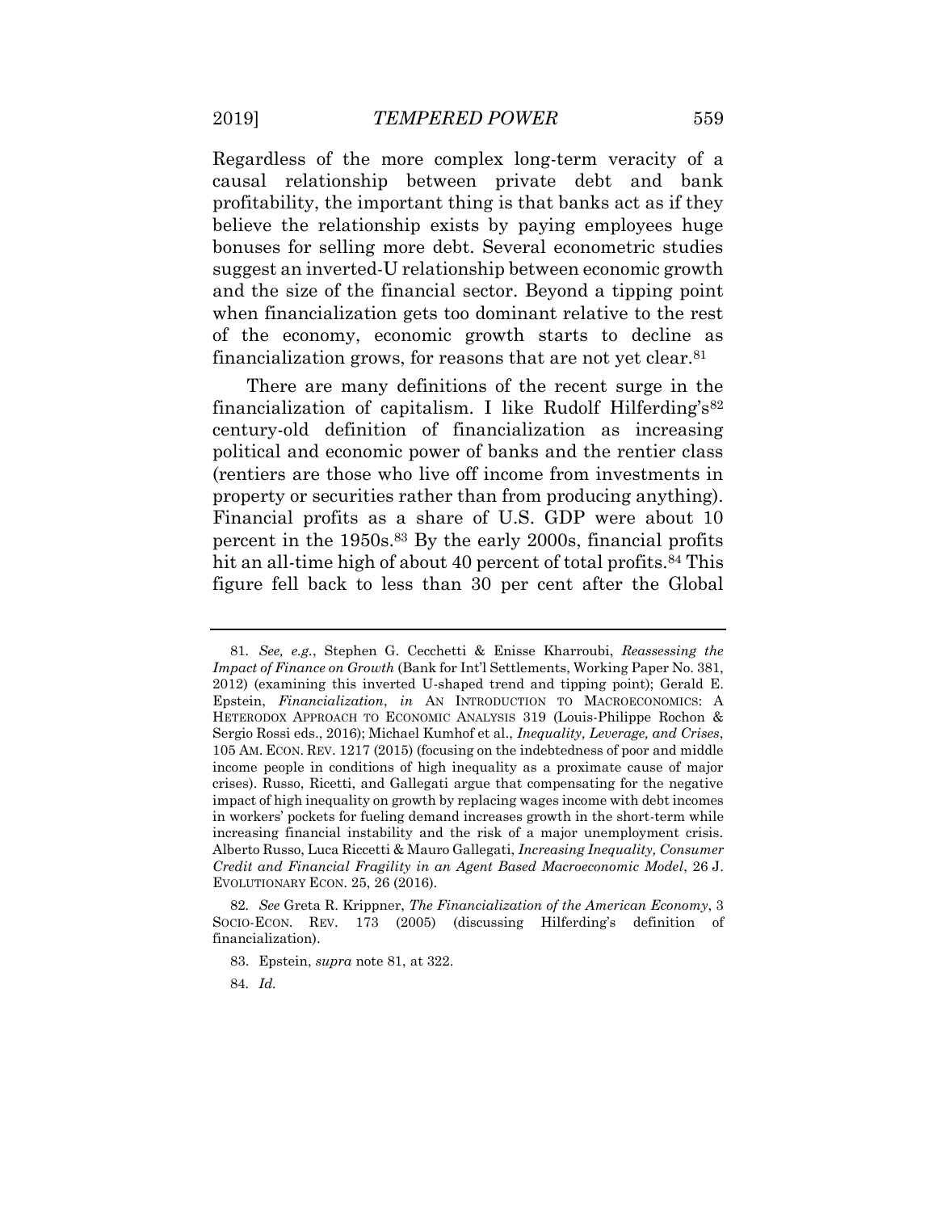Regardless of the more complex long-term veracity of a causal relationship between private debt and bank profitability, the important thing is that banks act as if they believe the relationship exists by paying employees huge bonuses for selling more debt. Several econometric studies suggest an inverted-U relationship between economic growth and the size of the financial sector. Beyond a tipping point when financialization gets too dominant relative to the rest of the economy, economic growth starts to decline as financialization grows, for reasons that are not yet clear.[81]

There are many definitions of the recent surge in the financialization of capitalism. I like Rudolf Hilferding's[82] century-old definition of financialization as increasing political and economic power of banks and the rentier class (rentiers are those who live off income from investments in property or securities rather than from producing anything). Financial profits as a share of U.S. GDP were about 10 percent in the 1950s.[83] By the early 2000s, financial profits hit an all-time high of about 40 percent of total profits.[84] This figure fell back to less than 30 per cent after the Global

---

81. *See, e.g.*, Stephen G. Cecchetti & Enisse Kharroubi, *Reassessing the Impact of Finance on Growth* (Bank for Int'l Settlements, Working Paper No. 381, 2012) (examining this inverted U-shaped trend and tipping point); Gerald E. Epstein, *Financialization*, *in* AN INTRODUCTION TO MACROECONOMICS: A HETERODOX APPROACH TO ECONOMIC ANALYSIS 319 (Louis-Philippe Rochon & Sergio Rossi eds., 2016); Michael Kumhof et al., *Inequality, Leverage, and Crises*, 105 AM. ECON. REV. 1217 (2015) (focusing on the indebtedness of poor and middle income people in conditions of high inequality as a proximate cause of major crises). Russo, Ricetti, and Gallegati argue that compensating for the negative impact of high inequality on growth by replacing wages income with debt incomes in workers' pockets for fueling demand increases growth in the short-term while increasing financial instability and the risk of a major unemployment crisis. Alberto Russo, Luca Riccetti & Mauro Gallegati, *Increasing Inequality, Consumer Credit and Financial Fragility in an Agent Based Macroeconomic Model*, 26 J. EVOLUTIONARY ECON. 25, 26 (2016).

82. *See* Greta R. Krippner, *The Financialization of the American Economy*, 3 SOCIO-ECON. REV. 173 (2005) (discussing Hilferding's definition of financialization).

83. Epstein, *supra* note 81, at 322.

84. *Id.*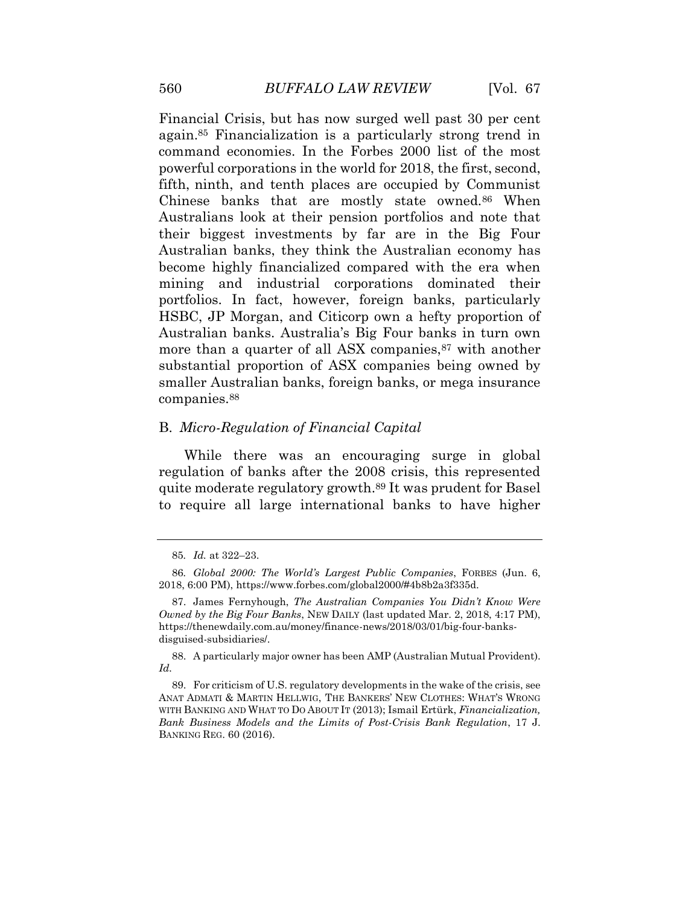Financial Crisis, but has now surged well past 30 per cent again.[85] Financialization is a particularly strong trend in command economies. In the Forbes 2000 list of the most powerful corporations in the world for 2018, the first, second, fifth, ninth, and tenth places are occupied by Communist Chinese banks that are mostly state owned.[86] When Australians look at their pension portfolios and note that their biggest investments by far are in the Big Four Australian banks, they think the Australian economy has become highly financialized compared with the era when mining and industrial corporations dominated their portfolios. In fact, however, foreign banks, particularly HSBC, JP Morgan, and Citicorp own a hefty proportion of Australian banks. Australia's Big Four banks in turn own more than a quarter of all ASX companies,[87] with another substantial proportion of ASX companies being owned by smaller Australian banks, foreign banks, or mega insurance companies.[88]

## B. *Micro-Regulation of Financial Capital*

While there was an encouraging surge in global regulation of banks after the 2008 crisis, this represented quite moderate regulatory growth.[89] It was prudent for Basel to require all large international banks to have higher

---

85. *Id.* at 322–23.

86. *Global 2000: The World's Largest Public Companies*, FORBES (Jun. 6, 2018, 6:00 PM), https://www.forbes.com/global2000/#4b8b2a3f335d.

87. James Fernyhough, *The Australian Companies You Didn't Know Were Owned by the Big Four Banks*, NEW DAILY (last updated Mar. 2, 2018, 4:17 PM), https://thenewdaily.com.au/money/finance-news/2018/03/01/big-four-banks-disguised-subsidiaries/.

88. A particularly major owner has been AMP (Australian Mutual Provident). *Id.*

89. For criticism of U.S. regulatory developments in the wake of the crisis, see ANAT ADMATI & MARTIN HELLWIG, THE BANKERS' NEW CLOTHES: WHAT'S WRONG WITH BANKING AND WHAT TO DO ABOUT IT (2013); Ismail Ertürk, *Financialization, Bank Business Models and the Limits of Post-Crisis Bank Regulation*, 17 J. BANKING REG. 60 (2016).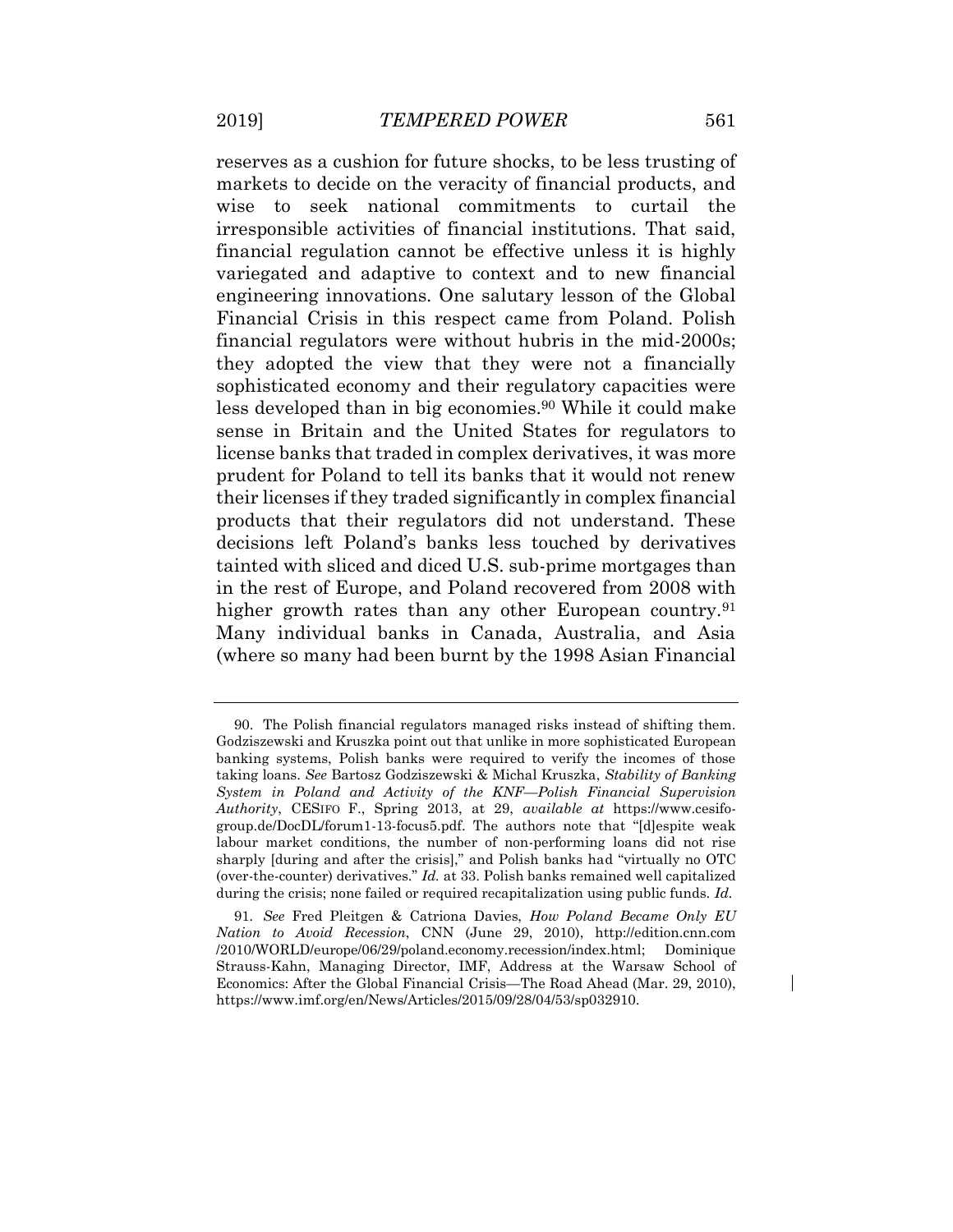reserves as a cushion for future shocks, to be less trusting of markets to decide on the veracity of financial products, and wise to seek national commitments to curtail the irresponsible activities of financial institutions. That said, financial regulation cannot be effective unless it is highly variegated and adaptive to context and to new financial engineering innovations. One salutary lesson of the Global Financial Crisis in this respect came from Poland. Polish financial regulators were without hubris in the mid-2000s; they adopted the view that they were not a financially sophisticated economy and their regulatory capacities were less developed than in big economies.[90] While it could make sense in Britain and the United States for regulators to license banks that traded in complex derivatives, it was more prudent for Poland to tell its banks that it would not renew their licenses if they traded significantly in complex financial products that their regulators did not understand. These decisions left Poland's banks less touched by derivatives tainted with sliced and diced U.S. sub-prime mortgages than in the rest of Europe, and Poland recovered from 2008 with higher growth rates than any other European country.[91] Many individual banks in Canada, Australia, and Asia (where so many had been burnt by the 1998 Asian Financial

---

90. The Polish financial regulators managed risks instead of shifting them. Godziszewski and Kruszka point out that unlike in more sophisticated European banking systems, Polish banks were required to verify the incomes of those taking loans. *See* Bartosz Godziszewski & Michal Kruszka, *Stability of Banking System in Poland and Activity of the KNF—Polish Financial Supervision Authority*, CESIFO F., Spring 2013, at 29, *available at* https://www.cesifo-group.de/DocDL/forum1-13-focus5.pdf. The authors note that "[d]espite weak labour market conditions, the number of non-performing loans did not rise sharply [during and after the crisis]," and Polish banks had "virtually no OTC (over-the-counter) derivatives." *Id.* at 33. Polish banks remained well capitalized during the crisis; none failed or required recapitalization using public funds. *Id.*

91. *See* Fred Pleitgen & Catriona Davies, *How Poland Became Only EU Nation to Avoid Recession*, CNN (June 29, 2010), http://edition.cnn.com/2010/WORLD/europe/06/29/poland.economy.recession/index.html; Dominique Strauss-Kahn, Managing Director, IMF, Address at the Warsaw School of Economics: After the Global Financial Crisis—The Road Ahead (Mar. 29, 2010), https://www.imf.org/en/News/Articles/2015/09/28/04/53/sp032910.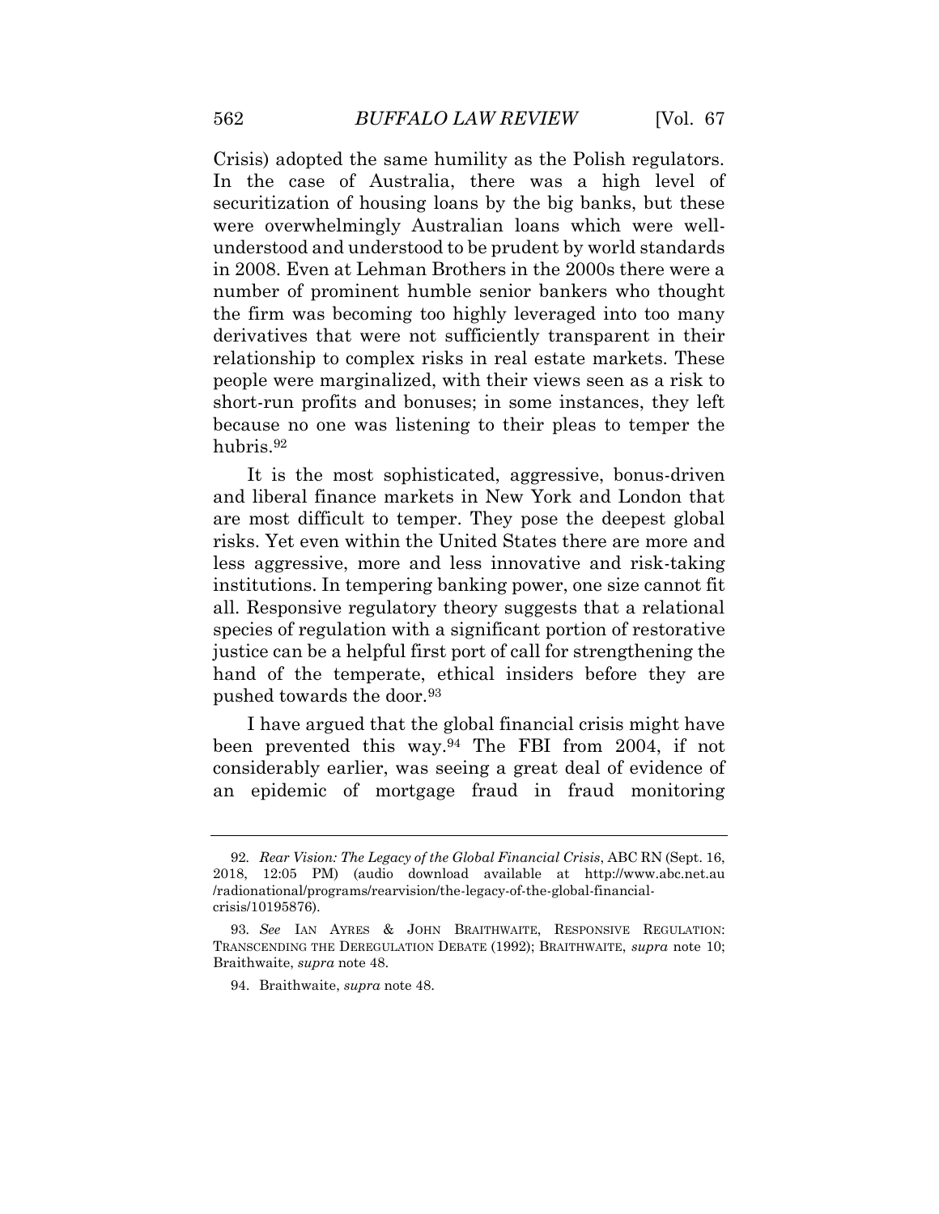Crisis) adopted the same humility as the Polish regulators. In the case of Australia, there was a high level of securitization of housing loans by the big banks, but these were overwhelmingly Australian loans which were well-understood and understood to be prudent by world standards in 2008. Even at Lehman Brothers in the 2000s there were a number of prominent humble senior bankers who thought the firm was becoming too highly leveraged into too many derivatives that were not sufficiently transparent in their relationship to complex risks in real estate markets. These people were marginalized, with their views seen as a risk to short-run profits and bonuses; in some instances, they left because no one was listening to their pleas to temper the hubris.[92]

It is the most sophisticated, aggressive, bonus-driven and liberal finance markets in New York and London that are most difficult to temper. They pose the deepest global risks. Yet even within the United States there are more and less aggressive, more and less innovative and risk-taking institutions. In tempering banking power, one size cannot fit all. Responsive regulatory theory suggests that a relational species of regulation with a significant portion of restorative justice can be a helpful first port of call for strengthening the hand of the temperate, ethical insiders before they are pushed towards the door.[93]

I have argued that the global financial crisis might have been prevented this way.[94] The FBI from 2004, if not considerably earlier, was seeing a great deal of evidence of an epidemic of mortgage fraud in fraud monitoring

---

92. *Rear Vision: The Legacy of the Global Financial Crisis*, ABC RN (Sept. 16, 2018, 12:05 PM) (audio download available at http://www.abc.net.au/radionational/programs/rearvision/the-legacy-of-the-global-financial-crisis/10195876).

93. *See* IAN AYRES & JOHN BRAITHWAITE, RESPONSIVE REGULATION: TRANSCENDING THE DEREGULATION DEBATE (1992); BRAITHWAITE, *supra* note 10; Braithwaite, *supra* note 48.

94. Braithwaite, *supra* note 48.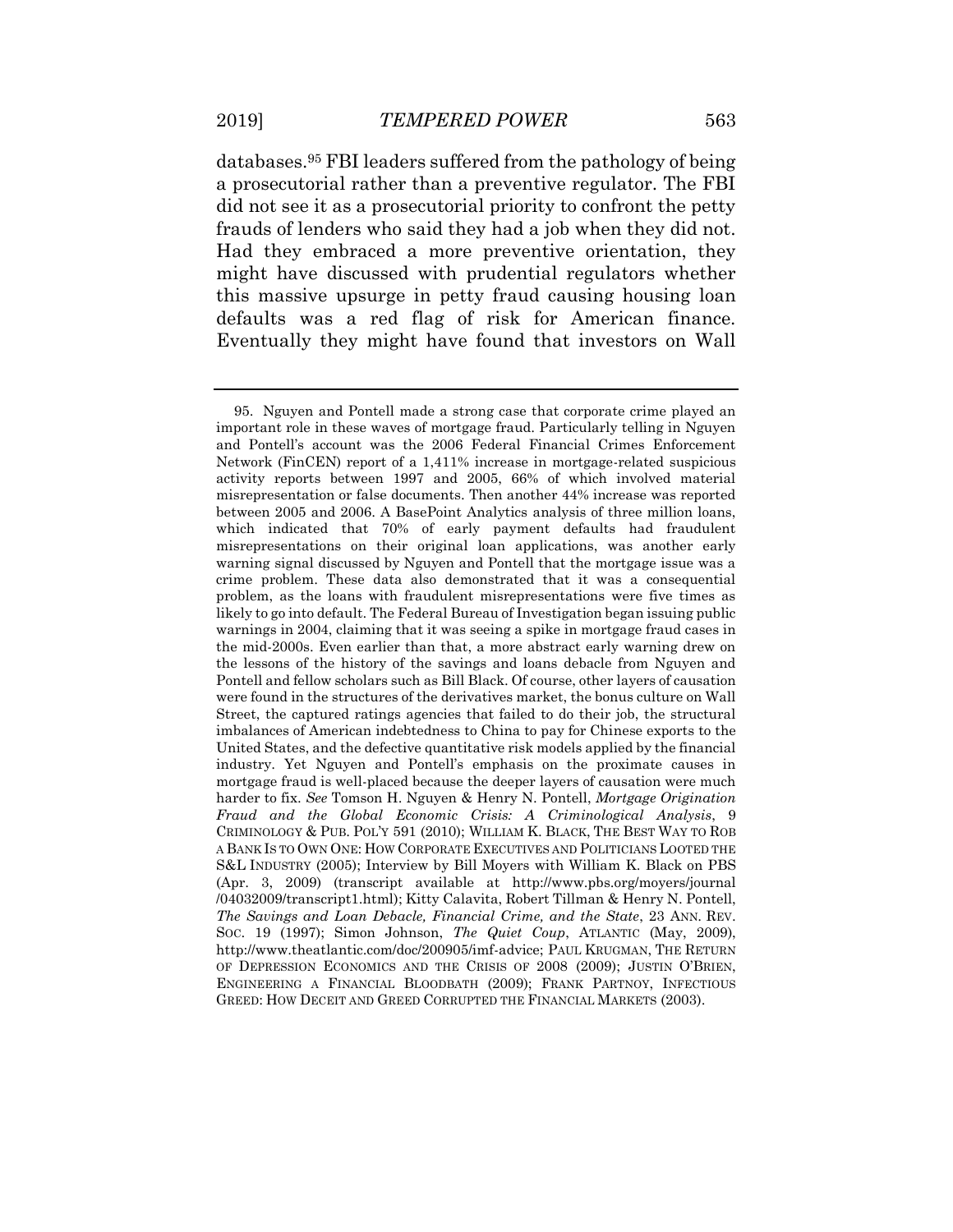databases.[95] FBI leaders suffered from the pathology of being a prosecutorial rather than a preventive regulator. The FBI did not see it as a prosecutorial priority to confront the petty frauds of lenders who said they had a job when they did not. Had they embraced a more preventive orientation, they might have discussed with prudential regulators whether this massive upsurge in petty fraud causing housing loan defaults was a red flag of risk for American finance. Eventually they might have found that investors on Wall

---

95. Nguyen and Pontell made a strong case that corporate crime played an important role in these waves of mortgage fraud. Particularly telling in Nguyen and Pontell's account was the 2006 Federal Financial Crimes Enforcement Network (FinCEN) report of a 1,411% increase in mortgage-related suspicious activity reports between 1997 and 2005, 66% of which involved material misrepresentation or false documents. Then another 44% increase was reported between 2005 and 2006. A BasePoint Analytics analysis of three million loans, which indicated that 70% of early payment defaults had fraudulent misrepresentations on their original loan applications, was another early warning signal discussed by Nguyen and Pontell that the mortgage issue was a crime problem. These data also demonstrated that it was a consequential problem, as the loans with fraudulent misrepresentations were five times as likely to go into default. The Federal Bureau of Investigation began issuing public warnings in 2004, claiming that it was seeing a spike in mortgage fraud cases in the mid-2000s. Even earlier than that, a more abstract early warning drew on the lessons of the history of the savings and loans debacle from Nguyen and Pontell and fellow scholars such as Bill Black. Of course, other layers of causation were found in the structures of the derivatives market, the bonus culture on Wall Street, the captured ratings agencies that failed to do their job, the structural imbalances of American indebtedness to China to pay for Chinese exports to the United States, and the defective quantitative risk models applied by the financial industry. Yet Nguyen and Pontell's emphasis on the proximate causes in mortgage fraud is well-placed because the deeper layers of causation were much harder to fix. *See* Tomson H. Nguyen & Henry N. Pontell, *Mortgage Origination Fraud and the Global Economic Crisis: A Criminological Analysis*, 9 CRIMINOLOGY & PUB. POL'Y 591 (2010); WILLIAM K. BLACK, THE BEST WAY TO ROB A BANK IS TO OWN ONE: HOW CORPORATE EXECUTIVES AND POLITICIANS LOOTED THE S&L INDUSTRY (2005); Interview by Bill Moyers with William K. Black on PBS (Apr. 3, 2009) (transcript available at http://www.pbs.org/moyers/journal/04032009/transcript1.html); Kitty Calavita, Robert Tillman & Henry N. Pontell, *The Savings and Loan Debacle, Financial Crime, and the State*, 23 ANN. REV. SOC. 19 (1997); Simon Johnson, *The Quiet Coup*, ATLANTIC (May, 2009), http://www.theatlantic.com/doc/200905/imf-advice; PAUL KRUGMAN, THE RETURN OF DEPRESSION ECONOMICS AND THE CRISIS OF 2008 (2009); JUSTIN O'BRIEN, ENGINEERING A FINANCIAL BLOODBATH (2009); FRANK PARTNOY, INFECTIOUS GREED: HOW DECEIT AND GREED CORRUPTED THE FINANCIAL MARKETS (2003).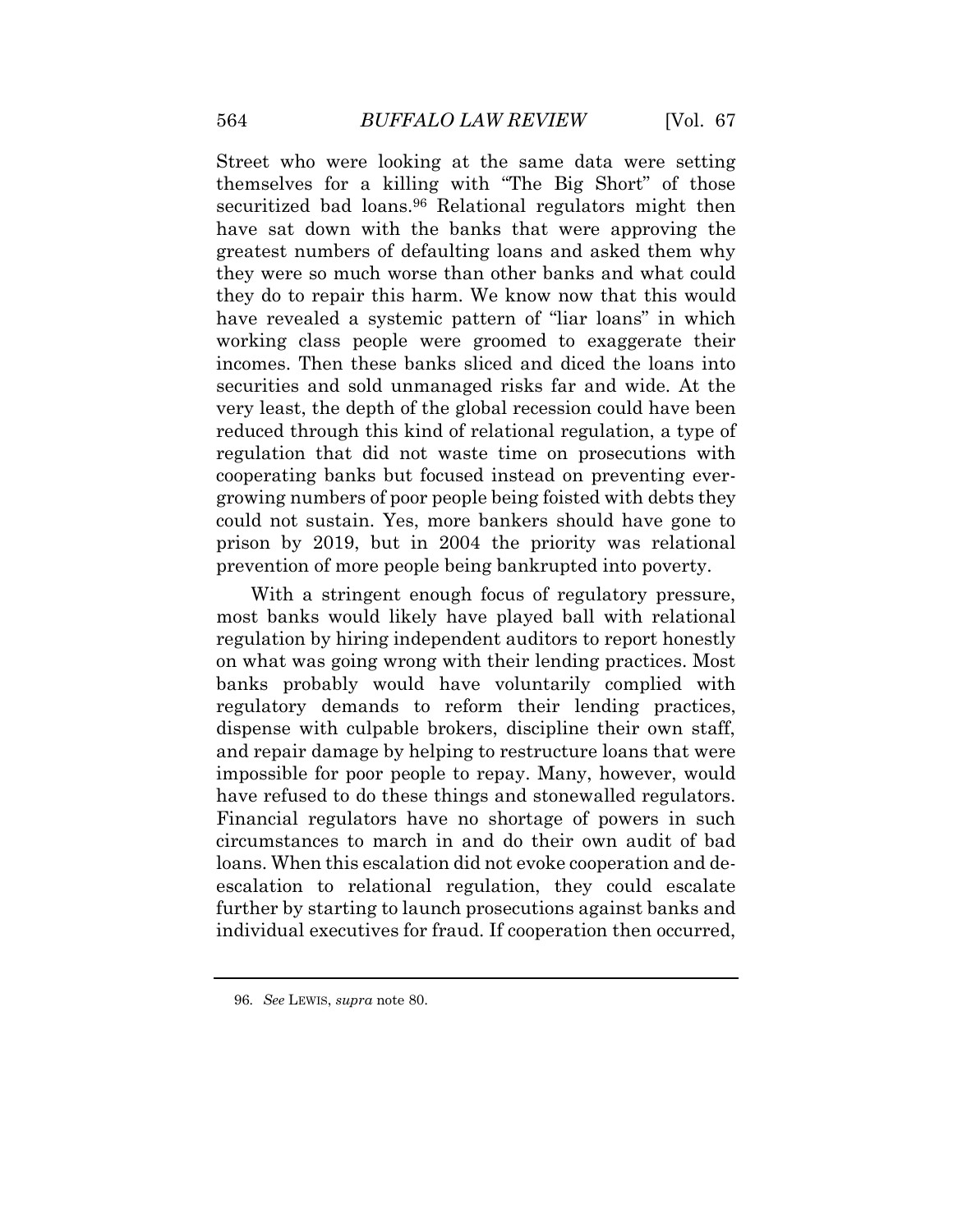Street who were looking at the same data were setting themselves for a killing with "The Big Short" of those securitized bad loans.[96] Relational regulators might then have sat down with the banks that were approving the greatest numbers of defaulting loans and asked them why they were so much worse than other banks and what could they do to repair this harm. We know now that this would have revealed a systemic pattern of "liar loans" in which working class people were groomed to exaggerate their incomes. Then these banks sliced and diced the loans into securities and sold unmanaged risks far and wide. At the very least, the depth of the global recession could have been reduced through this kind of relational regulation, a type of regulation that did not waste time on prosecutions with cooperating banks but focused instead on preventing ever-growing numbers of poor people being foisted with debts they could not sustain. Yes, more bankers should have gone to prison by 2019, but in 2004 the priority was relational prevention of more people being bankrupted into poverty.

With a stringent enough focus of regulatory pressure, most banks would likely have played ball with relational regulation by hiring independent auditors to report honestly on what was going wrong with their lending practices. Most banks probably would have voluntarily complied with regulatory demands to reform their lending practices, dispense with culpable brokers, discipline their own staff, and repair damage by helping to restructure loans that were impossible for poor people to repay. Many, however, would have refused to do these things and stonewalled regulators. Financial regulators have no shortage of powers in such circumstances to march in and do their own audit of bad loans. When this escalation did not evoke cooperation and de-escalation to relational regulation, they could escalate further by starting to launch prosecutions against banks and individual executives for fraud. If cooperation then occurred,

96. *See* LEWIS, *supra* note 80.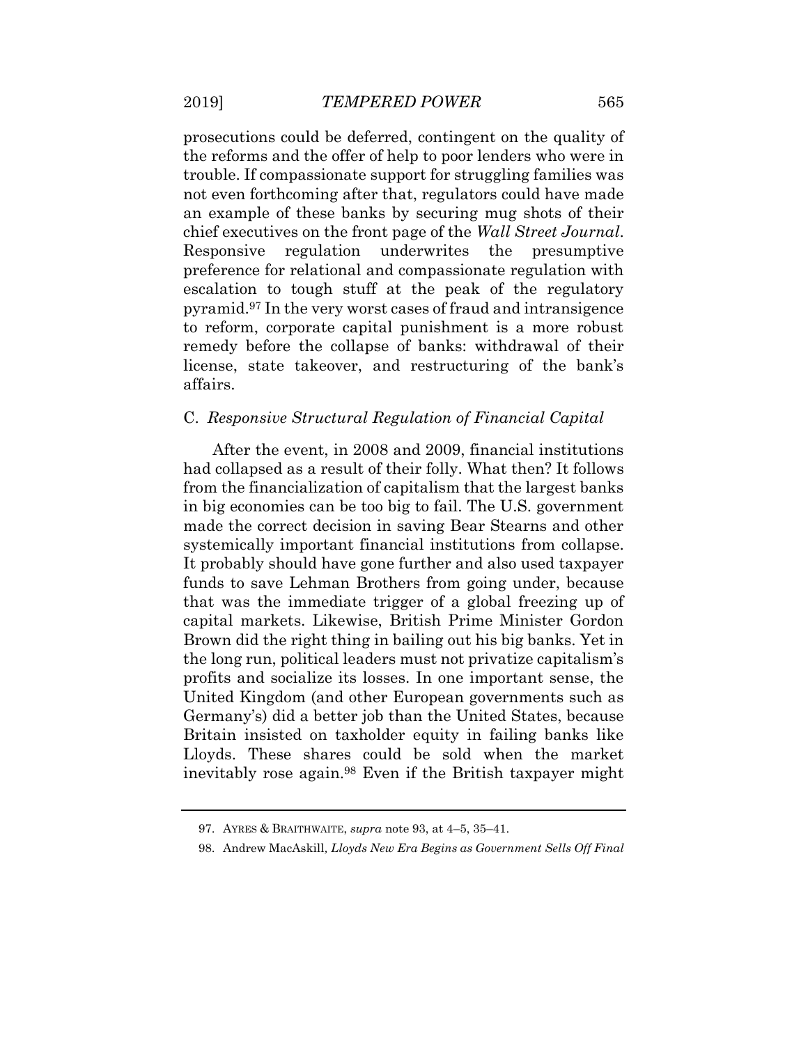prosecutions could be deferred, contingent on the quality of the reforms and the offer of help to poor lenders who were in trouble. If compassionate support for struggling families was not even forthcoming after that, regulators could have made an example of these banks by securing mug shots of their chief executives on the front page of the *Wall Street Journal*. Responsive regulation underwrites the presumptive preference for relational and compassionate regulation with escalation to tough stuff at the peak of the regulatory pyramid.[97] In the very worst cases of fraud and intransigence to reform, corporate capital punishment is a more robust remedy before the collapse of banks: withdrawal of their license, state takeover, and restructuring of the bank's affairs.

### C. *Responsive Structural Regulation of Financial Capital*

After the event, in 2008 and 2009, financial institutions had collapsed as a result of their folly. What then? It follows from the financialization of capitalism that the largest banks in big economies can be too big to fail. The U.S. government made the correct decision in saving Bear Stearns and other systemically important financial institutions from collapse. It probably should have gone further and also used taxpayer funds to save Lehman Brothers from going under, because that was the immediate trigger of a global freezing up of capital markets. Likewise, British Prime Minister Gordon Brown did the right thing in bailing out his big banks. Yet in the long run, political leaders must not privatize capitalism's profits and socialize its losses. In one important sense, the United Kingdom (and other European governments such as Germany's) did a better job than the United States, because Britain insisted on taxholder equity in failing banks like Lloyds. These shares could be sold when the market inevitably rose again.[98] Even if the British taxpayer might

---

97. AYRES & BRAITHWAITE, *supra* note 93, at 4–5, 35–41.

98. Andrew MacAskill, *Lloyds New Era Begins as Government Sells Off Final*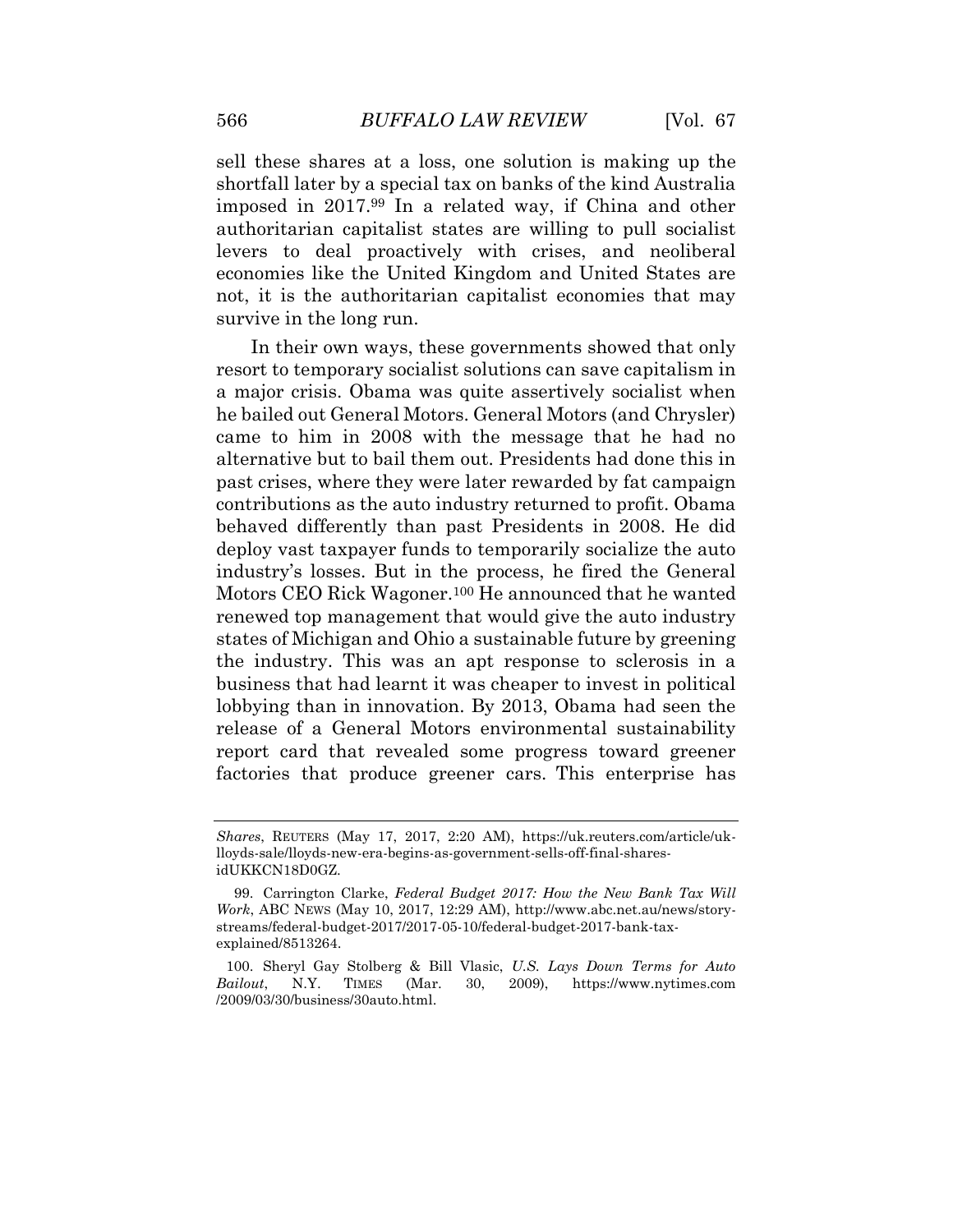sell these shares at a loss, one solution is making up the shortfall later by a special tax on banks of the kind Australia imposed in 2017.[99] In a related way, if China and other authoritarian capitalist states are willing to pull socialist levers to deal proactively with crises, and neoliberal economies like the United Kingdom and United States are not, it is the authoritarian capitalist economies that may survive in the long run.

In their own ways, these governments showed that only resort to temporary socialist solutions can save capitalism in a major crisis. Obama was quite assertively socialist when he bailed out General Motors. General Motors (and Chrysler) came to him in 2008 with the message that he had no alternative but to bail them out. Presidents had done this in past crises, where they were later rewarded by fat campaign contributions as the auto industry returned to profit. Obama behaved differently than past Presidents in 2008. He did deploy vast taxpayer funds to temporarily socialize the auto industry's losses. But in the process, he fired the General Motors CEO Rick Wagoner.[100] He announced that he wanted renewed top management that would give the auto industry states of Michigan and Ohio a sustainable future by greening the industry. This was an apt response to sclerosis in a business that had learnt it was cheaper to invest in political lobbying than in innovation. By 2013, Obama had seen the release of a General Motors environmental sustainability report card that revealed some progress toward greener factories that produce greener cars. This enterprise has

---

*Shares*, REUTERS (May 17, 2017, 2:20 AM), https://uk.reuters.com/article/uk-lloyds-sale/lloyds-new-era-begins-as-government-sells-off-final-shares-idUKKCN18D0GZ.

99. Carrington Clarke, *Federal Budget 2017: How the New Bank Tax Will Work*, ABC NEWS (May 10, 2017, 12:29 AM), http://www.abc.net.au/news/story-streams/federal-budget-2017/2017-05-10/federal-budget-2017-bank-tax-explained/8513264.

100. Sheryl Gay Stolberg & Bill Vlasic, *U.S. Lays Down Terms for Auto Bailout*, N.Y. TIMES (Mar. 30, 2009), https://www.nytimes.com/2009/03/30/business/30auto.html.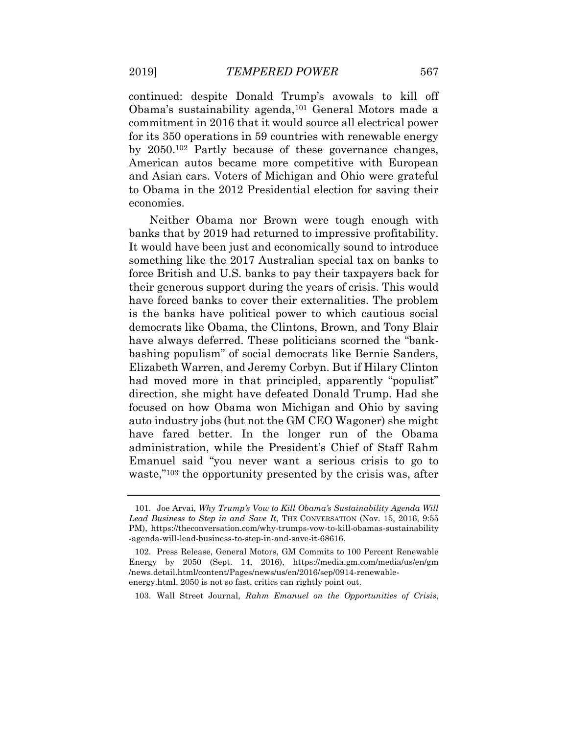continued: despite Donald Trump's avowals to kill off Obama's sustainability agenda,[101] General Motors made a commitment in 2016 that it would source all electrical power for its 350 operations in 59 countries with renewable energy by 2050.[102] Partly because of these governance changes, American autos became more competitive with European and Asian cars. Voters of Michigan and Ohio were grateful to Obama in the 2012 Presidential election for saving their economies.

Neither Obama nor Brown were tough enough with banks that by 2019 had returned to impressive profitability. It would have been just and economically sound to introduce something like the 2017 Australian special tax on banks to force British and U.S. banks to pay their taxpayers back for their generous support during the years of crisis. This would have forced banks to cover their externalities. The problem is the banks have political power to which cautious social democrats like Obama, the Clintons, Brown, and Tony Blair have always deferred. These politicians scorned the "bank-bashing populism" of social democrats like Bernie Sanders, Elizabeth Warren, and Jeremy Corbyn. But if Hilary Clinton had moved more in that principled, apparently "populist" direction, she might have defeated Donald Trump. Had she focused on how Obama won Michigan and Ohio by saving auto industry jobs (but not the GM CEO Wagoner) she might have fared better. In the longer run of the Obama administration, while the President's Chief of Staff Rahm Emanuel said "you never want a serious crisis to go to waste,"[103] the opportunity presented by the crisis was, after

---

101. Joe Arvai, *Why Trump's Vow to Kill Obama's Sustainability Agenda Will Lead Business to Step in and Save It*, THE CONVERSATION (Nov. 15, 2016, 9:55 PM), https://theconversation.com/why-trumps-vow-to-kill-obamas-sustainability-agenda-will-lead-business-to-step-in-and-save-it-68616.

102. Press Release, General Motors, GM Commits to 100 Percent Renewable Energy by 2050 (Sept. 14, 2016), https://media.gm.com/media/us/en/gm/news.detail.html/content/Pages/news/us/en/2016/sep/0914-renewable-energy.html. 2050 is not so fast, critics can rightly point out.

103. Wall Street Journal, *Rahm Emanuel on the Opportunities of Crisis*,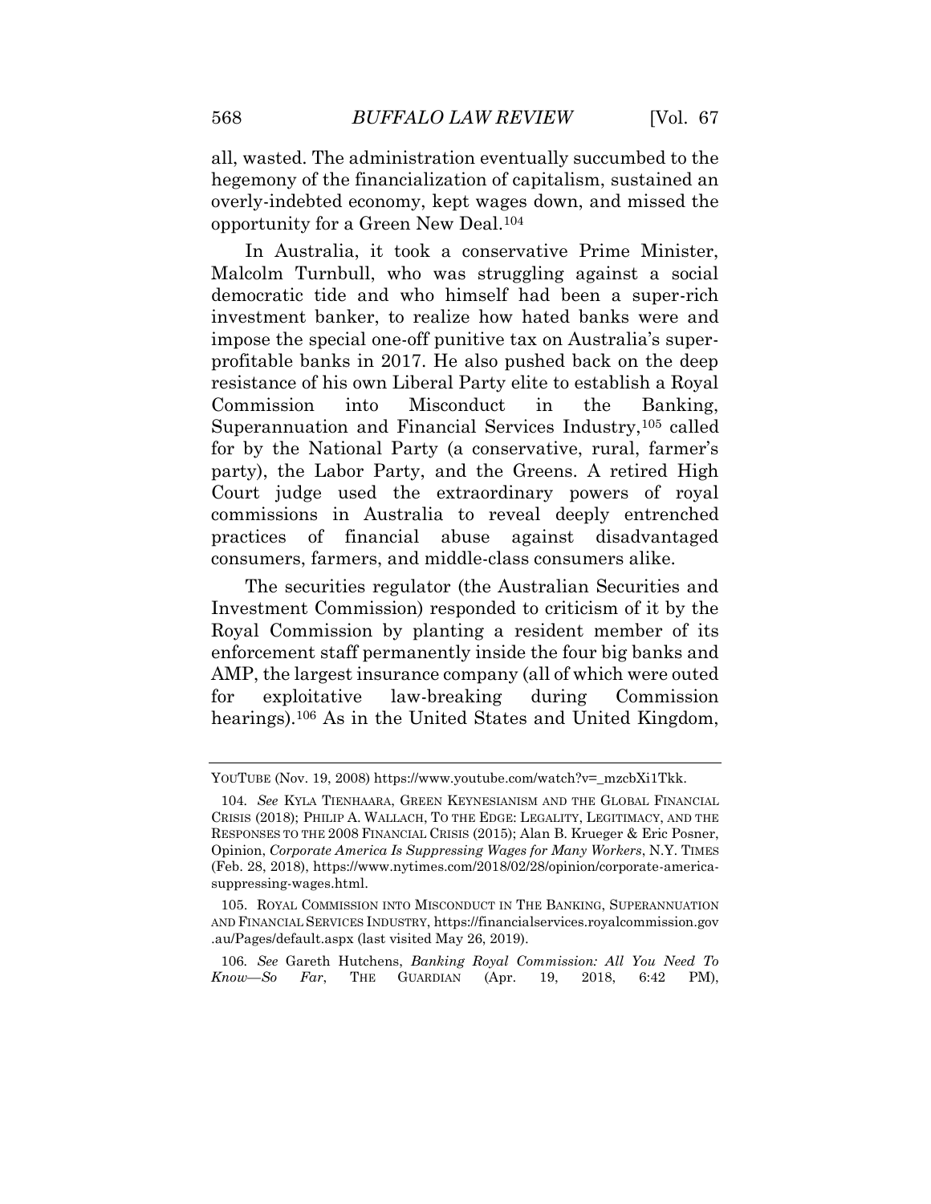all, wasted. The administration eventually succumbed to the hegemony of the financialization of capitalism, sustained an overly-indebted economy, kept wages down, and missed the opportunity for a Green New Deal.[104]

In Australia, it took a conservative Prime Minister, Malcolm Turnbull, who was struggling against a social democratic tide and who himself had been a super-rich investment banker, to realize how hated banks were and impose the special one-off punitive tax on Australia's super-profitable banks in 2017. He also pushed back on the deep resistance of his own Liberal Party elite to establish a Royal Commission into Misconduct in the Banking, Superannuation and Financial Services Industry,[105] called for by the National Party (a conservative, rural, farmer's party), the Labor Party, and the Greens. A retired High Court judge used the extraordinary powers of royal commissions in Australia to reveal deeply entrenched practices of financial abuse against disadvantaged consumers, farmers, and middle-class consumers alike.

The securities regulator (the Australian Securities and Investment Commission) responded to criticism of it by the Royal Commission by planting a resident member of its enforcement staff permanently inside the four big banks and AMP, the largest insurance company (all of which were outed for exploitative law-breaking during Commission hearings).[106] As in the United States and United Kingdom,

---

YOUTUBE (Nov. 19, 2008) https://www.youtube.com/watch?v=_mzcbXi1Tkk.

104. *See* KYLA TIENHAARA, GREEN KEYNESIANISM AND THE GLOBAL FINANCIAL CRISIS (2018); PHILIP A. WALLACH, TO THE EDGE: LEGALITY, LEGITIMACY, AND THE RESPONSES TO THE 2008 FINANCIAL CRISIS (2015); Alan B. Krueger & Eric Posner, Opinion, *Corporate America Is Suppressing Wages for Many Workers*, N.Y. TIMES (Feb. 28, 2018), https://www.nytimes.com/2018/02/28/opinion/corporate-america-suppressing-wages.html.

105. ROYAL COMMISSION INTO MISCONDUCT IN THE BANKING, SUPERANNUATION AND FINANCIAL SERVICES INDUSTRY, https://financialservices.royalcommission.gov.au/Pages/default.aspx (last visited May 26, 2019).

106. *See* Gareth Hutchens, *Banking Royal Commission: All You Need To Know—So Far*, THE GUARDIAN (Apr. 19, 2018, 6:42 PM),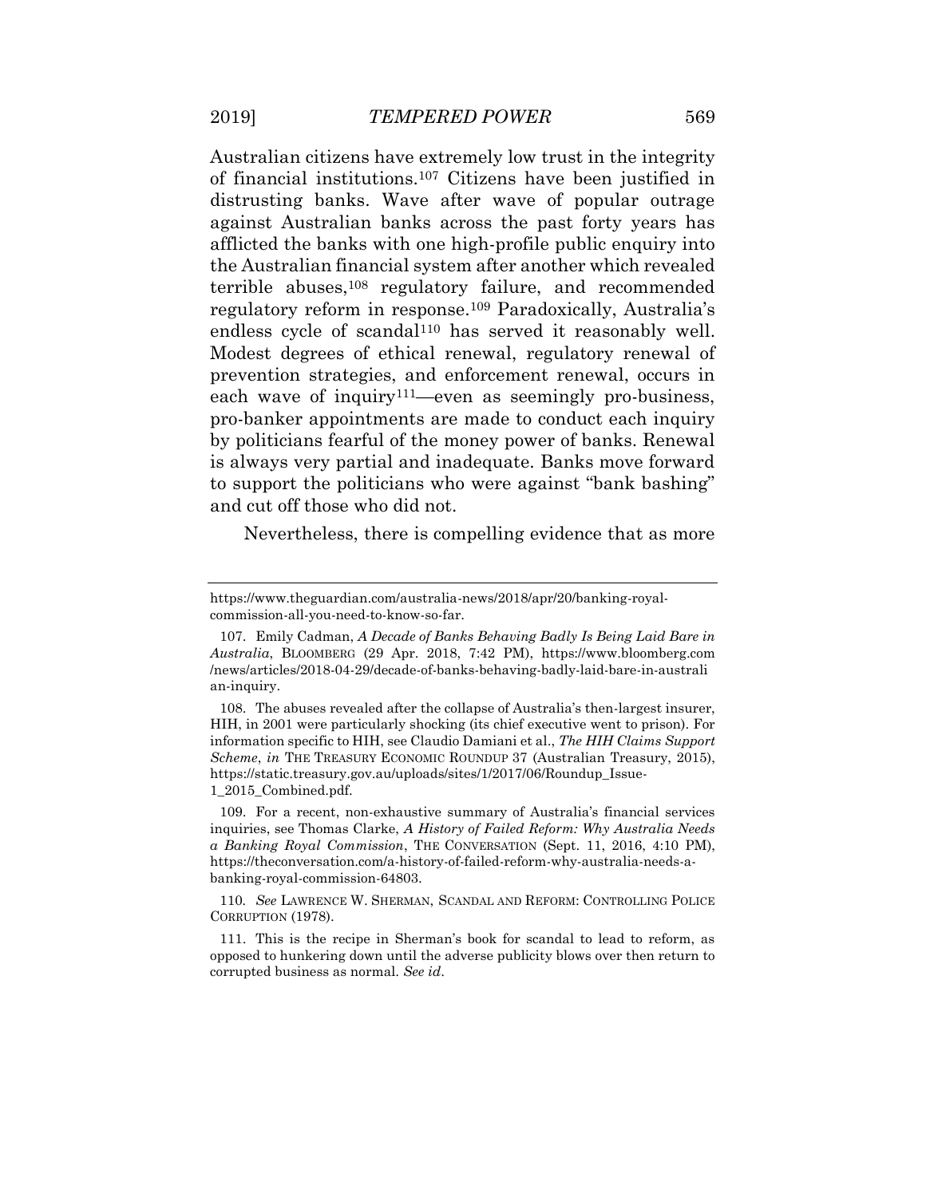Australian citizens have extremely low trust in the integrity of financial institutions.[107] Citizens have been justified in distrusting banks. Wave after wave of popular outrage against Australian banks across the past forty years has afflicted the banks with one high-profile public enquiry into the Australian financial system after another which revealed terrible abuses,[108] regulatory failure, and recommended regulatory reform in response.[109] Paradoxically, Australia's endless cycle of scandal[110] has served it reasonably well. Modest degrees of ethical renewal, regulatory renewal of prevention strategies, and enforcement renewal, occurs in each wave of inquiry[111]—even as seemingly pro-business, pro-banker appointments are made to conduct each inquiry by politicians fearful of the money power of banks. Renewal is always very partial and inadequate. Banks move forward to support the politicians who were against "bank bashing" and cut off those who did not.

Nevertheless, there is compelling evidence that as more

---

https://www.theguardian.com/australia-news/2018/apr/20/banking-royal-commission-all-you-need-to-know-so-far.

107. Emily Cadman, *A Decade of Banks Behaving Badly Is Being Laid Bare in Australia*, BLOOMBERG (29 Apr. 2018, 7:42 PM), https://www.bloomberg.com/news/articles/2018-04-29/decade-of-banks-behaving-badly-laid-bare-in-australian-inquiry.

108. The abuses revealed after the collapse of Australia's then-largest insurer, HIH, in 2001 were particularly shocking (its chief executive went to prison). For information specific to HIH, see Claudio Damiani et al., *The HIH Claims Support Scheme*, *in* THE TREASURY ECONOMIC ROUNDUP 37 (Australian Treasury, 2015), https://static.treasury.gov.au/uploads/sites/1/2017/06/Roundup_Issue-1_2015_Combined.pdf.

109. For a recent, non-exhaustive summary of Australia's financial services inquiries, see Thomas Clarke, *A History of Failed Reform: Why Australia Needs a Banking Royal Commission*, THE CONVERSATION (Sept. 11, 2016, 4:10 PM), https://theconversation.com/a-history-of-failed-reform-why-australia-needs-a-banking-royal-commission-64803.

110. *See* LAWRENCE W. SHERMAN, SCANDAL AND REFORM: CONTROLLING POLICE CORRUPTION (1978).

111. This is the recipe in Sherman's book for scandal to lead to reform, as opposed to hunkering down until the adverse publicity blows over then return to corrupted business as normal. *See id*.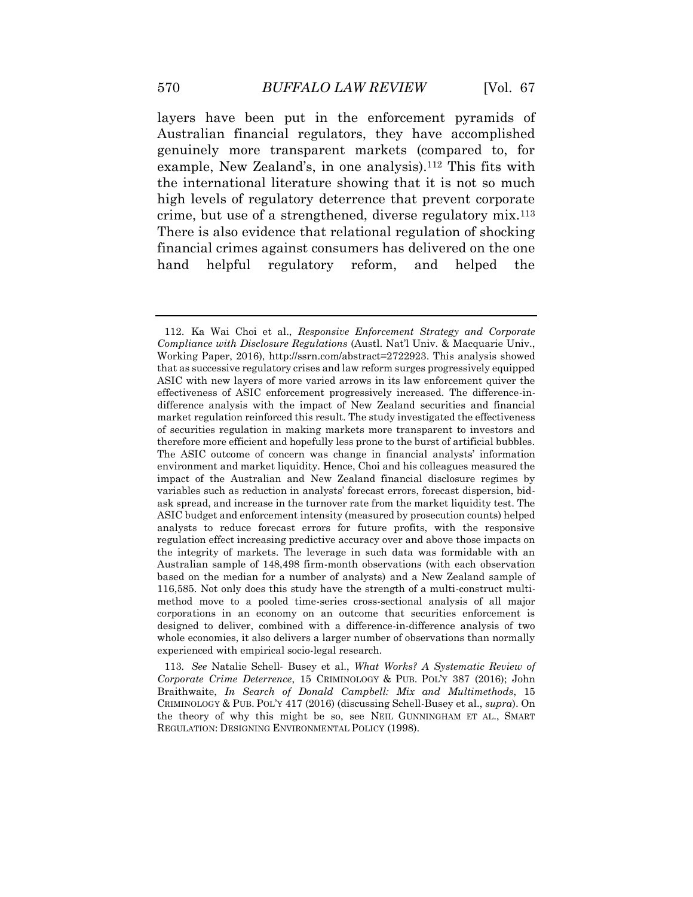layers have been put in the enforcement pyramids of Australian financial regulators, they have accomplished genuinely more transparent markets (compared to, for example, New Zealand's, in one analysis).[112] This fits with the international literature showing that it is not so much high levels of regulatory deterrence that prevent corporate crime, but use of a strengthened, diverse regulatory mix.[113] There is also evidence that relational regulation of shocking financial crimes against consumers has delivered on the one hand helpful regulatory reform, and helped the

---

112. Ka Wai Choi et al., *Responsive Enforcement Strategy and Corporate Compliance with Disclosure Regulations* (Austl. Nat'l Univ. & Macquarie Univ., Working Paper, 2016), http://ssrn.com/abstract=2722923. This analysis showed that as successive regulatory crises and law reform surges progressively equipped ASIC with new layers of more varied arrows in its law enforcement quiver the effectiveness of ASIC enforcement progressively increased. The difference-in-difference analysis with the impact of New Zealand securities and financial market regulation reinforced this result. The study investigated the effectiveness of securities regulation in making markets more transparent to investors and therefore more efficient and hopefully less prone to the burst of artificial bubbles. The ASIC outcome of concern was change in financial analysts' information environment and market liquidity. Hence, Choi and his colleagues measured the impact of the Australian and New Zealand financial disclosure regimes by variables such as reduction in analysts' forecast errors, forecast dispersion, bid-ask spread, and increase in the turnover rate from the market liquidity test. The ASIC budget and enforcement intensity (measured by prosecution counts) helped analysts to reduce forecast errors for future profits, with the responsive regulation effect increasing predictive accuracy over and above those impacts on the integrity of markets. The leverage in such data was formidable with an Australian sample of 148,498 firm-month observations (with each observation based on the median for a number of analysts) and a New Zealand sample of 116,585. Not only does this study have the strength of a multi-construct multi-method move to a pooled time-series cross-sectional analysis of all major corporations in an economy on an outcome that securities enforcement is designed to deliver, combined with a difference-in-difference analysis of two whole economies, it also delivers a larger number of observations than normally experienced with empirical socio-legal research.

113. *See* Natalie Schell- Busey et al., *What Works? A Systematic Review of Corporate Crime Deterrence*, 15 CRIMINOLOGY & PUB. POL'Y 387 (2016); John Braithwaite, *In Search of Donald Campbell: Mix and Multimethods*, 15 CRIMINOLOGY & PUB. POL'Y 417 (2016) (discussing Schell-Busey et al., *supra*). On the theory of why this might be so, see NEIL GUNNINGHAM ET AL., SMART REGULATION: DESIGNING ENVIRONMENTAL POLICY (1998).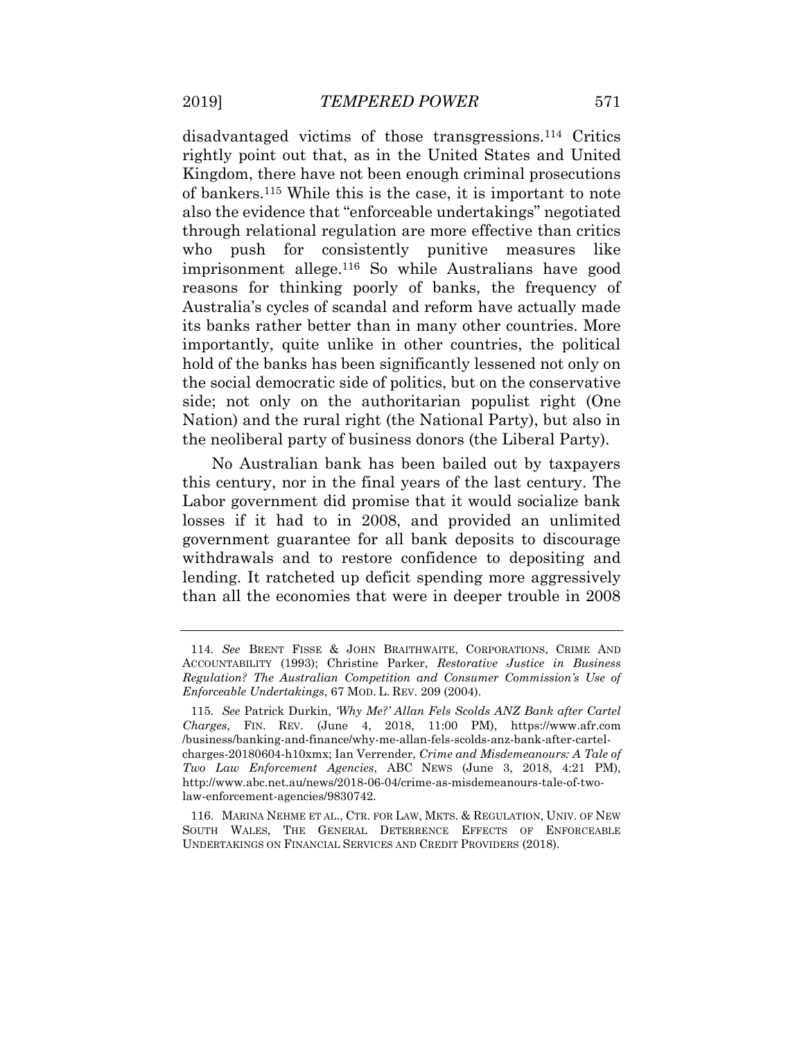disadvantaged victims of those transgressions.[114] Critics rightly point out that, as in the United States and United Kingdom, there have not been enough criminal prosecutions of bankers.[115] While this is the case, it is important to note also the evidence that "enforceable undertakings" negotiated through relational regulation are more effective than critics who push for consistently punitive measures like imprisonment allege.[116] So while Australians have good reasons for thinking poorly of banks, the frequency of Australia's cycles of scandal and reform have actually made its banks rather better than in many other countries. More importantly, quite unlike in other countries, the political hold of the banks has been significantly lessened not only on the social democratic side of politics, but on the conservative side; not only on the authoritarian populist right (One Nation) and the rural right (the National Party), but also in the neoliberal party of business donors (the Liberal Party).

No Australian bank has been bailed out by taxpayers this century, nor in the final years of the last century. The Labor government did promise that it would socialize bank losses if it had to in 2008, and provided an unlimited government guarantee for all bank deposits to discourage withdrawals and to restore confidence to depositing and lending. It ratcheted up deficit spending more aggressively than all the economies that were in deeper trouble in 2008

---

114. *See* BRENT FISSE & JOHN BRAITHWAITE, CORPORATIONS, CRIME AND ACCOUNTABILITY (1993); Christine Parker, *Restorative Justice in Business Regulation? The Australian Competition and Consumer Commission's Use of Enforceable Undertakings*, 67 MOD. L. REV. 209 (2004).

115. *See* Patrick Durkin, *'Why Me?' Allan Fels Scolds ANZ Bank after Cartel Charges*, FIN. REV. (June 4, 2018, 11:00 PM), https://www.afr.com/business/banking-and-finance/why-me-allan-fels-scolds-anz-bank-after-cartel-charges-20180604-h10xmx; Ian Verrender, *Crime and Misdemeanours: A Tale of Two Law Enforcement Agencies*, ABC NEWS (June 3, 2018, 4:21 PM), http://www.abc.net.au/news/2018-06-04/crime-as-misdemeanours-tale-of-two-law-enforcement-agencies/9830742.

116. MARINA NEHME ET AL., CTR. FOR LAW, MKTS. & REGULATION, UNIV. OF NEW SOUTH WALES, THE GENERAL DETERRENCE EFFECTS OF ENFORCEABLE UNDERTAKINGS ON FINANCIAL SERVICES AND CREDIT PROVIDERS (2018).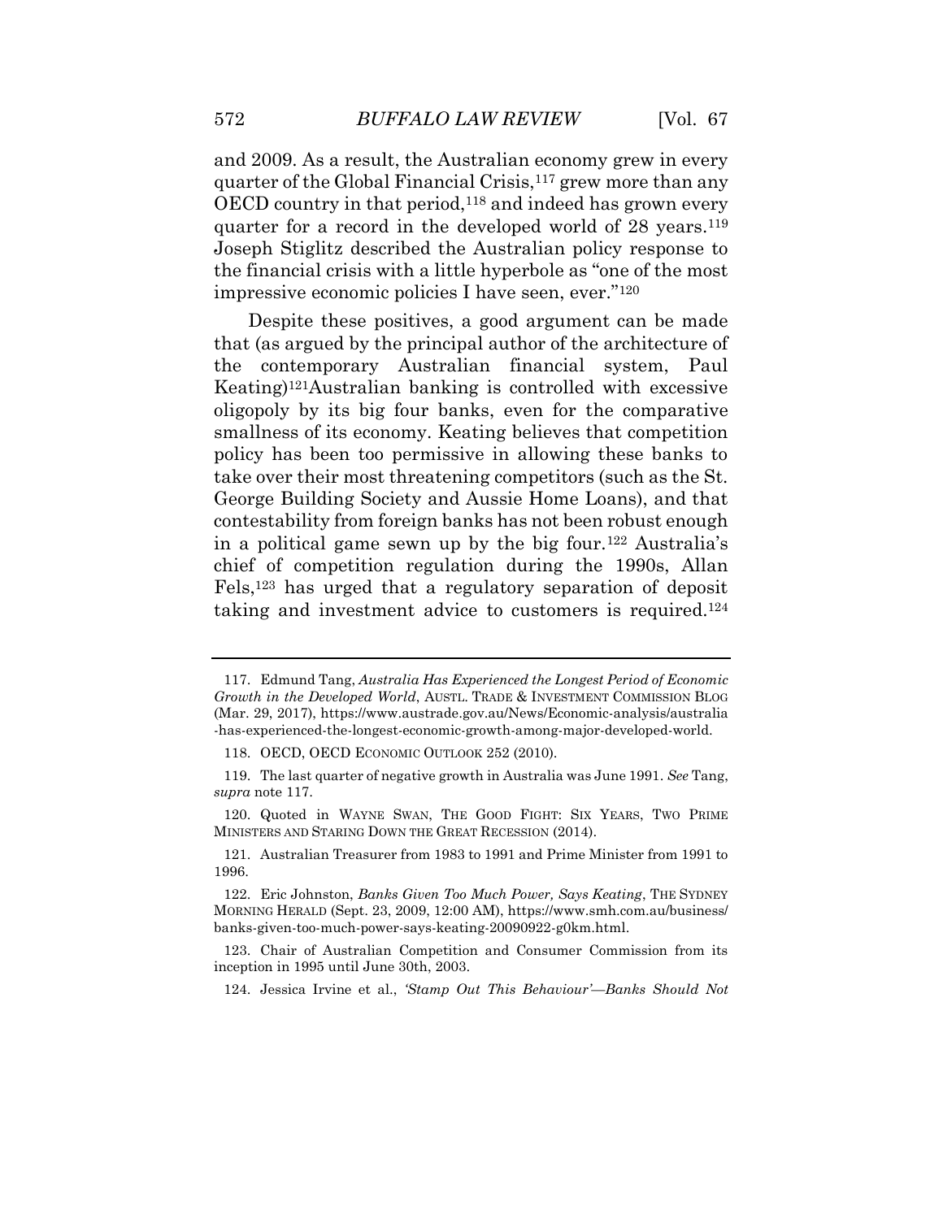and 2009. As a result, the Australian economy grew in every quarter of the Global Financial Crisis,[117] grew more than any OECD country in that period,[118] and indeed has grown every quarter for a record in the developed world of 28 years.[119] Joseph Stiglitz described the Australian policy response to the financial crisis with a little hyperbole as "one of the most impressive economic policies I have seen, ever."[120]

Despite these positives, a good argument can be made that (as argued by the principal author of the architecture of the contemporary Australian financial system, Paul Keating)[121]Australian banking is controlled with excessive oligopoly by its big four banks, even for the comparative smallness of its economy. Keating believes that competition policy has been too permissive in allowing these banks to take over their most threatening competitors (such as the St. George Building Society and Aussie Home Loans), and that contestability from foreign banks has not been robust enough in a political game sewn up by the big four.[122] Australia's chief of competition regulation during the 1990s, Allan Fels,[123] has urged that a regulatory separation of deposit taking and investment advice to customers is required.[124]

---

117. Edmund Tang, *Australia Has Experienced the Longest Period of Economic Growth in the Developed World*, AUSTL. TRADE & INVESTMENT COMMISSION BLOG (Mar. 29, 2017), https://www.austrade.gov.au/News/Economic-analysis/australia-has-experienced-the-longest-economic-growth-among-major-developed-world.

118. OECD, OECD ECONOMIC OUTLOOK 252 (2010).

119. The last quarter of negative growth in Australia was June 1991. *See* Tang, *supra* note 117.

120. Quoted in WAYNE SWAN, THE GOOD FIGHT: SIX YEARS, TWO PRIME MINISTERS AND STARING DOWN THE GREAT RECESSION (2014).

121. Australian Treasurer from 1983 to 1991 and Prime Minister from 1991 to 1996.

122. Eric Johnston, *Banks Given Too Much Power, Says Keating*, THE SYDNEY MORNING HERALD (Sept. 23, 2009, 12:00 AM), https://www.smh.com.au/business/banks-given-too-much-power-says-keating-20090922-g0km.html.

123. Chair of Australian Competition and Consumer Commission from its inception in 1995 until June 30th, 2003.

124. Jessica Irvine et al., *'Stamp Out This Behaviour'—Banks Should Not*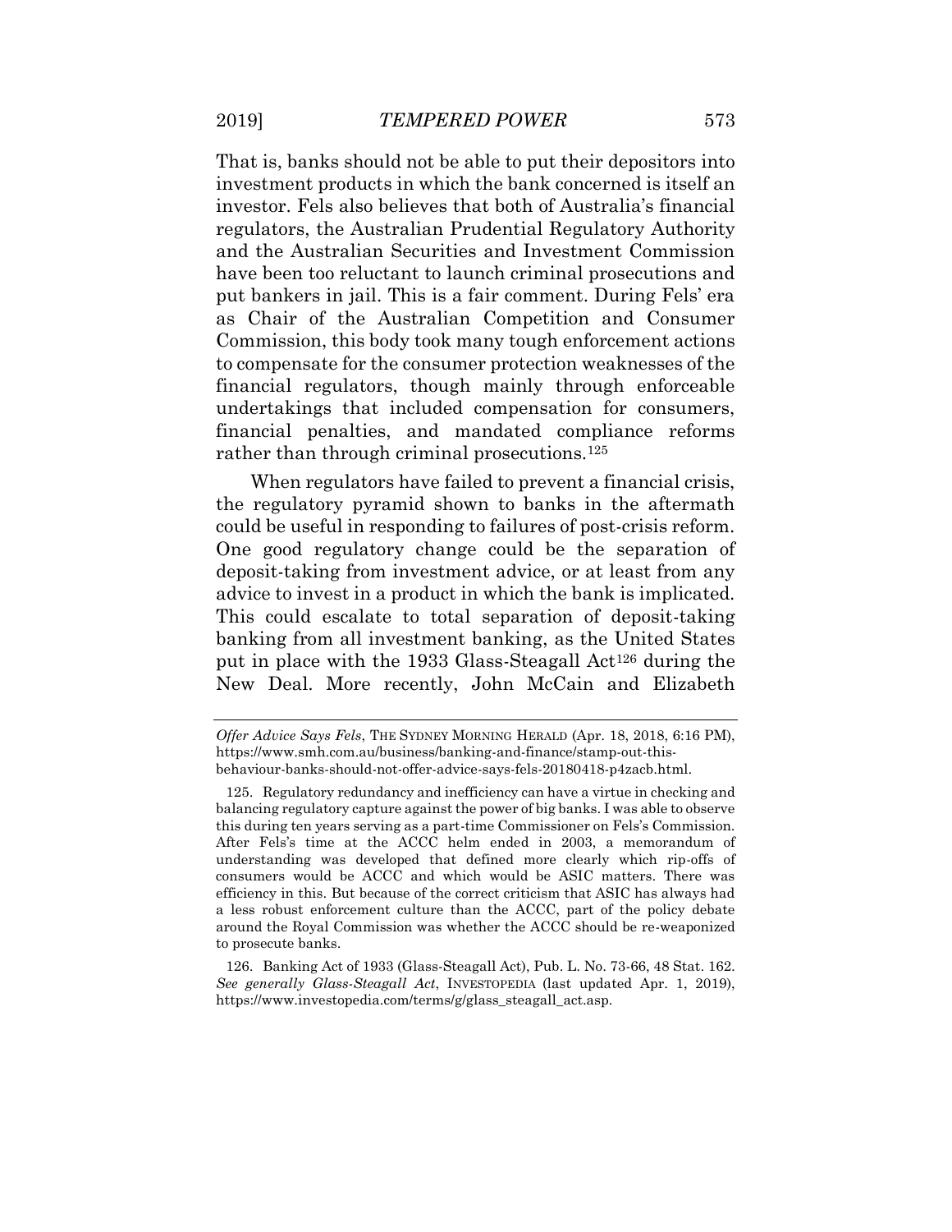That is, banks should not be able to put their depositors into investment products in which the bank concerned is itself an investor. Fels also believes that both of Australia's financial regulators, the Australian Prudential Regulatory Authority and the Australian Securities and Investment Commission have been too reluctant to launch criminal prosecutions and put bankers in jail. This is a fair comment. During Fels' era as Chair of the Australian Competition and Consumer Commission, this body took many tough enforcement actions to compensate for the consumer protection weaknesses of the financial regulators, though mainly through enforceable undertakings that included compensation for consumers, financial penalties, and mandated compliance reforms rather than through criminal prosecutions.[125]

When regulators have failed to prevent a financial crisis, the regulatory pyramid shown to banks in the aftermath could be useful in responding to failures of post-crisis reform. One good regulatory change could be the separation of deposit-taking from investment advice, or at least from any advice to invest in a product in which the bank is implicated. This could escalate to total separation of deposit-taking banking from all investment banking, as the United States put in place with the 1933 Glass-Steagall Act[126] during the New Deal. More recently, John McCain and Elizabeth

---

*Offer Advice Says Fels*, THE SYDNEY MORNING HERALD (Apr. 18, 2018, 6:16 PM), https://www.smh.com.au/business/banking-and-finance/stamp-out-this-behaviour-banks-should-not-offer-advice-says-fels-20180418-p4zacb.html.

125. Regulatory redundancy and inefficiency can have a virtue in checking and balancing regulatory capture against the power of big banks. I was able to observe this during ten years serving as a part-time Commissioner on Fels's Commission. After Fels's time at the ACCC helm ended in 2003, a memorandum of understanding was developed that defined more clearly which rip-offs of consumers would be ACCC and which would be ASIC matters. There was efficiency in this. But because of the correct criticism that ASIC has always had a less robust enforcement culture than the ACCC, part of the policy debate around the Royal Commission was whether the ACCC should be re-weaponized to prosecute banks.

126. Banking Act of 1933 (Glass-Steagall Act), Pub. L. No. 73-66, 48 Stat. 162. *See generally Glass-Steagall Act*, INVESTOPEDIA (last updated Apr. 1, 2019), https://www.investopedia.com/terms/g/glass_steagall_act.asp.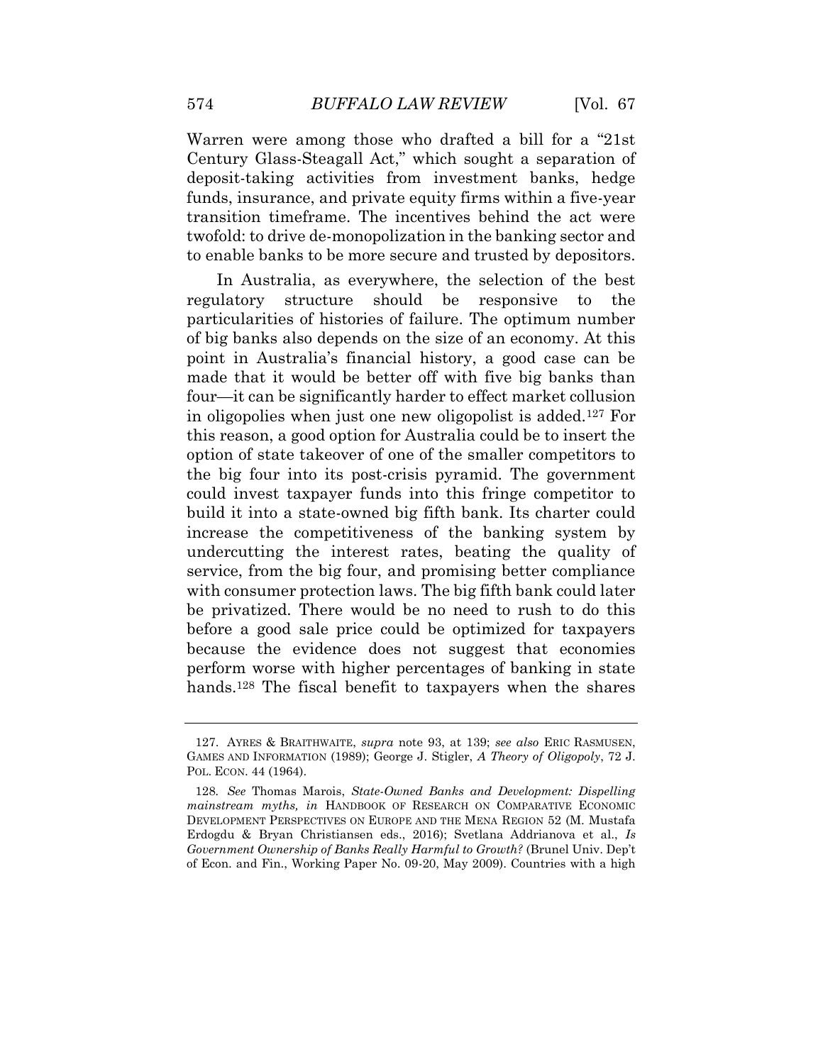Warren were among those who drafted a bill for a "21st Century Glass-Steagall Act," which sought a separation of deposit-taking activities from investment banks, hedge funds, insurance, and private equity firms within a five-year transition timeframe. The incentives behind the act were twofold: to drive de-monopolization in the banking sector and to enable banks to be more secure and trusted by depositors.

In Australia, as everywhere, the selection of the best regulatory structure should be responsive to the particularities of histories of failure. The optimum number of big banks also depends on the size of an economy. At this point in Australia's financial history, a good case can be made that it would be better off with five big banks than four—it can be significantly harder to effect market collusion in oligopolies when just one new oligopolist is added.[127] For this reason, a good option for Australia could be to insert the option of state takeover of one of the smaller competitors to the big four into its post-crisis pyramid. The government could invest taxpayer funds into this fringe competitor to build it into a state-owned big fifth bank. Its charter could increase the competitiveness of the banking system by undercutting the interest rates, beating the quality of service, from the big four, and promising better compliance with consumer protection laws. The big fifth bank could later be privatized. There would be no need to rush to do this before a good sale price could be optimized for taxpayers because the evidence does not suggest that economies perform worse with higher percentages of banking in state hands.[128] The fiscal benefit to taxpayers when the shares

---

127. AYRES & BRAITHWAITE, *supra* note 93, at 139; *see also* ERIC RASMUSEN, GAMES AND INFORMATION (1989); George J. Stigler, *A Theory of Oligopoly*, 72 J. POL. ECON. 44 (1964).

128. *See* Thomas Marois, *State-Owned Banks and Development: Dispelling mainstream myths, in* HANDBOOK OF RESEARCH ON COMPARATIVE ECONOMIC DEVELOPMENT PERSPECTIVES ON EUROPE AND THE MENA REGION 52 (M. Mustafa Erdogdu & Bryan Christiansen eds., 2016); Svetlana Addrianova et al., *Is Government Ownership of Banks Really Harmful to Growth?* (Brunel Univ. Dep't of Econ. and Fin., Working Paper No. 09-20, May 2009). Countries with a high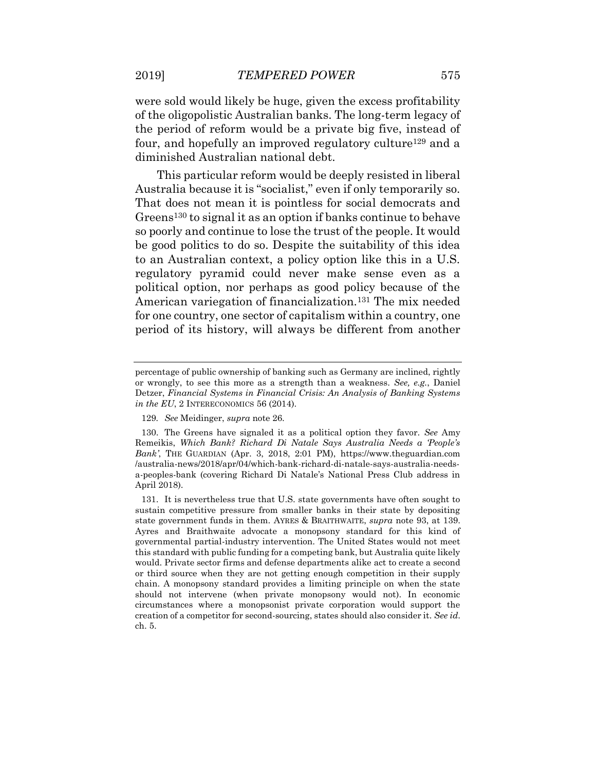were sold would likely be huge, given the excess profitability of the oligopolistic Australian banks. The long-term legacy of the period of reform would be a private big five, instead of four, and hopefully an improved regulatory culture[129] and a diminished Australian national debt.

This particular reform would be deeply resisted in liberal Australia because it is "socialist," even if only temporarily so. That does not mean it is pointless for social democrats and Greens[130] to signal it as an option if banks continue to behave so poorly and continue to lose the trust of the people. It would be good politics to do so. Despite the suitability of this idea to an Australian context, a policy option like this in a U.S. regulatory pyramid could never make sense even as a political option, nor perhaps as good policy because of the American variegation of financialization.[131] The mix needed for one country, one sector of capitalism within a country, one period of its history, will always be different from another

---

percentage of public ownership of banking such as Germany are inclined, rightly or wrongly, to see this more as a strength than a weakness. *See, e.g.*, Daniel Detzer, *Financial Systems in Financial Crisis: An Analysis of Banking Systems in the EU*, 2 INTERECONOMICS 56 (2014).

129. *See* Meidinger, *supra* note 26.

130. The Greens have signaled it as a political option they favor. *See* Amy Remeikis, *Which Bank? Richard Di Natale Says Australia Needs a 'People's Bank'*, THE GUARDIAN (Apr. 3, 2018, 2:01 PM), https://www.theguardian.com/australia-news/2018/apr/04/which-bank-richard-di-natale-says-australia-needs-a-peoples-bank (covering Richard Di Natale's National Press Club address in April 2018).

131. It is nevertheless true that U.S. state governments have often sought to sustain competitive pressure from smaller banks in their state by depositing state government funds in them. AYRES & BRAITHWAITE, *supra* note 93, at 139. Ayres and Braithwaite advocate a monopsony standard for this kind of governmental partial-industry intervention. The United States would not meet this standard with public funding for a competing bank, but Australia quite likely would. Private sector firms and defense departments alike act to create a second or third source when they are not getting enough competition in their supply chain. A monopsony standard provides a limiting principle on when the state should not intervene (when private monopsony would not). In economic circumstances where a monopsonist private corporation would support the creation of a competitor for second-sourcing, states should also consider it. *See id*. ch. 5.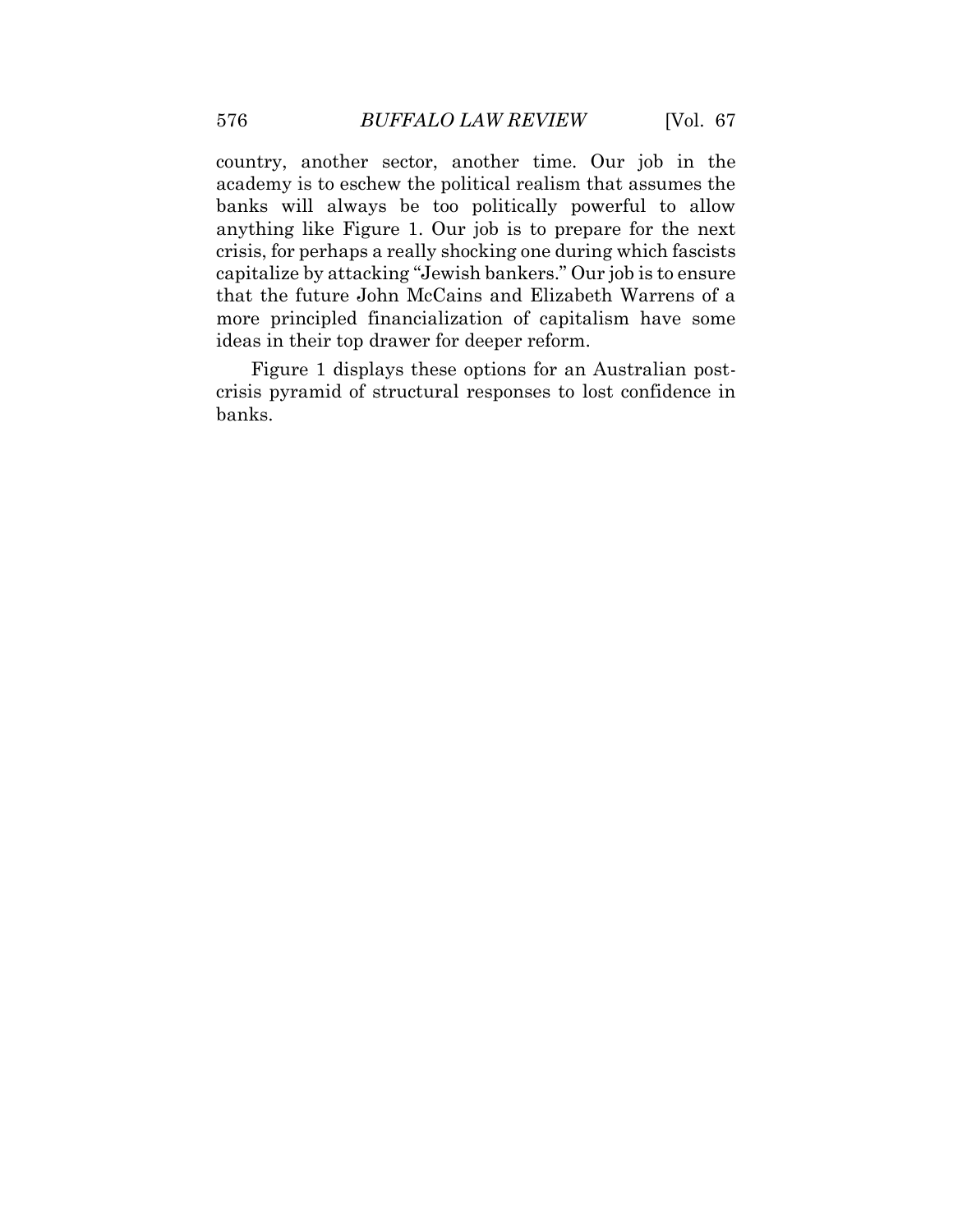country, another sector, another time. Our job in the academy is to eschew the political realism that assumes the banks will always be too politically powerful to allow anything like Figure 1. Our job is to prepare for the next crisis, for perhaps a really shocking one during which fascists capitalize by attacking "Jewish bankers." Our job is to ensure that the future John McCains and Elizabeth Warrens of a more principled financialization of capitalism have some ideas in their top drawer for deeper reform.

Figure 1 displays these options for an Australian post-crisis pyramid of structural responses to lost confidence in banks.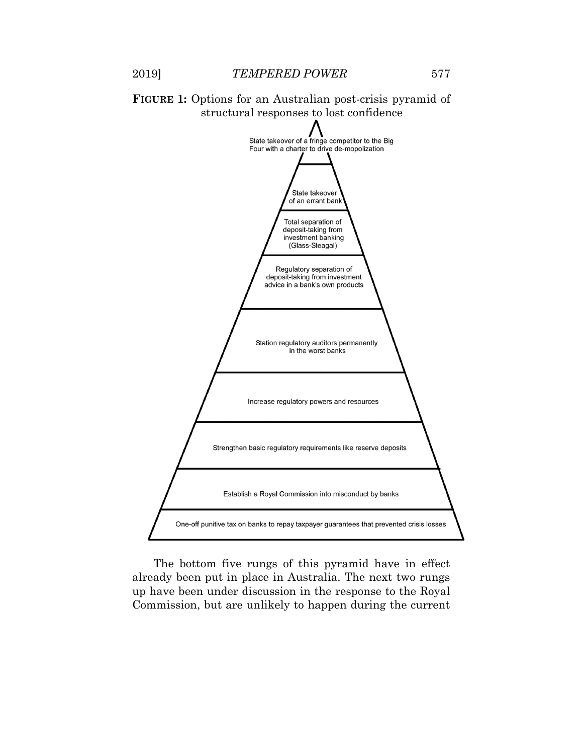**FIGURE 1:** Options for an Australian post-crisis pyramid of structural responses to lost confidence

- State takeover of a fringe competitor to the Big Four with a charter to drive de-mopolization
- State takeover of an errant bank
- Total separation of deposit-taking from investment banking (Glass-Steagal)
- Regulatory separation of deposit-taking from investment advice in a bank's own products
- Station regulatory auditors permanently in the worst banks
- Increase regulatory powers and resources
- Strengthen basic regulatory requirements like reserve deposits
- Establish a Royal Commission into misconduct by banks
- One-off punitive tax on banks to repay taxpayer guarantees that prevented crisis losses

The bottom five rungs of this pyramid have in effect already been put in place in Australia. The next two rungs up have been under discussion in the response to the Royal Commission, but are unlikely to happen during the current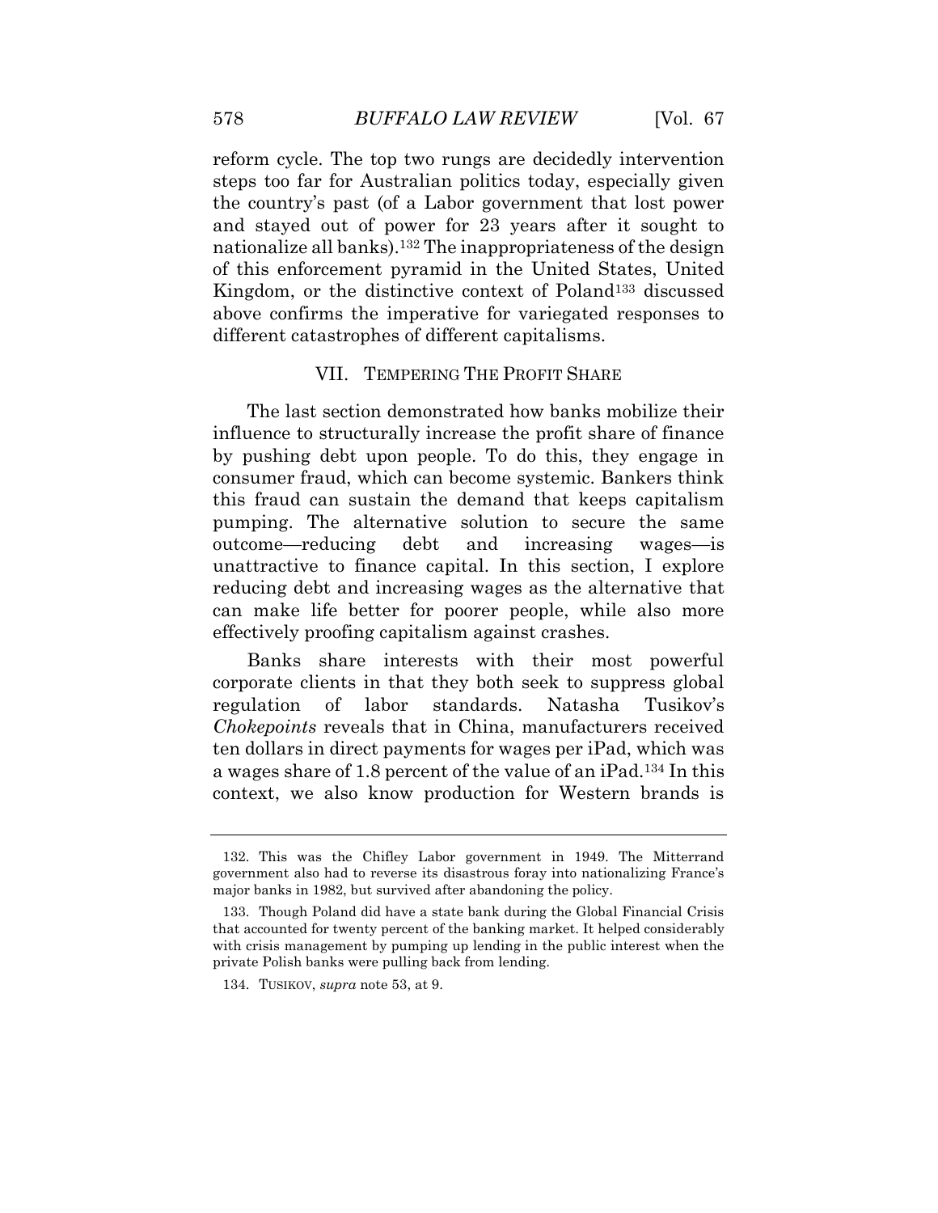reform cycle. The top two rungs are decidedly intervention steps too far for Australian politics today, especially given the country's past (of a Labor government that lost power and stayed out of power for 23 years after it sought to nationalize all banks).[132] The inappropriateness of the design of this enforcement pyramid in the United States, United Kingdom, or the distinctive context of Poland[133] discussed above confirms the imperative for variegated responses to different catastrophes of different capitalisms.

## VII. TEMPERING THE PROFIT SHARE

The last section demonstrated how banks mobilize their influence to structurally increase the profit share of finance by pushing debt upon people. To do this, they engage in consumer fraud, which can become systemic. Bankers think this fraud can sustain the demand that keeps capitalism pumping. The alternative solution to secure the same outcome—reducing debt and increasing wages—is unattractive to finance capital. In this section, I explore reducing debt and increasing wages as the alternative that can make life better for poorer people, while also more effectively proofing capitalism against crashes.

Banks share interests with their most powerful corporate clients in that they both seek to suppress global regulation of labor standards. Natasha Tusikov's *Chokepoints* reveals that in China, manufacturers received ten dollars in direct payments for wages per iPad, which was a wages share of 1.8 percent of the value of an iPad.[134] In this context, we also know production for Western brands is

---

132. This was the Chifley Labor government in 1949. The Mitterrand government also had to reverse its disastrous foray into nationalizing France's major banks in 1982, but survived after abandoning the policy.

133. Though Poland did have a state bank during the Global Financial Crisis that accounted for twenty percent of the banking market. It helped considerably with crisis management by pumping up lending in the public interest when the private Polish banks were pulling back from lending.

134. TUSIKOV, *supra* note 53, at 9.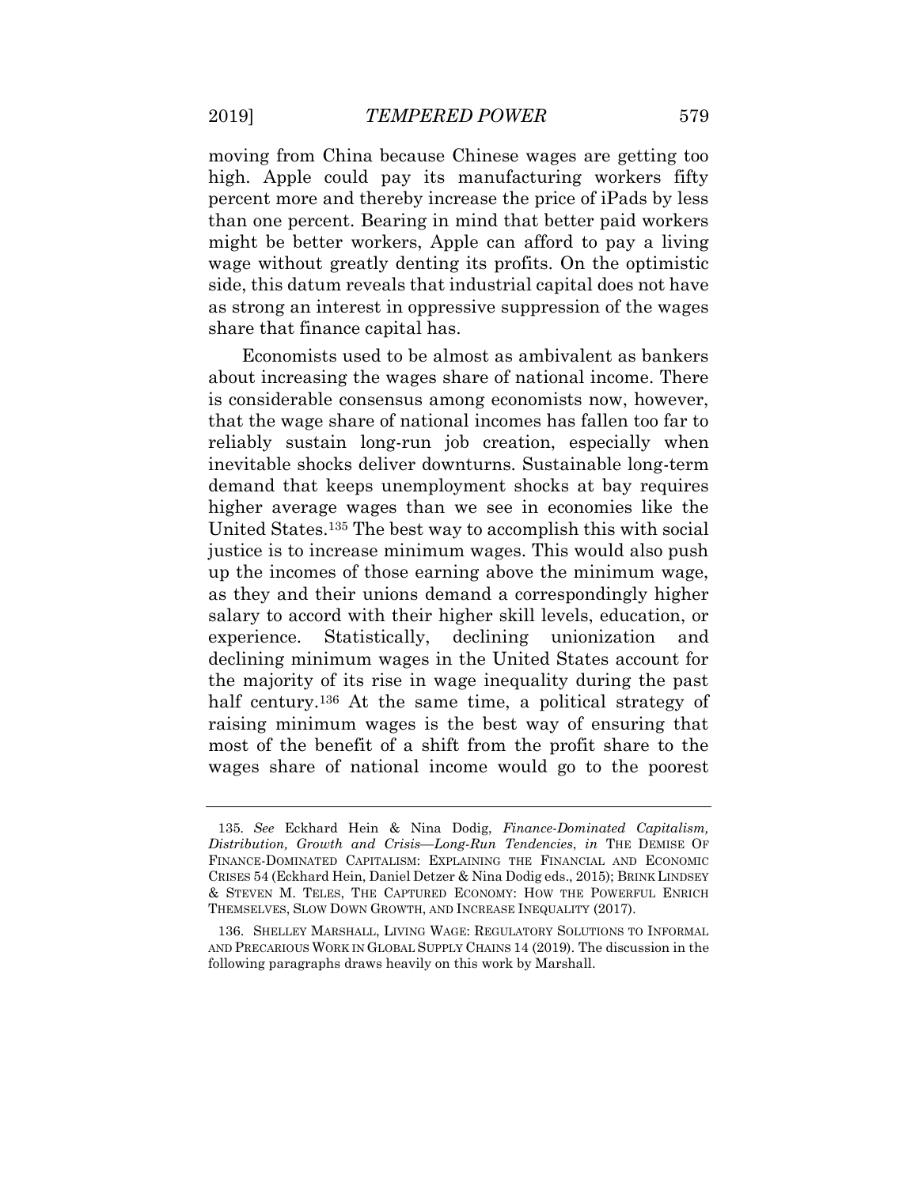moving from China because Chinese wages are getting too high. Apple could pay its manufacturing workers fifty percent more and thereby increase the price of iPads by less than one percent. Bearing in mind that better paid workers might be better workers, Apple can afford to pay a living wage without greatly denting its profits. On the optimistic side, this datum reveals that industrial capital does not have as strong an interest in oppressive suppression of the wages share that finance capital has.

Economists used to be almost as ambivalent as bankers about increasing the wages share of national income. There is considerable consensus among economists now, however, that the wage share of national incomes has fallen too far to reliably sustain long-run job creation, especially when inevitable shocks deliver downturns. Sustainable long-term demand that keeps unemployment shocks at bay requires higher average wages than we see in economies like the United States.[135] The best way to accomplish this with social justice is to increase minimum wages. This would also push up the incomes of those earning above the minimum wage, as they and their unions demand a correspondingly higher salary to accord with their higher skill levels, education, or experience. Statistically, declining unionization and declining minimum wages in the United States account for the majority of its rise in wage inequality during the past half century.[136] At the same time, a political strategy of raising minimum wages is the best way of ensuring that most of the benefit of a shift from the profit share to the wages share of national income would go to the poorest

---

135. *See* Eckhard Hein & Nina Dodig, *Finance-Dominated Capitalism, Distribution, Growth and Crisis—Long-Run Tendencies*, *in* THE DEMISE OF FINANCE-DOMINATED CAPITALISM: EXPLAINING THE FINANCIAL AND ECONOMIC CRISES 54 (Eckhard Hein, Daniel Detzer & Nina Dodig eds., 2015); BRINK LINDSEY & STEVEN M. TELES, THE CAPTURED ECONOMY: HOW THE POWERFUL ENRICH THEMSELVES, SLOW DOWN GROWTH, AND INCREASE INEQUALITY (2017).

136. SHELLEY MARSHALL, LIVING WAGE: REGULATORY SOLUTIONS TO INFORMAL AND PRECARIOUS WORK IN GLOBAL SUPPLY CHAINS 14 (2019). The discussion in the following paragraphs draws heavily on this work by Marshall.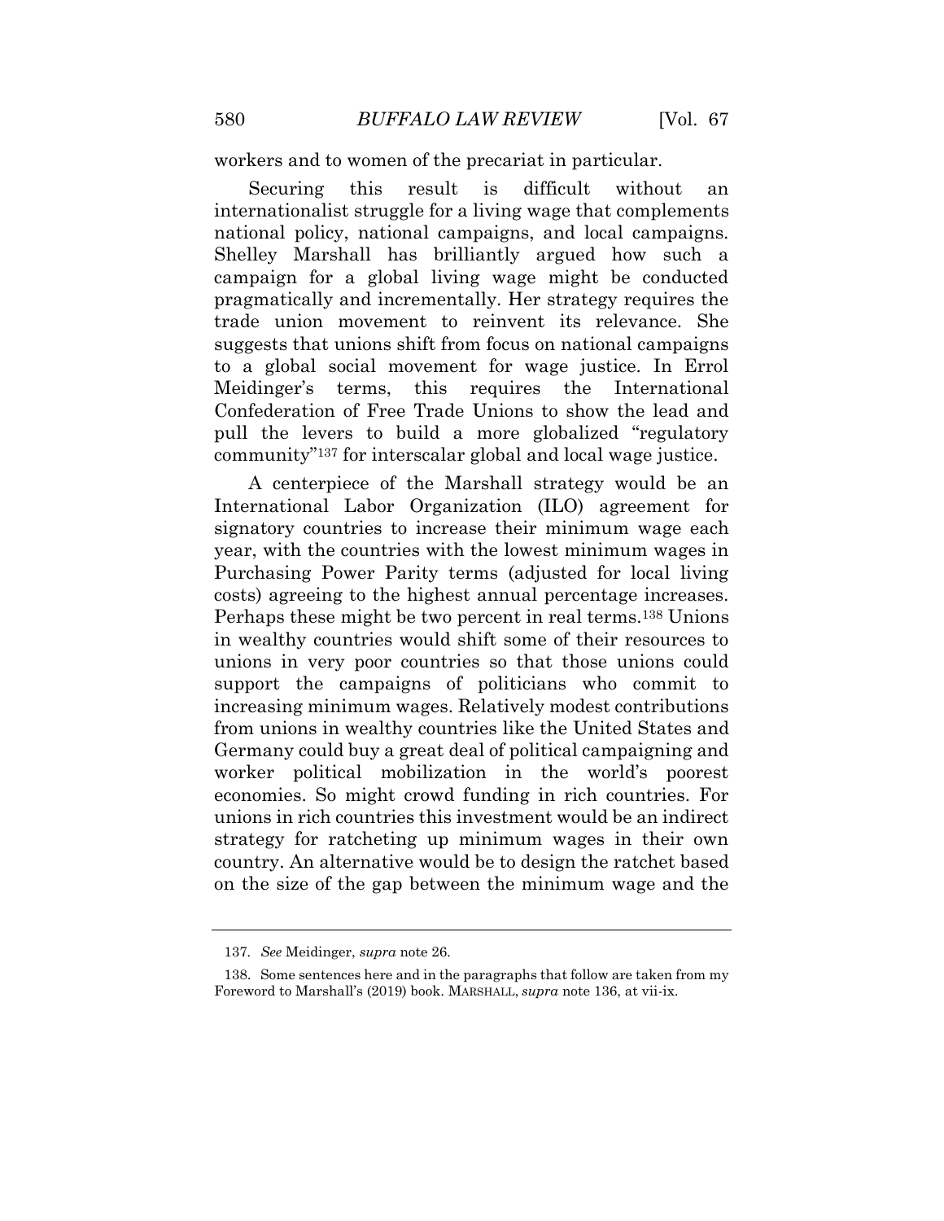workers and to women of the precariat in particular.

Securing this result is difficult without an internationalist struggle for a living wage that complements national policy, national campaigns, and local campaigns. Shelley Marshall has brilliantly argued how such a campaign for a global living wage might be conducted pragmatically and incrementally. Her strategy requires the trade union movement to reinvent its relevance. She suggests that unions shift from focus on national campaigns to a global social movement for wage justice. In Errol Meidinger's terms, this requires the International Confederation of Free Trade Unions to show the lead and pull the levers to build a more globalized "regulatory community"[137] for interscalar global and local wage justice.

A centerpiece of the Marshall strategy would be an International Labor Organization (ILO) agreement for signatory countries to increase their minimum wage each year, with the countries with the lowest minimum wages in Purchasing Power Parity terms (adjusted for local living costs) agreeing to the highest annual percentage increases. Perhaps these might be two percent in real terms.[138] Unions in wealthy countries would shift some of their resources to unions in very poor countries so that those unions could support the campaigns of politicians who commit to increasing minimum wages. Relatively modest contributions from unions in wealthy countries like the United States and Germany could buy a great deal of political campaigning and worker political mobilization in the world's poorest economies. So might crowd funding in rich countries. For unions in rich countries this investment would be an indirect strategy for ratcheting up minimum wages in their own country. An alternative would be to design the ratchet based on the size of the gap between the minimum wage and the

---

137. *See* Meidinger, *supra* note 26.

138. Some sentences here and in the paragraphs that follow are taken from my Foreword to Marshall's (2019) book. MARSHALL, *supra* note 136, at vii-ix.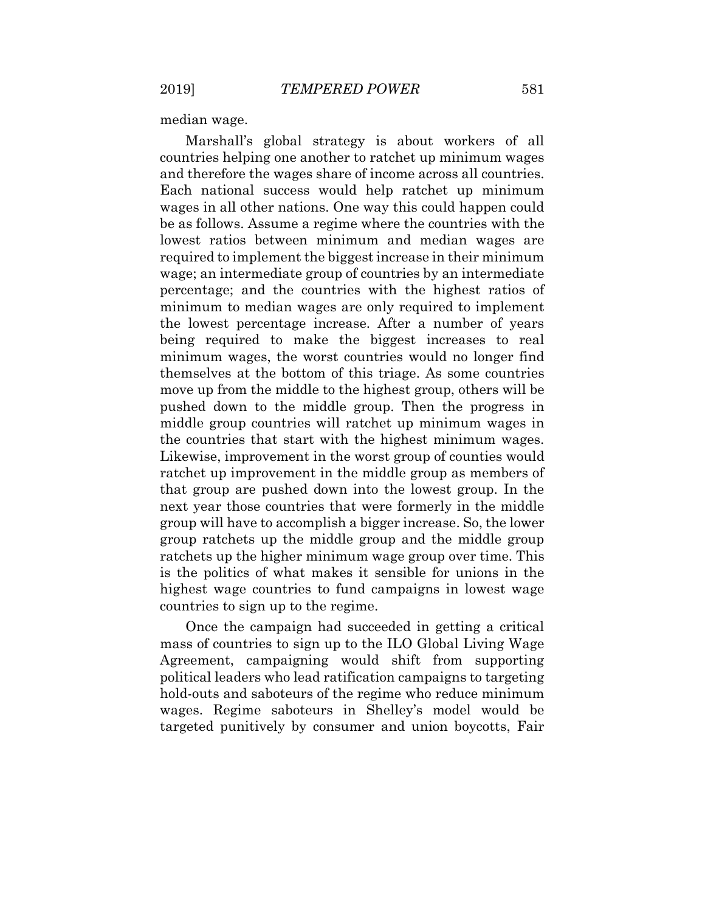median wage.

Marshall's global strategy is about workers of all countries helping one another to ratchet up minimum wages and therefore the wages share of income across all countries. Each national success would help ratchet up minimum wages in all other nations. One way this could happen could be as follows. Assume a regime where the countries with the lowest ratios between minimum and median wages are required to implement the biggest increase in their minimum wage; an intermediate group of countries by an intermediate percentage; and the countries with the highest ratios of minimum to median wages are only required to implement the lowest percentage increase. After a number of years being required to make the biggest increases to real minimum wages, the worst countries would no longer find themselves at the bottom of this triage. As some countries move up from the middle to the highest group, others will be pushed down to the middle group. Then the progress in middle group countries will ratchet up minimum wages in the countries that start with the highest minimum wages. Likewise, improvement in the worst group of counties would ratchet up improvement in the middle group as members of that group are pushed down into the lowest group. In the next year those countries that were formerly in the middle group will have to accomplish a bigger increase. So, the lower group ratchets up the middle group and the middle group ratchets up the higher minimum wage group over time. This is the politics of what makes it sensible for unions in the highest wage countries to fund campaigns in lowest wage countries to sign up to the regime.

Once the campaign had succeeded in getting a critical mass of countries to sign up to the ILO Global Living Wage Agreement, campaigning would shift from supporting political leaders who lead ratification campaigns to targeting hold-outs and saboteurs of the regime who reduce minimum wages. Regime saboteurs in Shelley's model would be targeted punitively by consumer and union boycotts, Fair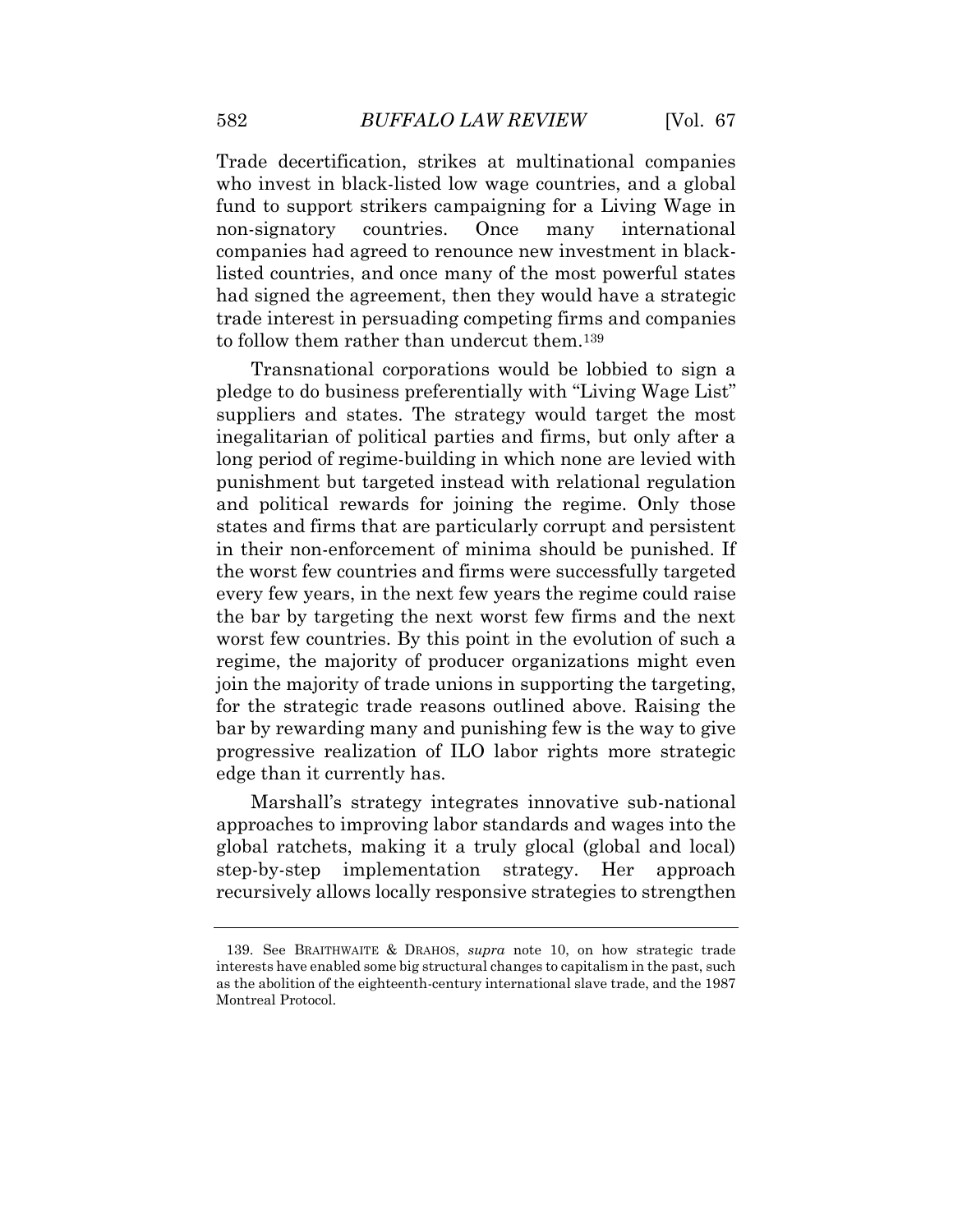Trade decertification, strikes at multinational companies who invest in black-listed low wage countries, and a global fund to support strikers campaigning for a Living Wage in non-signatory countries. Once many international companies had agreed to renounce new investment in black-listed countries, and once many of the most powerful states had signed the agreement, then they would have a strategic trade interest in persuading competing firms and companies to follow them rather than undercut them.[139]

Transnational corporations would be lobbied to sign a pledge to do business preferentially with "Living Wage List" suppliers and states. The strategy would target the most inegalitarian of political parties and firms, but only after a long period of regime-building in which none are levied with punishment but targeted instead with relational regulation and political rewards for joining the regime. Only those states and firms that are particularly corrupt and persistent in their non-enforcement of minima should be punished. If the worst few countries and firms were successfully targeted every few years, in the next few years the regime could raise the bar by targeting the next worst few firms and the next worst few countries. By this point in the evolution of such a regime, the majority of producer organizations might even join the majority of trade unions in supporting the targeting, for the strategic trade reasons outlined above. Raising the bar by rewarding many and punishing few is the way to give progressive realization of ILO labor rights more strategic edge than it currently has.

Marshall's strategy integrates innovative sub-national approaches to improving labor standards and wages into the global ratchets, making it a truly glocal (global and local) step-by-step implementation strategy. Her approach recursively allows locally responsive strategies to strengthen

---

139. See BRAITHWAITE & DRAHOS, *supra* note 10, on how strategic trade interests have enabled some big structural changes to capitalism in the past, such as the abolition of the eighteenth-century international slave trade, and the 1987 Montreal Protocol.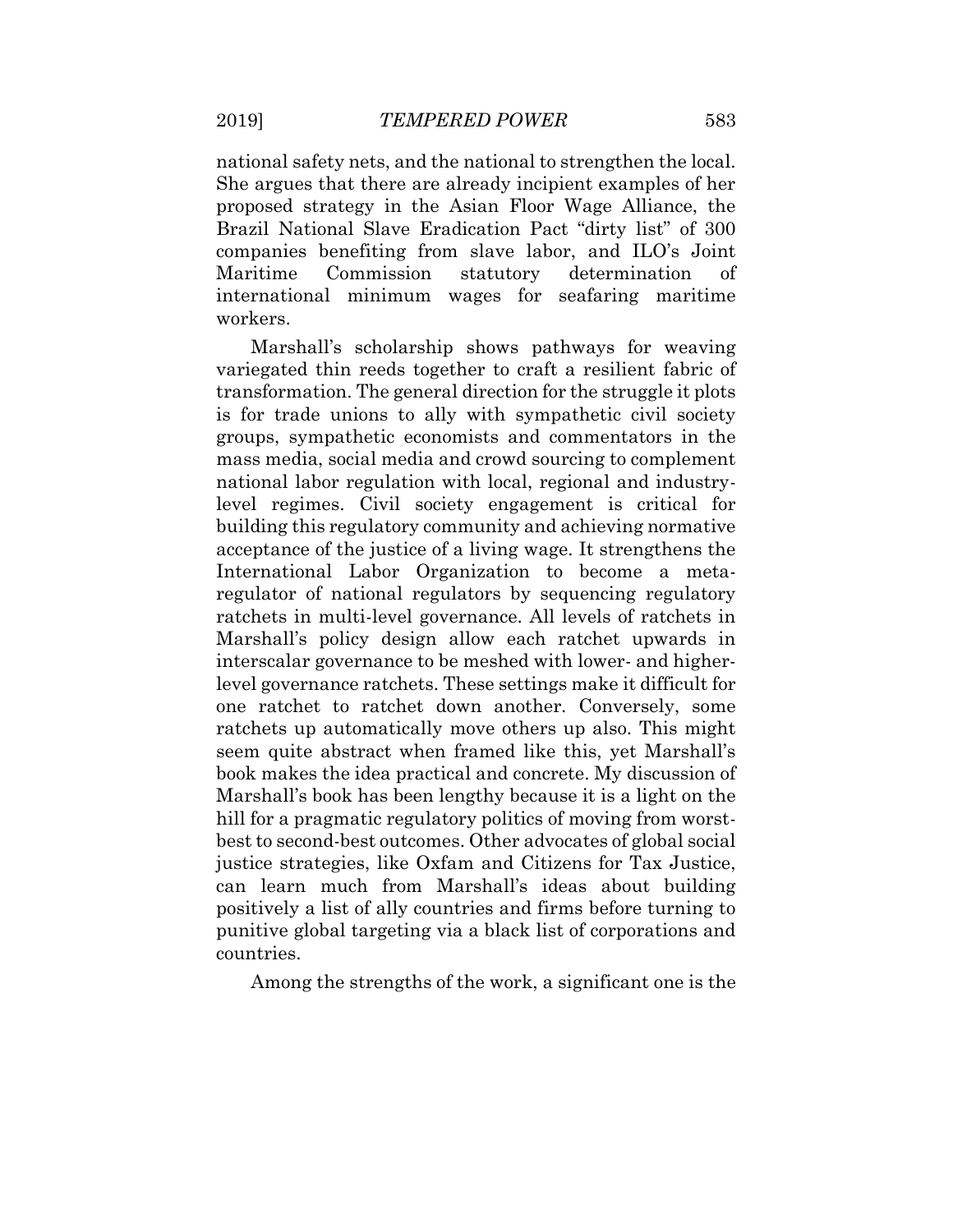national safety nets, and the national to strengthen the local. She argues that there are already incipient examples of her proposed strategy in the Asian Floor Wage Alliance, the Brazil National Slave Eradication Pact "dirty list" of 300 companies benefiting from slave labor, and ILO's Joint Maritime Commission statutory determination of international minimum wages for seafaring maritime workers.

Marshall's scholarship shows pathways for weaving variegated thin reeds together to craft a resilient fabric of transformation. The general direction for the struggle it plots is for trade unions to ally with sympathetic civil society groups, sympathetic economists and commentators in the mass media, social media and crowd sourcing to complement national labor regulation with local, regional and industry-level regimes. Civil society engagement is critical for building this regulatory community and achieving normative acceptance of the justice of a living wage. It strengthens the International Labor Organization to become a meta-regulator of national regulators by sequencing regulatory ratchets in multi-level governance. All levels of ratchets in Marshall's policy design allow each ratchet upwards in interscalar governance to be meshed with lower- and higher-level governance ratchets. These settings make it difficult for one ratchet to ratchet down another. Conversely, some ratchets up automatically move others up also. This might seem quite abstract when framed like this, yet Marshall's book makes the idea practical and concrete. My discussion of Marshall's book has been lengthy because it is a light on the hill for a pragmatic regulatory politics of moving from worst-best to second-best outcomes. Other advocates of global social justice strategies, like Oxfam and Citizens for Tax Justice, can learn much from Marshall's ideas about building positively a list of ally countries and firms before turning to punitive global targeting via a black list of corporations and countries.

Among the strengths of the work, a significant one is the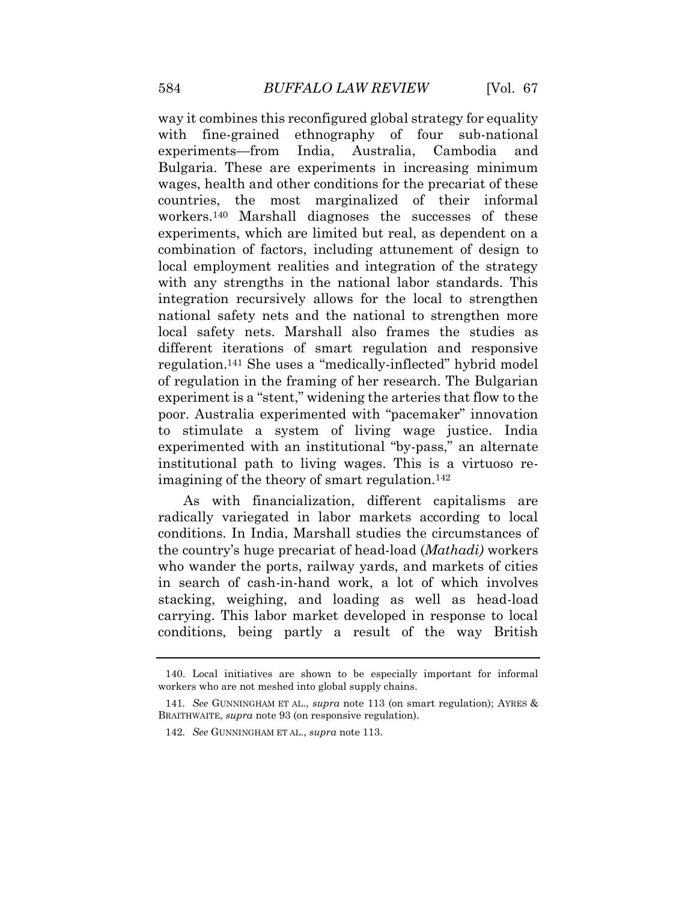way it combines this reconfigured global strategy for equality with fine-grained ethnography of four sub-national experiments—from India, Australia, Cambodia and Bulgaria. These are experiments in increasing minimum wages, health and other conditions for the precariat of these countries, the most marginalized of their informal workers.[140] Marshall diagnoses the successes of these experiments, which are limited but real, as dependent on a combination of factors, including attunement of design to local employment realities and integration of the strategy with any strengths in the national labor standards. This integration recursively allows for the local to strengthen national safety nets and the national to strengthen more local safety nets. Marshall also frames the studies as different iterations of smart regulation and responsive regulation.[141] She uses a "medically-inflected" hybrid model of regulation in the framing of her research. The Bulgarian experiment is a "stent," widening the arteries that flow to the poor. Australia experimented with "pacemaker" innovation to stimulate a system of living wage justice. India experimented with an institutional "by-pass," an alternate institutional path to living wages. This is a virtuoso re-imagining of the theory of smart regulation.[142]

As with financialization, different capitalisms are radically variegated in labor markets according to local conditions. In India, Marshall studies the circumstances of the country's huge precariat of head-load (*Mathadi)* workers who wander the ports, railway yards, and markets of cities in search of cash-in-hand work, a lot of which involves stacking, weighing, and loading as well as head-load carrying. This labor market developed in response to local conditions, being partly a result of the way British

---

140. Local initiatives are shown to be especially important for informal workers who are not meshed into global supply chains.

141. *See* GUNNINGHAM ET AL., *supra* note 113 (on smart regulation); AYRES & BRAITHWAITE, *supra* note 93 (on responsive regulation).

142. *See* GUNNINGHAM ET AL., *supra* note 113.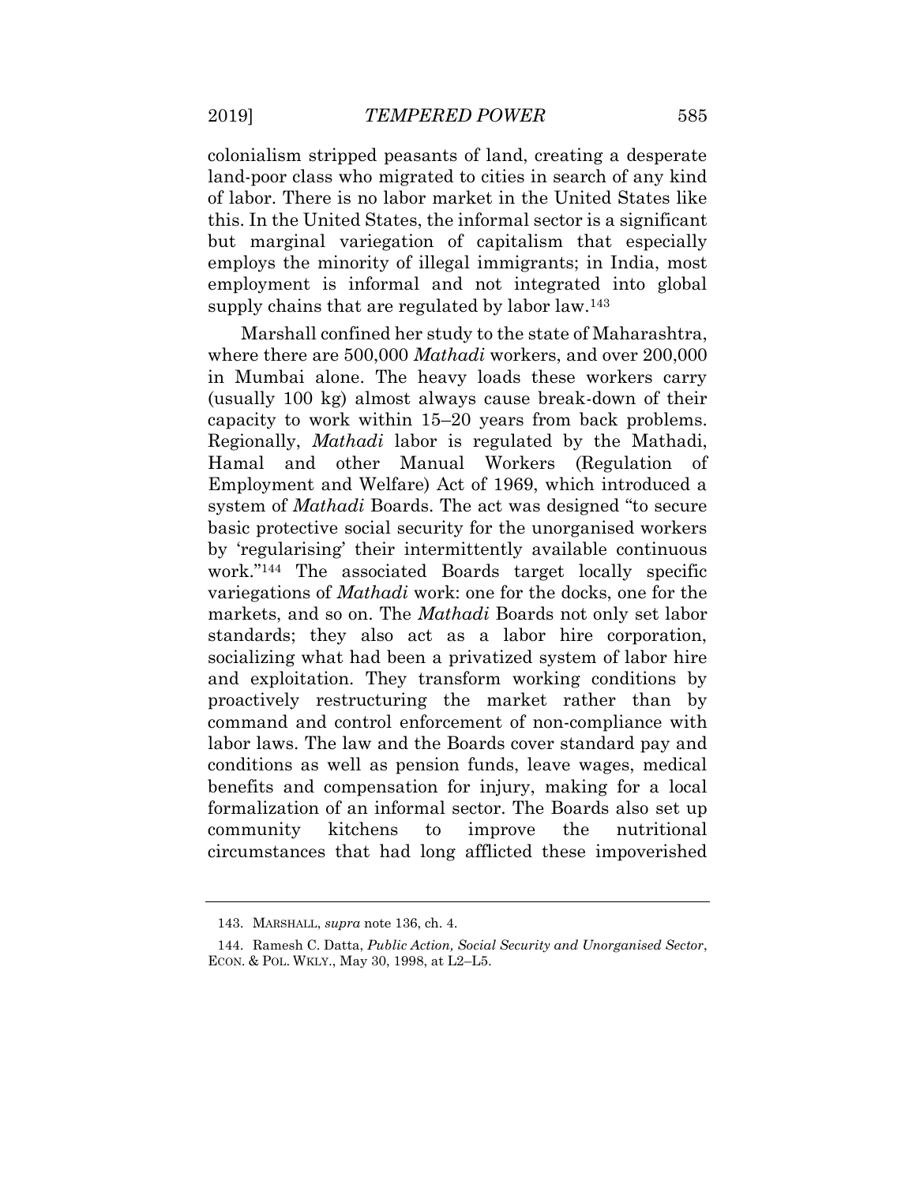colonialism stripped peasants of land, creating a desperate land-poor class who migrated to cities in search of any kind of labor. There is no labor market in the United States like this. In the United States, the informal sector is a significant but marginal variegation of capitalism that especially employs the minority of illegal immigrants; in India, most employment is informal and not integrated into global supply chains that are regulated by labor law.[143]

Marshall confined her study to the state of Maharashtra, where there are 500,000 *Mathadi* workers, and over 200,000 in Mumbai alone. The heavy loads these workers carry (usually 100 kg) almost always cause break-down of their capacity to work within 15–20 years from back problems. Regionally, *Mathadi* labor is regulated by the Mathadi, Hamal and other Manual Workers (Regulation of Employment and Welfare) Act of 1969, which introduced a system of *Mathadi* Boards. The act was designed "to secure basic protective social security for the unorganised workers by 'regularising' their intermittently available continuous work."[144] The associated Boards target locally specific variegations of *Mathadi* work: one for the docks, one for the markets, and so on. The *Mathadi* Boards not only set labor standards; they also act as a labor hire corporation, socializing what had been a privatized system of labor hire and exploitation. They transform working conditions by proactively restructuring the market rather than by command and control enforcement of non-compliance with labor laws. The law and the Boards cover standard pay and conditions as well as pension funds, leave wages, medical benefits and compensation for injury, making for a local formalization of an informal sector. The Boards also set up community kitchens to improve the nutritional circumstances that had long afflicted these impoverished

---

143. MARSHALL, *supra* note 136, ch. 4.

144. Ramesh C. Datta, *Public Action, Social Security and Unorganised Sector*, ECON. & POL. WKLY., May 30, 1998, at L2–L5.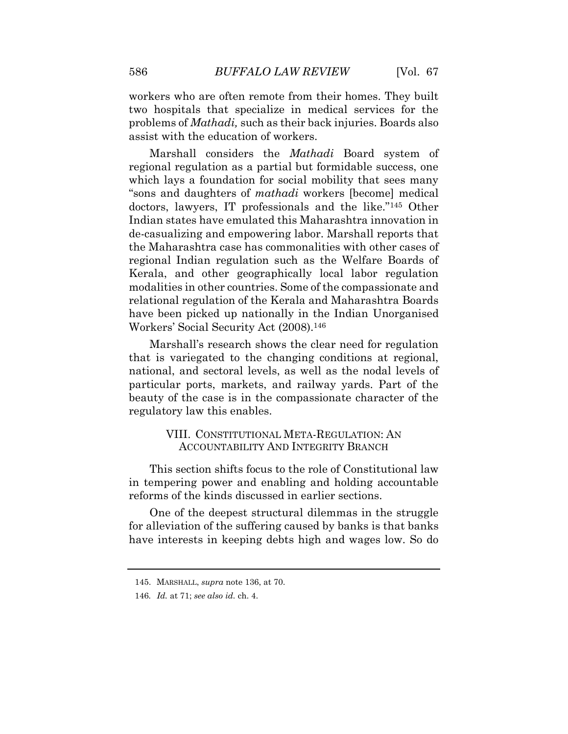workers who are often remote from their homes. They built two hospitals that specialize in medical services for the problems of *Mathadi,* such as their back injuries. Boards also assist with the education of workers.

Marshall considers the *Mathadi* Board system of regional regulation as a partial but formidable success, one which lays a foundation for social mobility that sees many "sons and daughters of *mathadi* workers [become] medical doctors, lawyers, IT professionals and the like."[145] Other Indian states have emulated this Maharashtra innovation in de-casualizing and empowering labor. Marshall reports that the Maharashtra case has commonalities with other cases of regional Indian regulation such as the Welfare Boards of Kerala, and other geographically local labor regulation modalities in other countries. Some of the compassionate and relational regulation of the Kerala and Maharashtra Boards have been picked up nationally in the Indian Unorganised Workers' Social Security Act (2008).[146]

Marshall's research shows the clear need for regulation that is variegated to the changing conditions at regional, national, and sectoral levels, as well as the nodal levels of particular ports, markets, and railway yards. Part of the beauty of the case is in the compassionate character of the regulatory law this enables.

## VIII. CONSTITUTIONAL META-REGULATION: AN ACCOUNTABILITY AND INTEGRITY BRANCH

This section shifts focus to the role of Constitutional law in tempering power and enabling and holding accountable reforms of the kinds discussed in earlier sections.

One of the deepest structural dilemmas in the struggle for alleviation of the suffering caused by banks is that banks have interests in keeping debts high and wages low. So do

---

145. MARSHALL, *supra* note 136, at 70.

146. *Id.* at 71; *see also id.* ch. 4.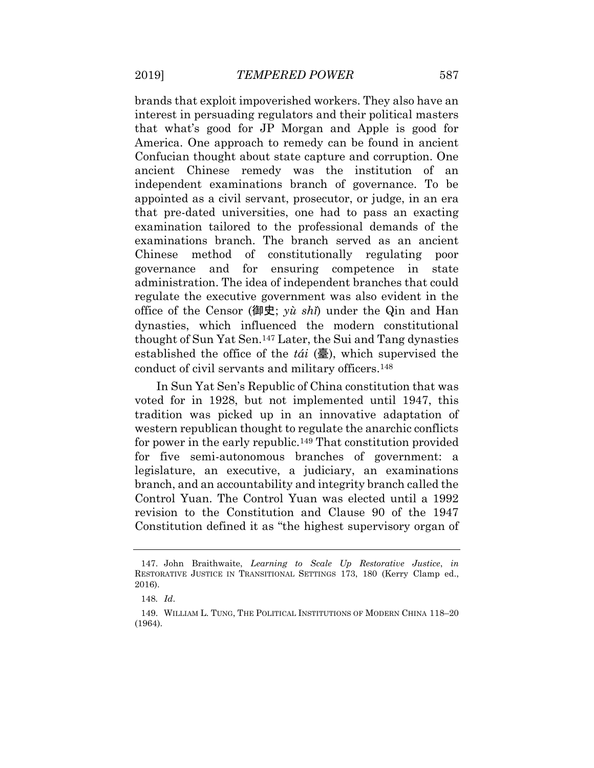brands that exploit impoverished workers. They also have an interest in persuading regulators and their political masters that what's good for JP Morgan and Apple is good for America. One approach to remedy can be found in ancient Confucian thought about state capture and corruption. One ancient Chinese remedy was the institution of an independent examinations branch of governance. To be appointed as a civil servant, prosecutor, or judge, in an era that pre-dated universities, one had to pass an exacting examination tailored to the professional demands of the examinations branch. The branch served as an ancient Chinese method of constitutionally regulating poor governance and for ensuring competence in state administration. The idea of independent branches that could regulate the executive government was also evident in the office of the Censor (御史; *yù shǐ*) under the Qin and Han dynasties, which influenced the modern constitutional thought of Sun Yat Sen.[147] Later, the Sui and Tang dynasties established the office of the *tái* (臺), which supervised the conduct of civil servants and military officers.[148]

In Sun Yat Sen's Republic of China constitution that was voted for in 1928, but not implemented until 1947, this tradition was picked up in an innovative adaptation of western republican thought to regulate the anarchic conflicts for power in the early republic.[149] That constitution provided for five semi-autonomous branches of government: a legislature, an executive, a judiciary, an examinations branch, and an accountability and integrity branch called the Control Yuan. The Control Yuan was elected until a 1992 revision to the Constitution and Clause 90 of the 1947 Constitution defined it as "the highest supervisory organ of

---

147. John Braithwaite, *Learning to Scale Up Restorative Justice*, *in* RESTORATIVE JUSTICE IN TRANSITIONAL SETTINGS 173, 180 (Kerry Clamp ed., 2016).

148. *Id*.

149. WILLIAM L. TUNG, THE POLITICAL INSTITUTIONS OF MODERN CHINA 118–20 (1964).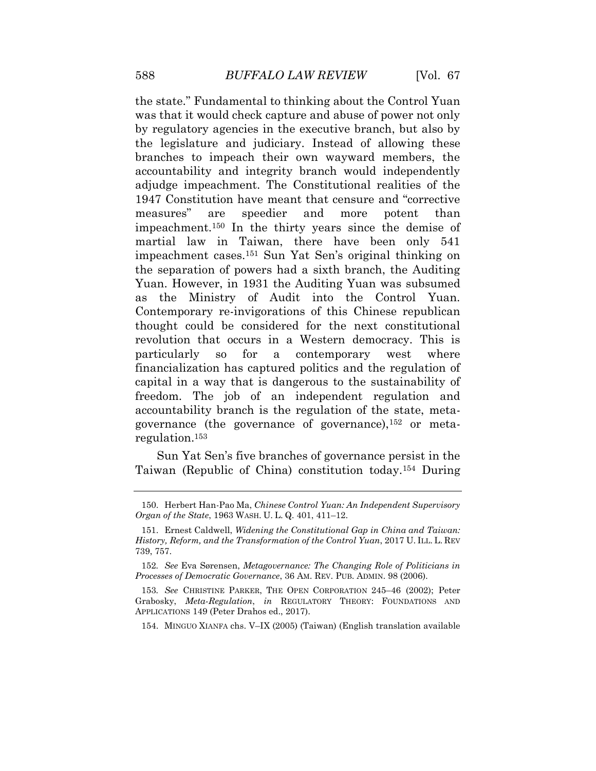the state." Fundamental to thinking about the Control Yuan was that it would check capture and abuse of power not only by regulatory agencies in the executive branch, but also by the legislature and judiciary. Instead of allowing these branches to impeach their own wayward members, the accountability and integrity branch would independently adjudge impeachment. The Constitutional realities of the 1947 Constitution have meant that censure and "corrective measures" are speedier and more potent than impeachment.[150] In the thirty years since the demise of martial law in Taiwan, there have been only 541 impeachment cases.[151] Sun Yat Sen's original thinking on the separation of powers had a sixth branch, the Auditing Yuan. However, in 1931 the Auditing Yuan was subsumed as the Ministry of Audit into the Control Yuan. Contemporary re-invigorations of this Chinese republican thought could be considered for the next constitutional revolution that occurs in a Western democracy. This is particularly so for a contemporary west where financialization has captured politics and the regulation of capital in a way that is dangerous to the sustainability of freedom. The job of an independent regulation and accountability branch is the regulation of the state, meta-governance (the governance of governance),[152] or meta-regulation.[153]

Sun Yat Sen's five branches of governance persist in the Taiwan (Republic of China) constitution today.[154] During

---

150. Herbert Han-Pao Ma, *Chinese Control Yuan: An Independent Supervisory Organ of the State*, 1963 WASH. U. L. Q. 401, 411–12.

151. Ernest Caldwell, *Widening the Constitutional Gap in China and Taiwan: History, Reform, and the Transformation of the Control Yuan*, 2017 U. ILL. L. REV 739, 757.

152. *See* Eva Sørensen, *Metagovernance: The Changing Role of Politicians in Processes of Democratic Governance*, 36 AM. REV. PUB. ADMIN. 98 (2006).

153. *See* CHRISTINE PARKER, THE OPEN CORPORATION 245–46 (2002); Peter Grabosky, *Meta-Regulation*, *in* REGULATORY THEORY: FOUNDATIONS AND APPLICATIONS 149 (Peter Drahos ed., 2017).

154. MINGUO XIANFA chs. V–IX (2005) (Taiwan) (English translation available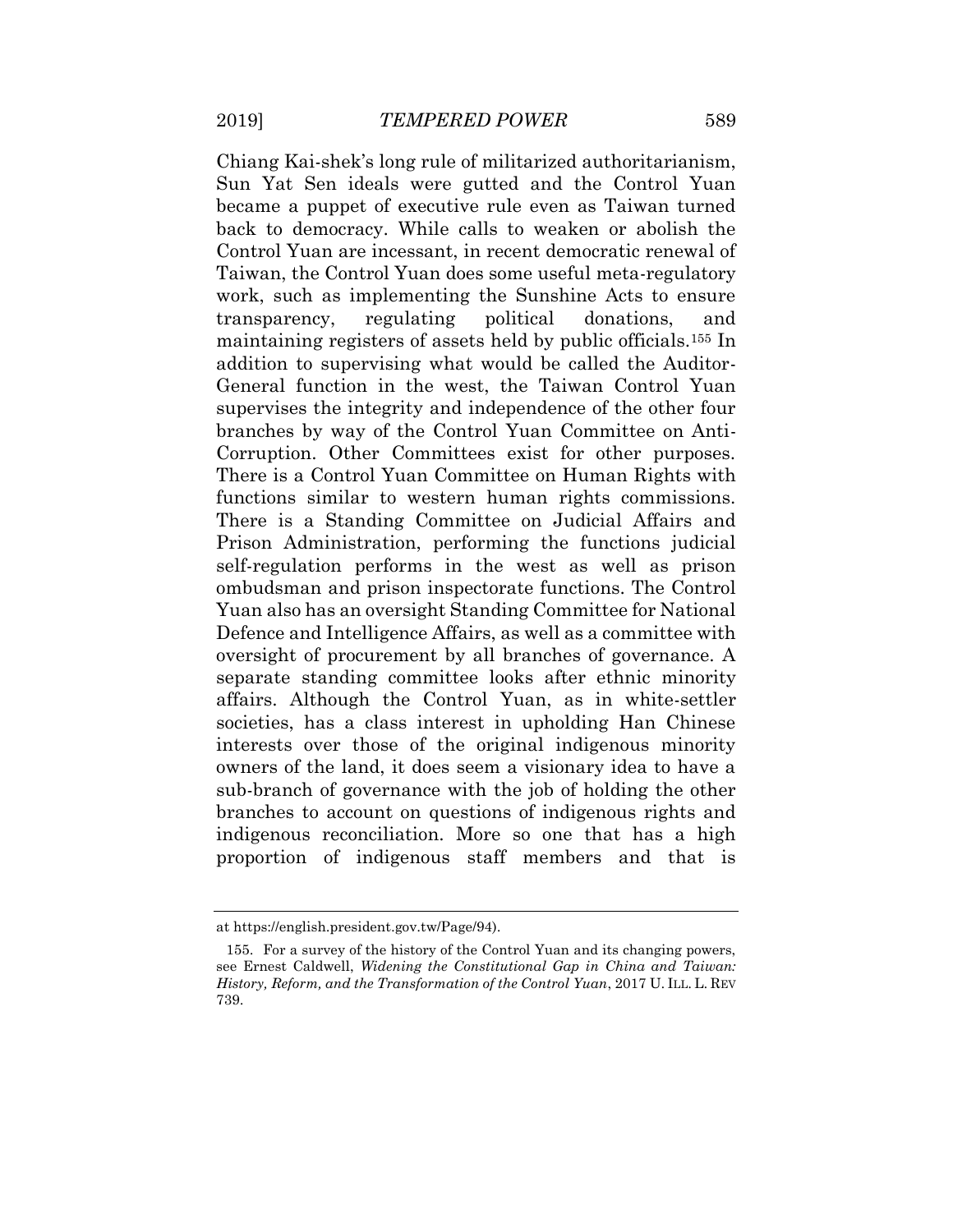Chiang Kai-shek's long rule of militarized authoritarianism, Sun Yat Sen ideals were gutted and the Control Yuan became a puppet of executive rule even as Taiwan turned back to democracy. While calls to weaken or abolish the Control Yuan are incessant, in recent democratic renewal of Taiwan, the Control Yuan does some useful meta-regulatory work, such as implementing the Sunshine Acts to ensure transparency, regulating political donations, and maintaining registers of assets held by public officials.[155] In addition to supervising what would be called the Auditor-General function in the west, the Taiwan Control Yuan supervises the integrity and independence of the other four branches by way of the Control Yuan Committee on Anti-Corruption. Other Committees exist for other purposes. There is a Control Yuan Committee on Human Rights with functions similar to western human rights commissions. There is a Standing Committee on Judicial Affairs and Prison Administration, performing the functions judicial self-regulation performs in the west as well as prison ombudsman and prison inspectorate functions. The Control Yuan also has an oversight Standing Committee for National Defence and Intelligence Affairs, as well as a committee with oversight of procurement by all branches of governance. A separate standing committee looks after ethnic minority affairs. Although the Control Yuan, as in white-settler societies, has a class interest in upholding Han Chinese interests over those of the original indigenous minority owners of the land, it does seem a visionary idea to have a sub-branch of governance with the job of holding the other branches to account on questions of indigenous rights and indigenous reconciliation. More so one that has a high proportion of indigenous staff members and that is

---

at https://english.president.gov.tw/Page/94).

155. For a survey of the history of the Control Yuan and its changing powers, see Ernest Caldwell, *Widening the Constitutional Gap in China and Taiwan: History, Reform, and the Transformation of the Control Yuan*, 2017 U. ILL. L. REV 739.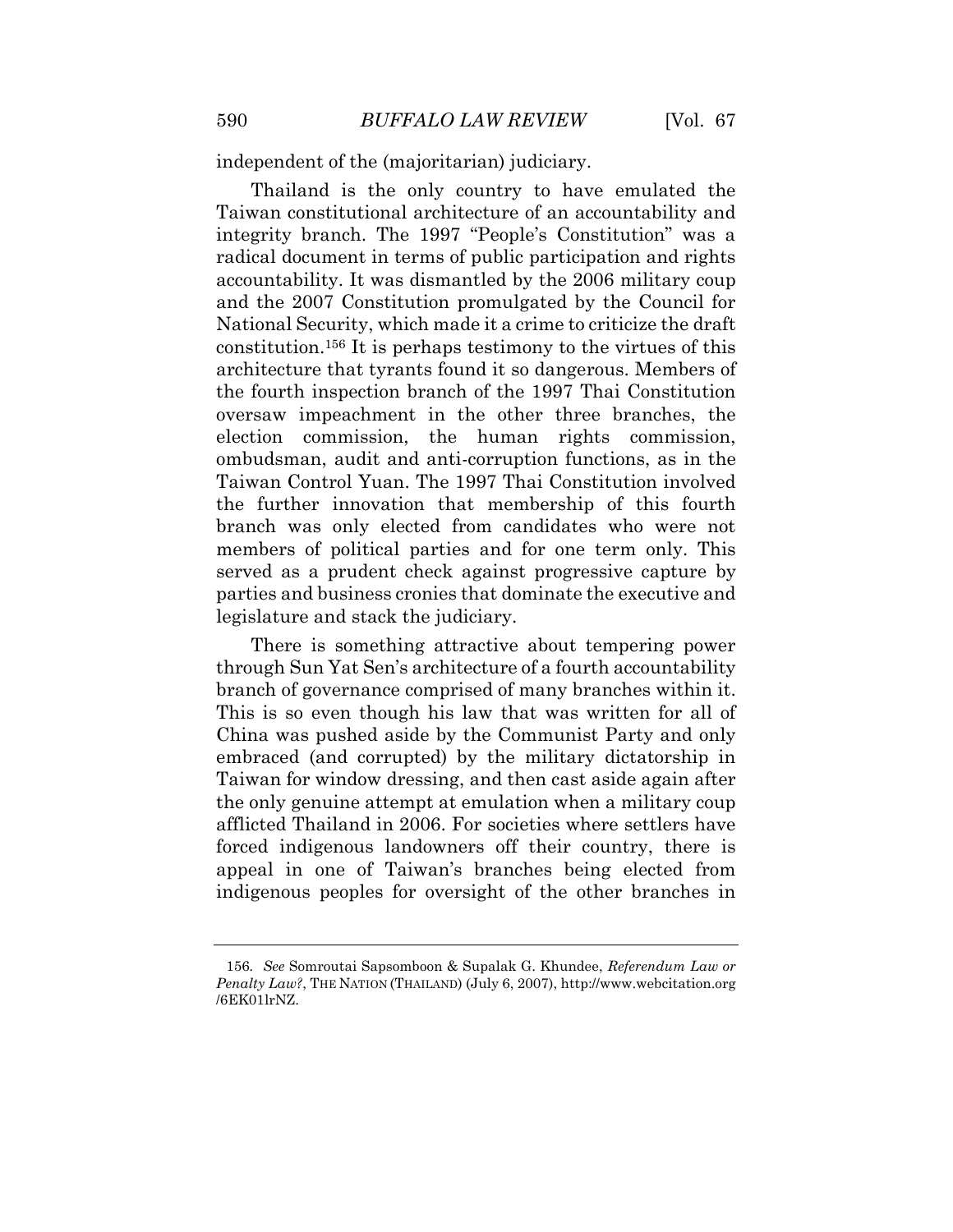independent of the (majoritarian) judiciary.

Thailand is the only country to have emulated the Taiwan constitutional architecture of an accountability and integrity branch. The 1997 "People's Constitution" was a radical document in terms of public participation and rights accountability. It was dismantled by the 2006 military coup and the 2007 Constitution promulgated by the Council for National Security, which made it a crime to criticize the draft constitution.[156] It is perhaps testimony to the virtues of this architecture that tyrants found it so dangerous. Members of the fourth inspection branch of the 1997 Thai Constitution oversaw impeachment in the other three branches, the election commission, the human rights commission, ombudsman, audit and anti-corruption functions, as in the Taiwan Control Yuan. The 1997 Thai Constitution involved the further innovation that membership of this fourth branch was only elected from candidates who were not members of political parties and for one term only. This served as a prudent check against progressive capture by parties and business cronies that dominate the executive and legislature and stack the judiciary.

There is something attractive about tempering power through Sun Yat Sen's architecture of a fourth accountability branch of governance comprised of many branches within it. This is so even though his law that was written for all of China was pushed aside by the Communist Party and only embraced (and corrupted) by the military dictatorship in Taiwan for window dressing, and then cast aside again after the only genuine attempt at emulation when a military coup afflicted Thailand in 2006. For societies where settlers have forced indigenous landowners off their country, there is appeal in one of Taiwan's branches being elected from indigenous peoples for oversight of the other branches in

---

156. *See* Somroutai Sapsomboon & Supalak G. Khundee, *Referendum Law or Penalty Law?*, THE NATION (THAILAND) (July 6, 2007), http://www.webcitation.org/6EK01lrNZ.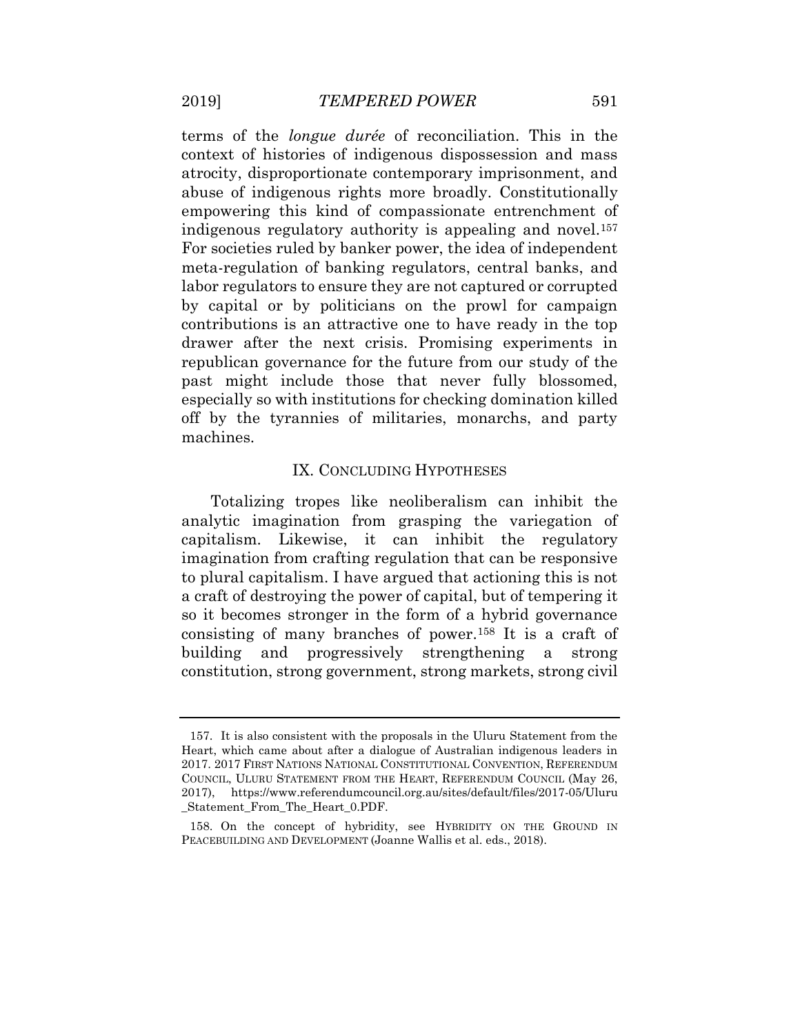terms of the *longue durée* of reconciliation. This in the context of histories of indigenous dispossession and mass atrocity, disproportionate contemporary imprisonment, and abuse of indigenous rights more broadly. Constitutionally empowering this kind of compassionate entrenchment of indigenous regulatory authority is appealing and novel.[157] For societies ruled by banker power, the idea of independent meta-regulation of banking regulators, central banks, and labor regulators to ensure they are not captured or corrupted by capital or by politicians on the prowl for campaign contributions is an attractive one to have ready in the top drawer after the next crisis. Promising experiments in republican governance for the future from our study of the past might include those that never fully blossomed, especially so with institutions for checking domination killed off by the tyrannies of militaries, monarchs, and party machines.

## IX. Concluding Hypotheses

Totalizing tropes like neoliberalism can inhibit the analytic imagination from grasping the variegation of capitalism. Likewise, it can inhibit the regulatory imagination from crafting regulation that can be responsive to plural capitalism. I have argued that actioning this is not a craft of destroying the power of capital, but of tempering it so it becomes stronger in the form of a hybrid governance consisting of many branches of power.[158] It is a craft of building and progressively strengthening a strong constitution, strong government, strong markets, strong civil

---

157. It is also consistent with the proposals in the Uluru Statement from the Heart, which came about after a dialogue of Australian indigenous leaders in 2017. 2017 First Nations National Constitutional Convention, Referendum Council, Uluru Statement from the Heart, Referendum Council (May 26, 2017), https://www.referendumcouncil.org.au/sites/default/files/2017-05/Uluru_Statement_From_The_Heart_0.PDF.

158. On the concept of hybridity, see Hybridity on the Ground in Peacebuilding and Development (Joanne Wallis et al. eds., 2018).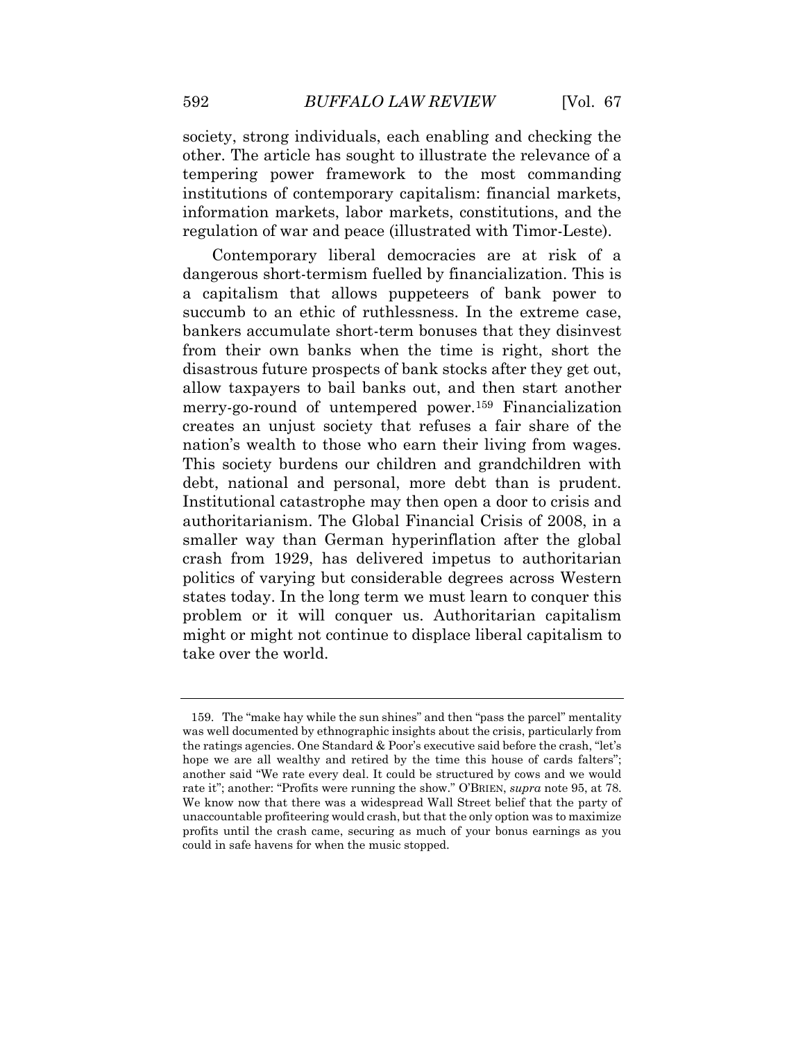society, strong individuals, each enabling and checking the other. The article has sought to illustrate the relevance of a tempering power framework to the most commanding institutions of contemporary capitalism: financial markets, information markets, labor markets, constitutions, and the regulation of war and peace (illustrated with Timor-Leste).

Contemporary liberal democracies are at risk of a dangerous short-termism fuelled by financialization. This is a capitalism that allows puppeteers of bank power to succumb to an ethic of ruthlessness. In the extreme case, bankers accumulate short-term bonuses that they disinvest from their own banks when the time is right, short the disastrous future prospects of bank stocks after they get out, allow taxpayers to bail banks out, and then start another merry-go-round of untempered power.[159] Financialization creates an unjust society that refuses a fair share of the nation's wealth to those who earn their living from wages. This society burdens our children and grandchildren with debt, national and personal, more debt than is prudent. Institutional catastrophe may then open a door to crisis and authoritarianism. The Global Financial Crisis of 2008, in a smaller way than German hyperinflation after the global crash from 1929, has delivered impetus to authoritarian politics of varying but considerable degrees across Western states today. In the long term we must learn to conquer this problem or it will conquer us. Authoritarian capitalism might or might not continue to displace liberal capitalism to take over the world.

---

159. The "make hay while the sun shines" and then "pass the parcel" mentality was well documented by ethnographic insights about the crisis, particularly from the ratings agencies. One Standard & Poor's executive said before the crash, "let's hope we are all wealthy and retired by the time this house of cards falters"; another said "We rate every deal. It could be structured by cows and we would rate it"; another: "Profits were running the show." O'BRIEN, *supra* note 95, at 78. We know now that there was a widespread Wall Street belief that the party of unaccountable profiteering would crash, but that the only option was to maximize profits until the crash came, securing as much of your bonus earnings as you could in safe havens for when the music stopped.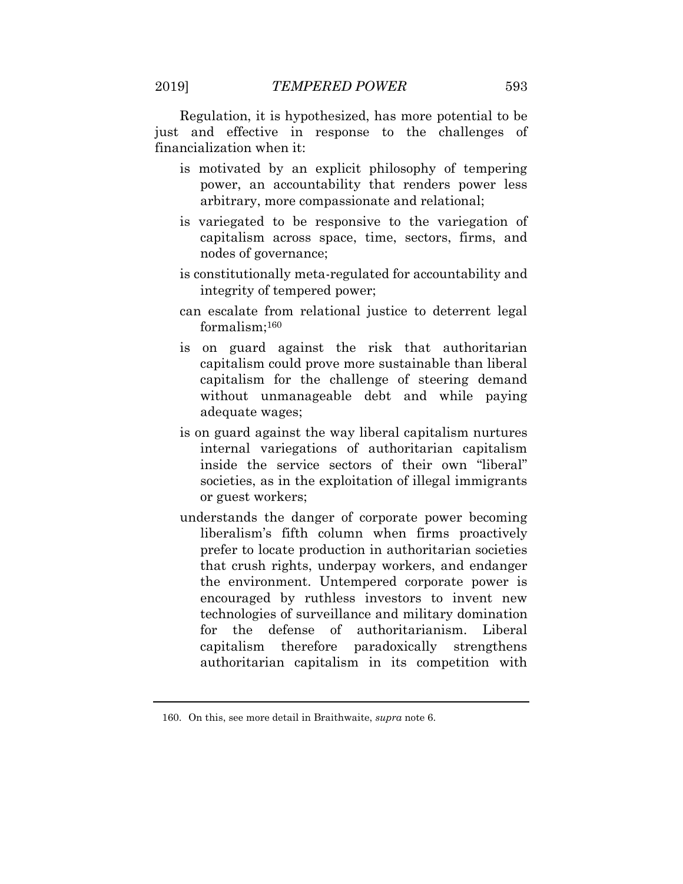Regulation, it is hypothesized, has more potential to be just and effective in response to the challenges of financialization when it:

- is motivated by an explicit philosophy of tempering power, an accountability that renders power less arbitrary, more compassionate and relational;
- is variegated to be responsive to the variegation of capitalism across space, time, sectors, firms, and nodes of governance;
- is constitutionally meta-regulated for accountability and integrity of tempered power;
- can escalate from relational justice to deterrent legal formalism;[160]
- is on guard against the risk that authoritarian capitalism could prove more sustainable than liberal capitalism for the challenge of steering demand without unmanageable debt and while paying adequate wages;
- is on guard against the way liberal capitalism nurtures internal variegations of authoritarian capitalism inside the service sectors of their own "liberal" societies, as in the exploitation of illegal immigrants or guest workers;
- understands the danger of corporate power becoming liberalism's fifth column when firms proactively prefer to locate production in authoritarian societies that crush rights, underpay workers, and endanger the environment. Untempered corporate power is encouraged by ruthless investors to invent new technologies of surveillance and military domination for the defense of authoritarianism. Liberal capitalism therefore paradoxically strengthens authoritarian capitalism in its competition with

---

160. On this, see more detail in Braithwaite, *supra* note 6.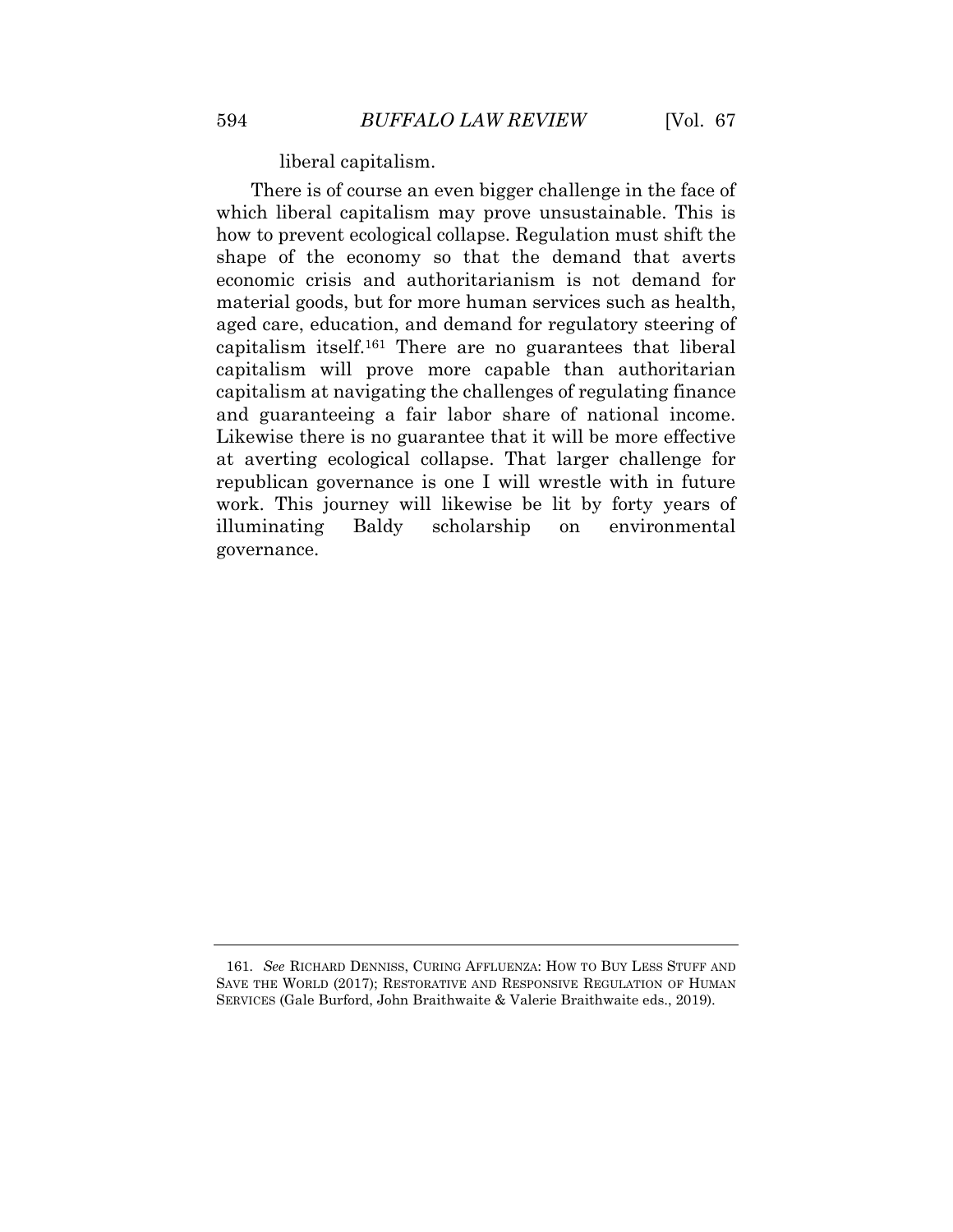liberal capitalism.

There is of course an even bigger challenge in the face of which liberal capitalism may prove unsustainable. This is how to prevent ecological collapse. Regulation must shift the shape of the economy so that the demand that averts economic crisis and authoritarianism is not demand for material goods, but for more human services such as health, aged care, education, and demand for regulatory steering of capitalism itself.[161] There are no guarantees that liberal capitalism will prove more capable than authoritarian capitalism at navigating the challenges of regulating finance and guaranteeing a fair labor share of national income. Likewise there is no guarantee that it will be more effective at averting ecological collapse. That larger challenge for republican governance is one I will wrestle with in future work. This journey will likewise be lit by forty years of illuminating Baldy scholarship on environmental governance.

---

161. *See* RICHARD DENNISS, CURING AFFLUENZA: HOW TO BUY LESS STUFF AND SAVE THE WORLD (2017); RESTORATIVE AND RESPONSIVE REGULATION OF HUMAN SERVICES (Gale Burford, John Braithwaite & Valerie Braithwaite eds., 2019).